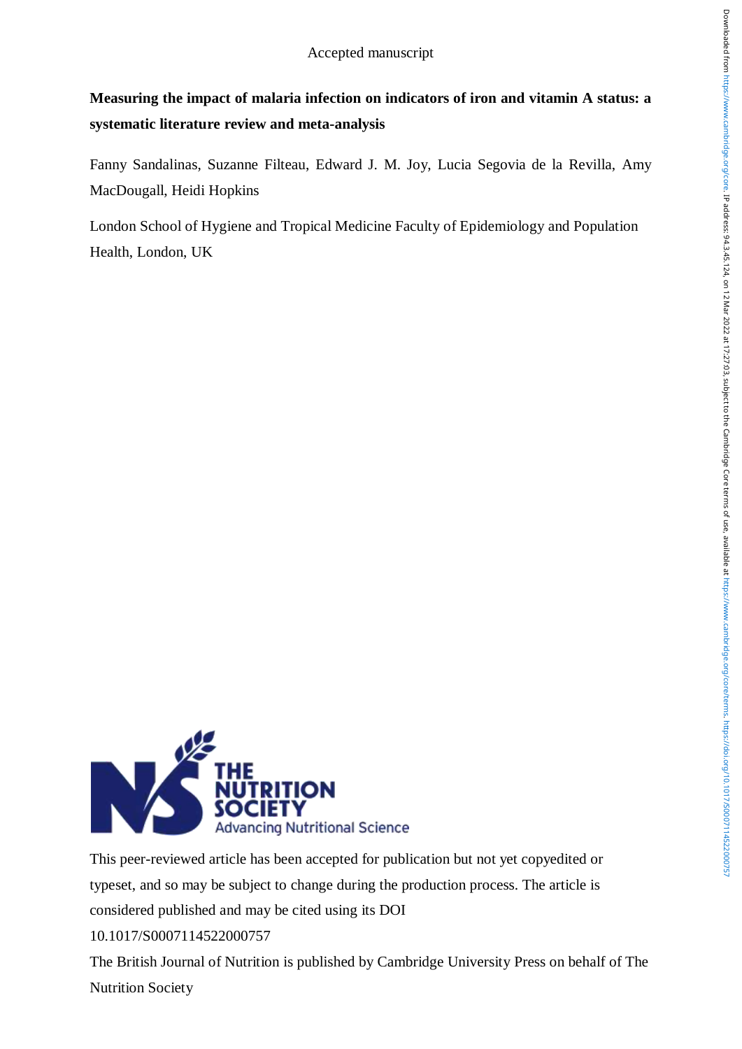Accepted manuscript

**Measuring the impact of malaria infection on indicators of iron and vitamin A status: a systematic literature review and meta-analysis**

Fanny Sandalinas, Suzanne Filteau, Edward J. M. Joy, Lucia Segovia de la Revilla, Amy MacDougall, Heidi Hopkins

London School of Hygiene and Tropical Medicine Faculty of Epidemiology and Population Health, London, UK

This peer-reviewed article has been accepted for publication but not yet copyedited or typeset, and so may be subject to change during the production process. The article is considered published and may be cited using its DOI

10.1017/S0007114522000757

The British Journal of Nutrition is published by Cambridge University Press on behalf of The Nutrition Society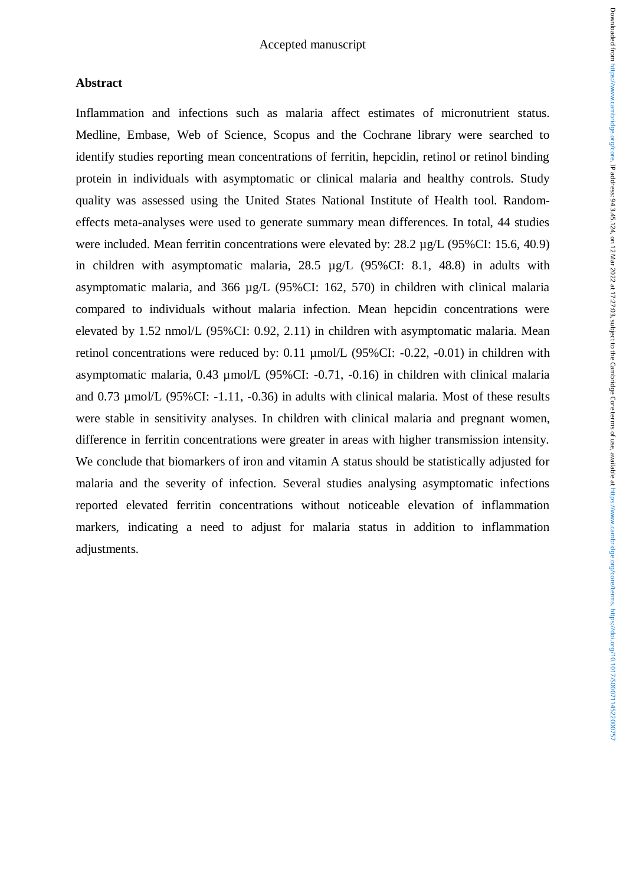## Abstract

Inflammation and infections such as malaria affect estimates of micronutrient status. Medline, Embase, Web of Science, Scopus and the Cochrane library were searched to identify studies reporting mean concentrations of ferritin, hepcidin, retinol or retinol binding protein in individuals with asymptomatic or clinical malaria and healthy controls. Study quality was assessed using the United States National Institute of Health tool. Random-effects meta-analyses were used to generate summary mean differences. In total, 44 studies were included. Mean ferritin concentrations were elevated by: 28.2 µg/L (95%CI: 15.6, 40.9) in children with asymptomatic malaria, 28.5 µg/L (95%CI: 8.1, 48.8) in adults with asymptomatic malaria, and 366 µg/L (95%CI: 162, 570) in children with clinical malaria compared to individuals without malaria infection. Mean hepcidin concentrations were elevated by 1.52 nmol/L (95%CI: 0.92, 2.11) in children with asymptomatic malaria. Mean retinol concentrations were reduced by: 0.11 µmol/L (95%CI: -0.22, -0.01) in children with asymptomatic malaria, 0.43 µmol/L (95%CI: -0.71, -0.16) in children with clinical malaria and 0.73 µmol/L (95%CI: -1.11, -0.36) in adults with clinical malaria. Most of these results were stable in sensitivity analyses. In children with clinical malaria and pregnant women, difference in ferritin concentrations were greater in areas with higher transmission intensity. We conclude that biomarkers of iron and vitamin A status should be statistically adjusted for malaria and the severity of infection. Several studies analysing asymptomatic infections reported elevated ferritin concentrations without noticeable elevation of inflammation markers, indicating a need to adjust for malaria status in addition to inflammation adjustments.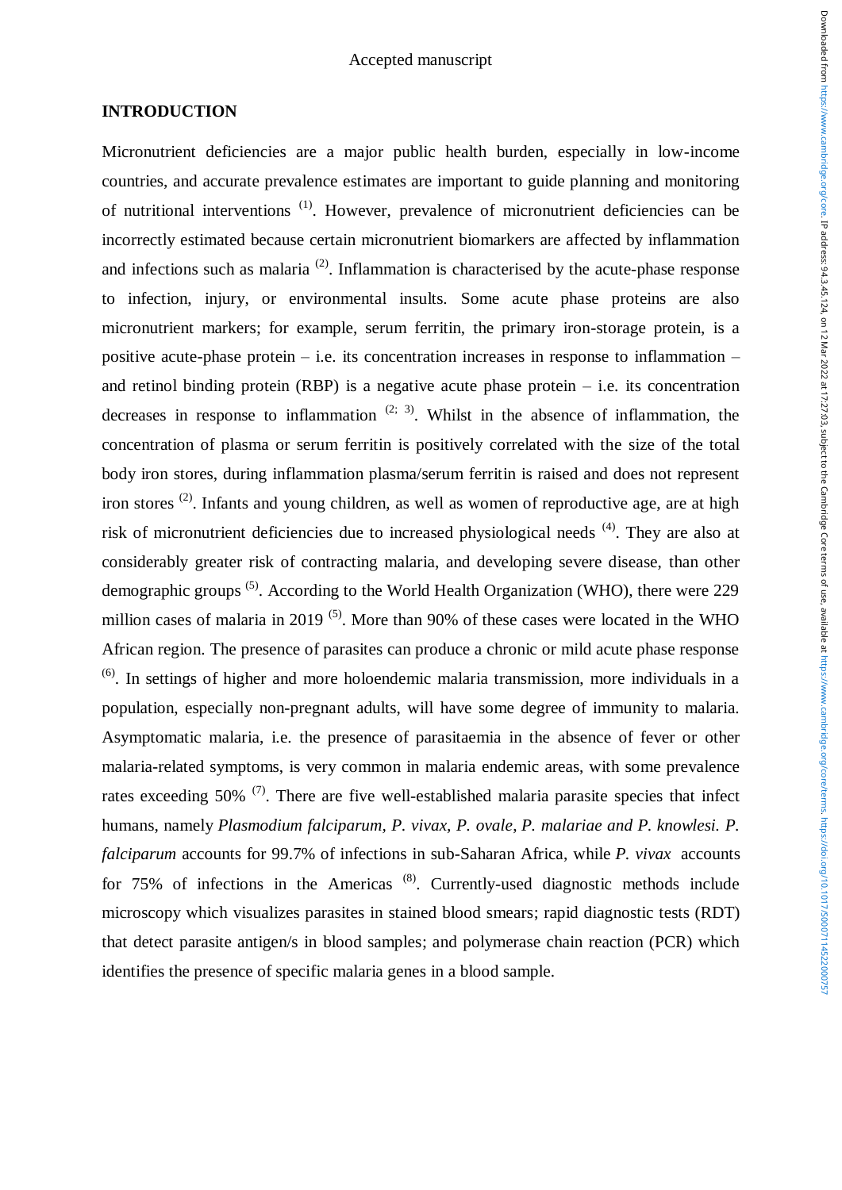## INTRODUCTION

Micronutrient deficiencies are a major public health burden, especially in low-income countries, and accurate prevalence estimates are important to guide planning and monitoring of nutritional interventions [1]. However, prevalence of micronutrient deficiencies can be incorrectly estimated because certain micronutrient biomarkers are affected by inflammation and infections such as malaria [2]. Inflammation is characterised by the acute-phase response to infection, injury, or environmental insults. Some acute phase proteins are also micronutrient markers; for example, serum ferritin, the primary iron-storage protein, is a positive acute-phase protein – i.e. its concentration increases in response to inflammation – and retinol binding protein (RBP) is a negative acute phase protein – i.e. its concentration decreases in response to inflammation [2; 3]. Whilst in the absence of inflammation, the concentration of plasma or serum ferritin is positively correlated with the size of the total body iron stores, during inflammation plasma/serum ferritin is raised and does not represent iron stores [2]. Infants and young children, as well as women of reproductive age, are at high risk of micronutrient deficiencies due to increased physiological needs [4]. They are also at considerably greater risk of contracting malaria, and developing severe disease, than other demographic groups [5]. According to the World Health Organization (WHO), there were 229 million cases of malaria in 2019 [5]. More than 90% of these cases were located in the WHO African region. The presence of parasites can produce a chronic or mild acute phase response [6]. In settings of higher and more holoendemic malaria transmission, more individuals in a population, especially non-pregnant adults, will have some degree of immunity to malaria. Asymptomatic malaria, i.e. the presence of parasitaemia in the absence of fever or other malaria-related symptoms, is very common in malaria endemic areas, with some prevalence rates exceeding 50% [7]. There are five well-established malaria parasite species that infect humans, namely *Plasmodium falciparum, P. vivax, P. ovale, P. malariae and P. knowlesi*. *P. falciparum* accounts for 99.7% of infections in sub-Saharan Africa, while *P. vivax* accounts for 75% of infections in the Americas [8]. Currently-used diagnostic methods include microscopy which visualizes parasites in stained blood smears; rapid diagnostic tests (RDT) that detect parasite antigen/s in blood samples; and polymerase chain reaction (PCR) which identifies the presence of specific malaria genes in a blood sample.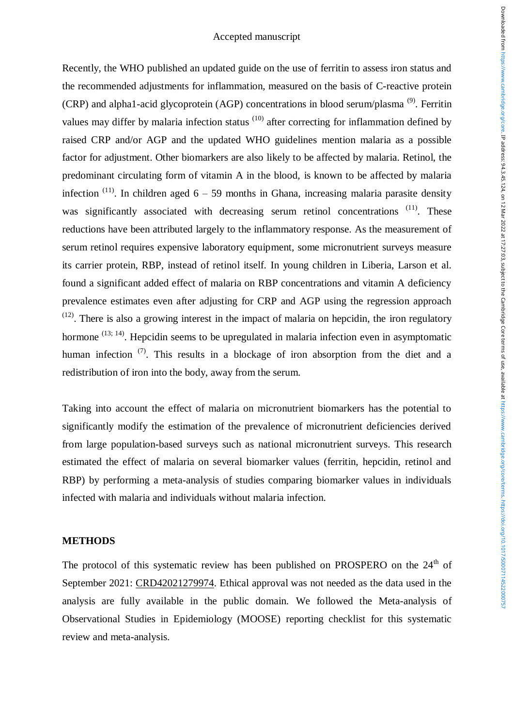Recently, the WHO published an updated guide on the use of ferritin to assess iron status and the recommended adjustments for inflammation, measured on the basis of C-reactive protein (CRP) and alpha1-acid glycoprotein (AGP) concentrations in blood serum/plasma [(9)]. Ferritin values may differ by malaria infection status [(10)] after correcting for inflammation defined by raised CRP and/or AGP and the updated WHO guidelines mention malaria as a possible factor for adjustment. Other biomarkers are also likely to be affected by malaria. Retinol, the predominant circulating form of vitamin A in the blood, is known to be affected by malaria infection [(11)]. In children aged 6 – 59 months in Ghana, increasing malaria parasite density was significantly associated with decreasing serum retinol concentrations [(11)]. These reductions have been attributed largely to the inflammatory response. As the measurement of serum retinol requires expensive laboratory equipment, some micronutrient surveys measure its carrier protein, RBP, instead of retinol itself. In young children in Liberia, Larson et al. found a significant added effect of malaria on RBP concentrations and vitamin A deficiency prevalence estimates even after adjusting for CRP and AGP using the regression approach [(12)]. There is also a growing interest in the impact of malaria on hepcidin, the iron regulatory hormone [(13; 14)]. Hepcidin seems to be upregulated in malaria infection even in asymptomatic human infection [(7)]. This results in a blockage of iron absorption from the diet and a redistribution of iron into the body, away from the serum.

Taking into account the effect of malaria on micronutrient biomarkers has the potential to significantly modify the estimation of the prevalence of micronutrient deficiencies derived from large population-based surveys such as national micronutrient surveys. This research estimated the effect of malaria on several biomarker values (ferritin, hepcidin, retinol and RBP) by performing a meta-analysis of studies comparing biomarker values in individuals infected with malaria and individuals without malaria infection.

## METHODS

The protocol of this systematic review has been published on PROSPERO on the 24th of September 2021: CRD42021279974. Ethical approval was not needed as the data used in the analysis are fully available in the public domain. We followed the Meta-analysis of Observational Studies in Epidemiology (MOOSE) reporting checklist for this systematic review and meta-analysis.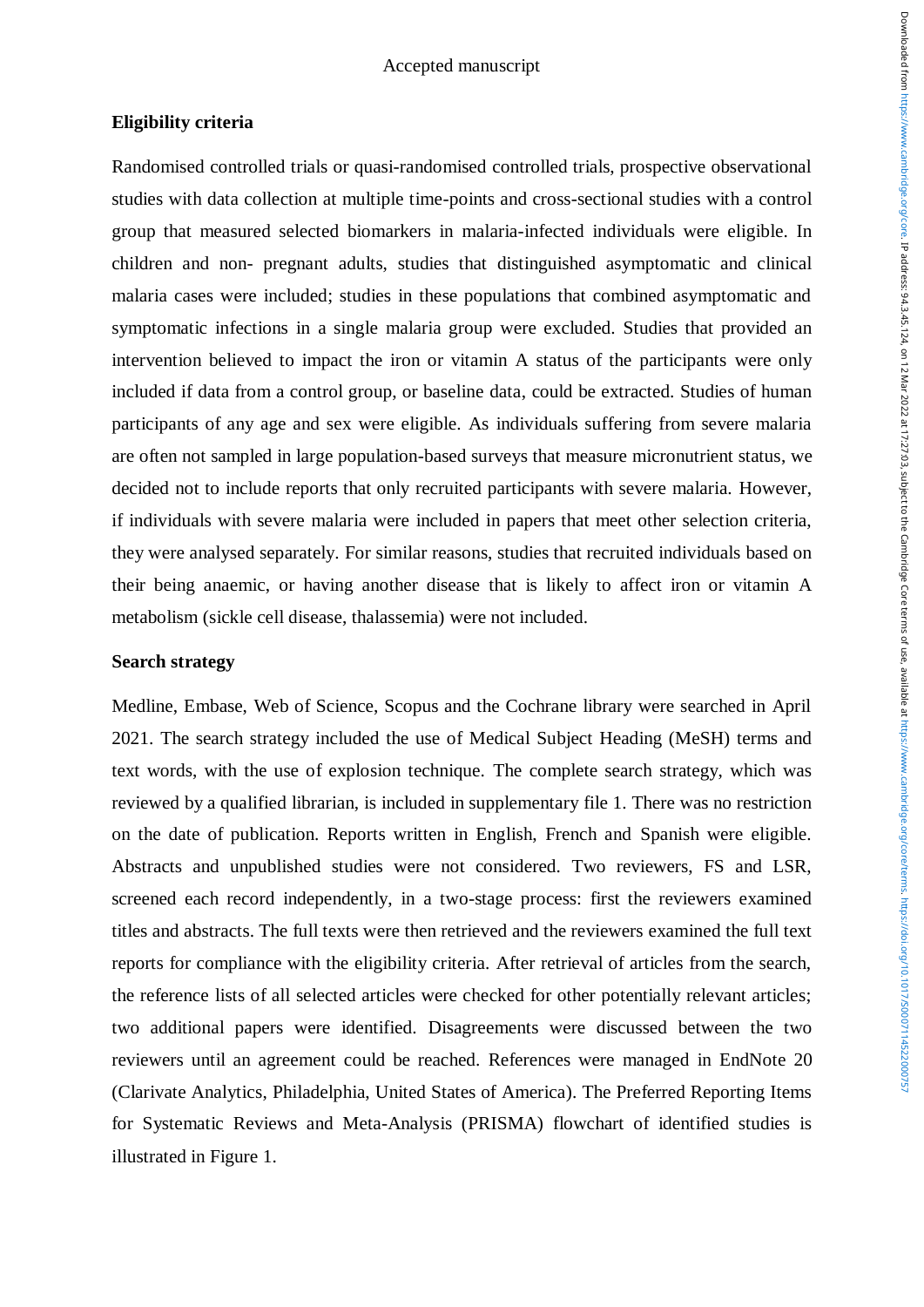## Eligibility criteria

Randomised controlled trials or quasi-randomised controlled trials, prospective observational studies with data collection at multiple time-points and cross-sectional studies with a control group that measured selected biomarkers in malaria-infected individuals were eligible. In children and non- pregnant adults, studies that distinguished asymptomatic and clinical malaria cases were included; studies in these populations that combined asymptomatic and symptomatic infections in a single malaria group were excluded. Studies that provided an intervention believed to impact the iron or vitamin A status of the participants were only included if data from a control group, or baseline data, could be extracted. Studies of human participants of any age and sex were eligible. As individuals suffering from severe malaria are often not sampled in large population-based surveys that measure micronutrient status, we decided not to include reports that only recruited participants with severe malaria. However, if individuals with severe malaria were included in papers that meet other selection criteria, they were analysed separately. For similar reasons, studies that recruited individuals based on their being anaemic, or having another disease that is likely to affect iron or vitamin A metabolism (sickle cell disease, thalassemia) were not included.

## Search strategy

Medline, Embase, Web of Science, Scopus and the Cochrane library were searched in April 2021. The search strategy included the use of Medical Subject Heading (MeSH) terms and text words, with the use of explosion technique. The complete search strategy, which was reviewed by a qualified librarian, is included in supplementary file 1. There was no restriction on the date of publication. Reports written in English, French and Spanish were eligible. Abstracts and unpublished studies were not considered. Two reviewers, FS and LSR, screened each record independently, in a two-stage process: first the reviewers examined titles and abstracts. The full texts were then retrieved and the reviewers examined the full text reports for compliance with the eligibility criteria. After retrieval of articles from the search, the reference lists of all selected articles were checked for other potentially relevant articles; two additional papers were identified. Disagreements were discussed between the two reviewers until an agreement could be reached. References were managed in EndNote 20 (Clarivate Analytics, Philadelphia, United States of America). The Preferred Reporting Items for Systematic Reviews and Meta-Analysis (PRISMA) flowchart of identified studies is illustrated in Figure 1.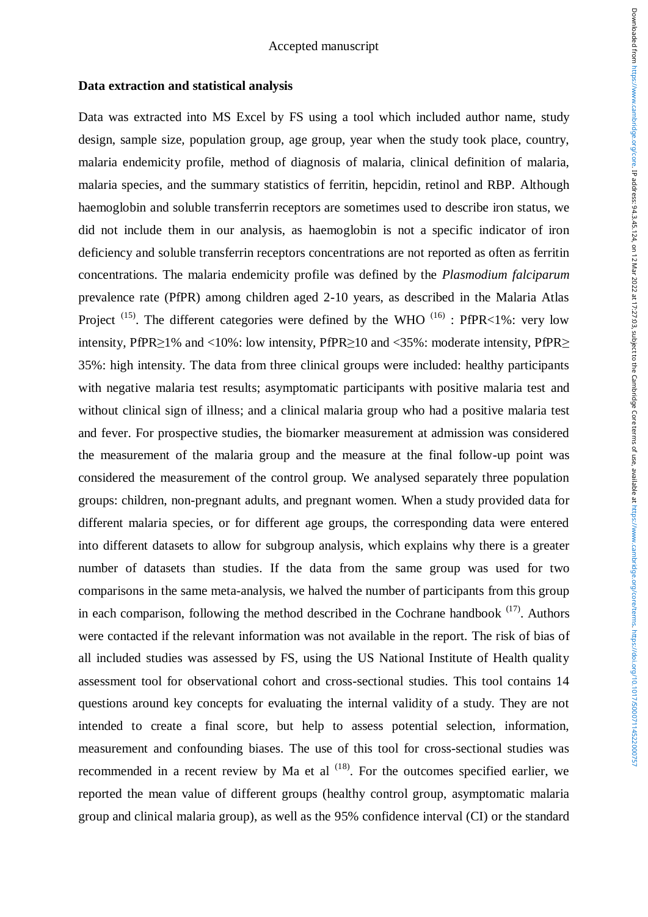### Data extraction and statistical analysis

Data was extracted into MS Excel by FS using a tool which included author name, study design, sample size, population group, age group, year when the study took place, country, malaria endemicity profile, method of diagnosis of malaria, clinical definition of malaria, malaria species, and the summary statistics of ferritin, hepcidin, retinol and RBP. Although haemoglobin and soluble transferrin receptors are sometimes used to describe iron status, we did not include them in our analysis, as haemoglobin is not a specific indicator of iron deficiency and soluble transferrin receptors concentrations are not reported as often as ferritin concentrations. The malaria endemicity profile was defined by the *Plasmodium falciparum* prevalence rate (PfPR) among children aged 2-10 years, as described in the Malaria Atlas Project [15]. The different categories were defined by the WHO [16] : PfPR<1%: very low intensity, PfPR≥1% and <10%: low intensity, PfPR≥10 and <35%: moderate intensity, PfPR≥ 35%: high intensity. The data from three clinical groups were included: healthy participants with negative malaria test results; asymptomatic participants with positive malaria test and without clinical sign of illness; and a clinical malaria group who had a positive malaria test and fever. For prospective studies, the biomarker measurement at admission was considered the measurement of the malaria group and the measure at the final follow-up point was considered the measurement of the control group. We analysed separately three population groups: children, non-pregnant adults, and pregnant women. When a study provided data for different malaria species, or for different age groups, the corresponding data were entered into different datasets to allow for subgroup analysis, which explains why there is a greater number of datasets than studies. If the data from the same group was used for two comparisons in the same meta-analysis, we halved the number of participants from this group in each comparison, following the method described in the Cochrane handbook [17]. Authors were contacted if the relevant information was not available in the report. The risk of bias of all included studies was assessed by FS, using the US National Institute of Health quality assessment tool for observational cohort and cross-sectional studies. This tool contains 14 questions around key concepts for evaluating the internal validity of a study. They are not intended to create a final score, but help to assess potential selection, information, measurement and confounding biases. The use of this tool for cross-sectional studies was recommended in a recent review by Ma et al [18]. For the outcomes specified earlier, we reported the mean value of different groups (healthy control group, asymptomatic malaria group and clinical malaria group), as well as the 95% confidence interval (CI) or the standard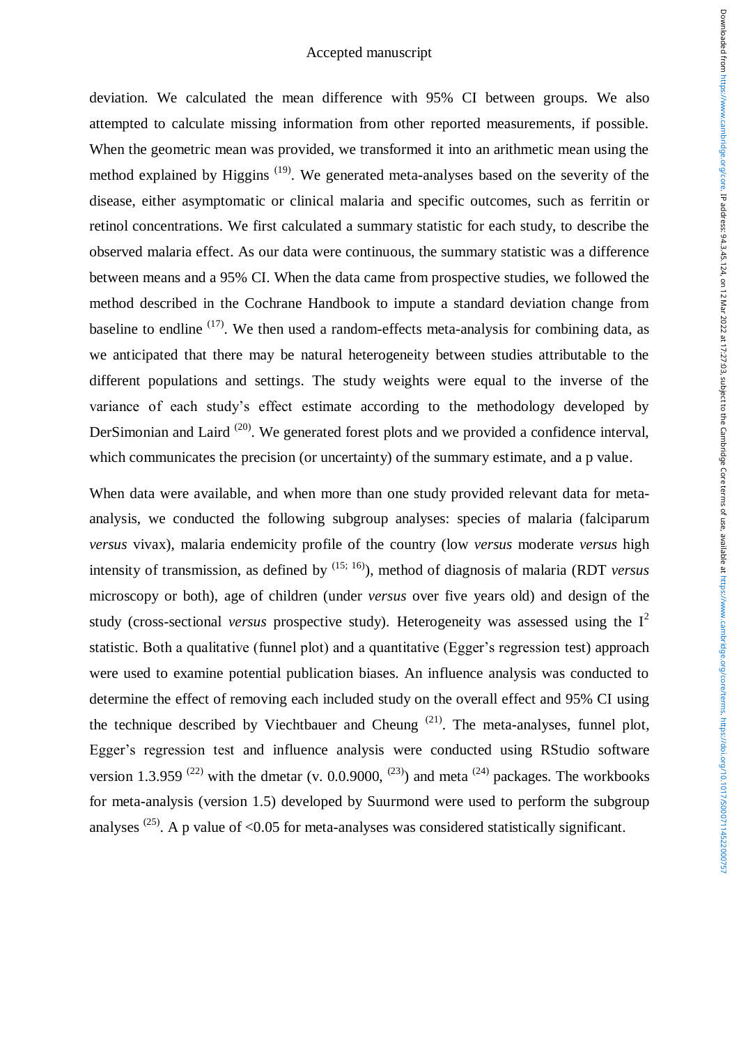deviation. We calculated the mean difference with 95% CI between groups. We also attempted to calculate missing information from other reported measurements, if possible. When the geometric mean was provided, we transformed it into an arithmetic mean using the method explained by Higgins [19]. We generated meta-analyses based on the severity of the disease, either asymptomatic or clinical malaria and specific outcomes, such as ferritin or retinol concentrations. We first calculated a summary statistic for each study, to describe the observed malaria effect. As our data were continuous, the summary statistic was a difference between means and a 95% CI. When the data came from prospective studies, we followed the method described in the Cochrane Handbook to impute a standard deviation change from baseline to endline [17]. We then used a random-effects meta-analysis for combining data, as we anticipated that there may be natural heterogeneity between studies attributable to the different populations and settings. The study weights were equal to the inverse of the variance of each study's effect estimate according to the methodology developed by DerSimonian and Laird [20]. We generated forest plots and we provided a confidence interval, which communicates the precision (or uncertainty) of the summary estimate, and a p value.

When data were available, and when more than one study provided relevant data for meta-analysis, we conducted the following subgroup analyses: species of malaria (falciparum *versus* vivax), malaria endemicity profile of the country (low *versus* moderate *versus* high intensity of transmission, as defined by [15; 16]), method of diagnosis of malaria (RDT *versus* microscopy or both), age of children (under *versus* over five years old) and design of the study (cross-sectional *versus* prospective study). Heterogeneity was assessed using the $I^2$ statistic. Both a qualitative (funnel plot) and a quantitative (Egger's regression test) approach were used to examine potential publication biases. An influence analysis was conducted to determine the effect of removing each included study on the overall effect and 95% CI using the technique described by Viechtbauer and Cheung [21]. The meta-analyses, funnel plot, Egger's regression test and influence analysis were conducted using RStudio software version 1.3.959 [22] with the dmetar (v. 0.0.9000, [23]) and meta [24] packages. The workbooks for meta-analysis (version 1.5) developed by Suurmond were used to perform the subgroup analyses [25]. A p value of <0.05 for meta-analyses was considered statistically significant.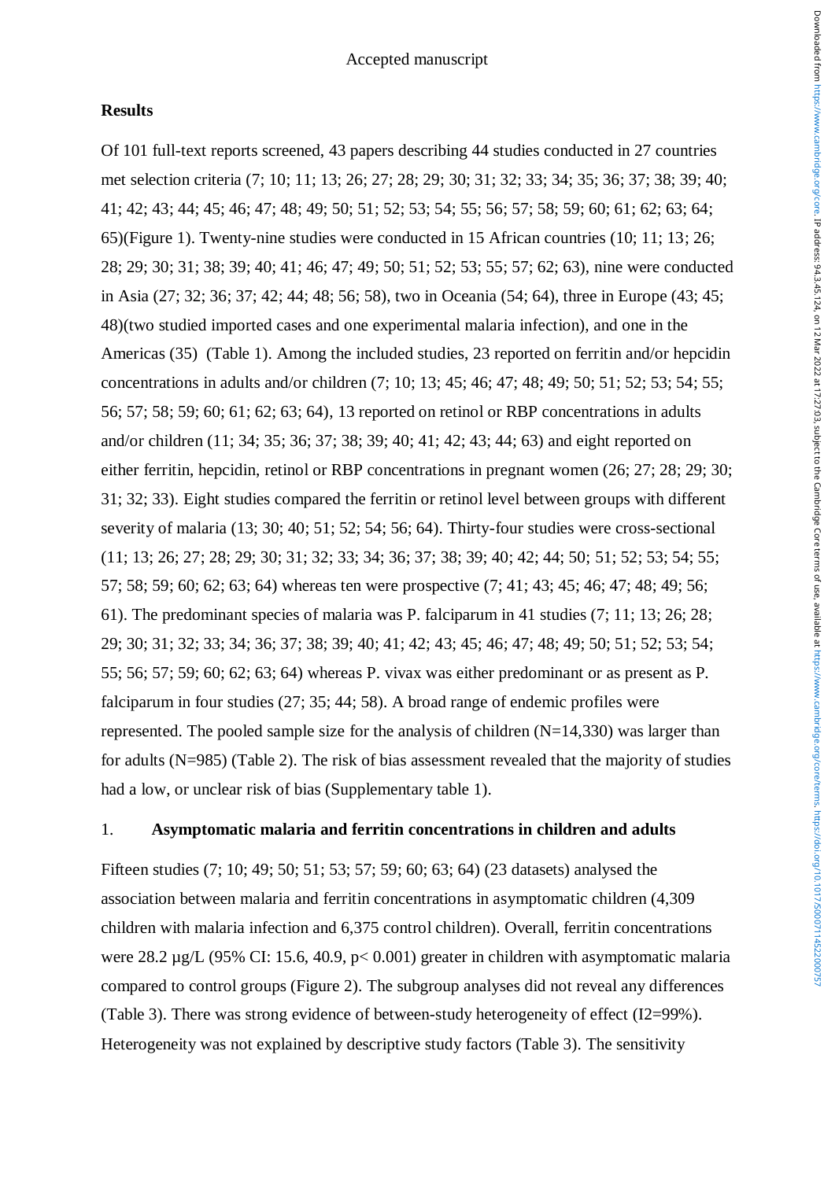## Results

Of 101 full-text reports screened, 43 papers describing 44 studies conducted in 27 countries met selection criteria (7; 10; 11; 13; 26; 27; 28; 29; 30; 31; 32; 33; 34; 35; 36; 37; 38; 39; 40; 41; 42; 43; 44; 45; 46; 47; 48; 49; 50; 51; 52; 53; 54; 55; 56; 57; 58; 59; 60; 61; 62; 63; 64; 65)(Figure 1). Twenty-nine studies were conducted in 15 African countries (10; 11; 13; 26; 28; 29; 30; 31; 38; 39; 40; 41; 46; 47; 49; 50; 51; 52; 53; 55; 57; 62; 63), nine were conducted in Asia (27; 32; 36; 37; 42; 44; 48; 56; 58), two in Oceania (54; 64), three in Europe (43; 45; 48)(two studied imported cases and one experimental malaria infection), and one in the Americas (35) (Table 1). Among the included studies, 23 reported on ferritin and/or hepcidin concentrations in adults and/or children (7; 10; 13; 45; 46; 47; 48; 49; 50; 51; 52; 53; 54; 55; 56; 57; 58; 59; 60; 61; 62; 63; 64), 13 reported on retinol or RBP concentrations in adults and/or children (11; 34; 35; 36; 37; 38; 39; 40; 41; 42; 43; 44; 63) and eight reported on either ferritin, hepcidin, retinol or RBP concentrations in pregnant women (26; 27; 28; 29; 30; 31; 32; 33). Eight studies compared the ferritin or retinol level between groups with different severity of malaria (13; 30; 40; 51; 52; 54; 56; 64). Thirty-four studies were cross-sectional (11; 13; 26; 27; 28; 29; 30; 31; 32; 33; 34; 36; 37; 38; 39; 40; 42; 44; 50; 51; 52; 53; 54; 55; 57; 58; 59; 60; 62; 63; 64) whereas ten were prospective (7; 41; 43; 45; 46; 47; 48; 49; 56; 61). The predominant species of malaria was P. falciparum in 41 studies (7; 11; 13; 26; 28; 29; 30; 31; 32; 33; 34; 36; 37; 38; 39; 40; 41; 42; 43; 45; 46; 47; 48; 49; 50; 51; 52; 53; 54; 55; 56; 57; 59; 60; 62; 63; 64) whereas P. vivax was either predominant or as present as P. falciparum in four studies (27; 35; 44; 58). A broad range of endemic profiles were represented. The pooled sample size for the analysis of children (N=14,330) was larger than for adults (N=985) (Table 2). The risk of bias assessment revealed that the majority of studies had a low, or unclear risk of bias (Supplementary table 1).

### 1. Asymptomatic malaria and ferritin concentrations in children and adults

Fifteen studies (7; 10; 49; 50; 51; 53; 57; 59; 60; 63; 64) (23 datasets) analysed the association between malaria and ferritin concentrations in asymptomatic children (4,309 children with malaria infection and 6,375 control children). Overall, ferritin concentrations were 28.2 µg/L (95% CI: 15.6, 40.9, $p < 0.001$) greater in children with asymptomatic malaria compared to control groups (Figure 2). The subgroup analyses did not reveal any differences (Table 3). There was strong evidence of between-study heterogeneity of effect ($I^2$=99%). Heterogeneity was not explained by descriptive study factors (Table 3). The sensitivity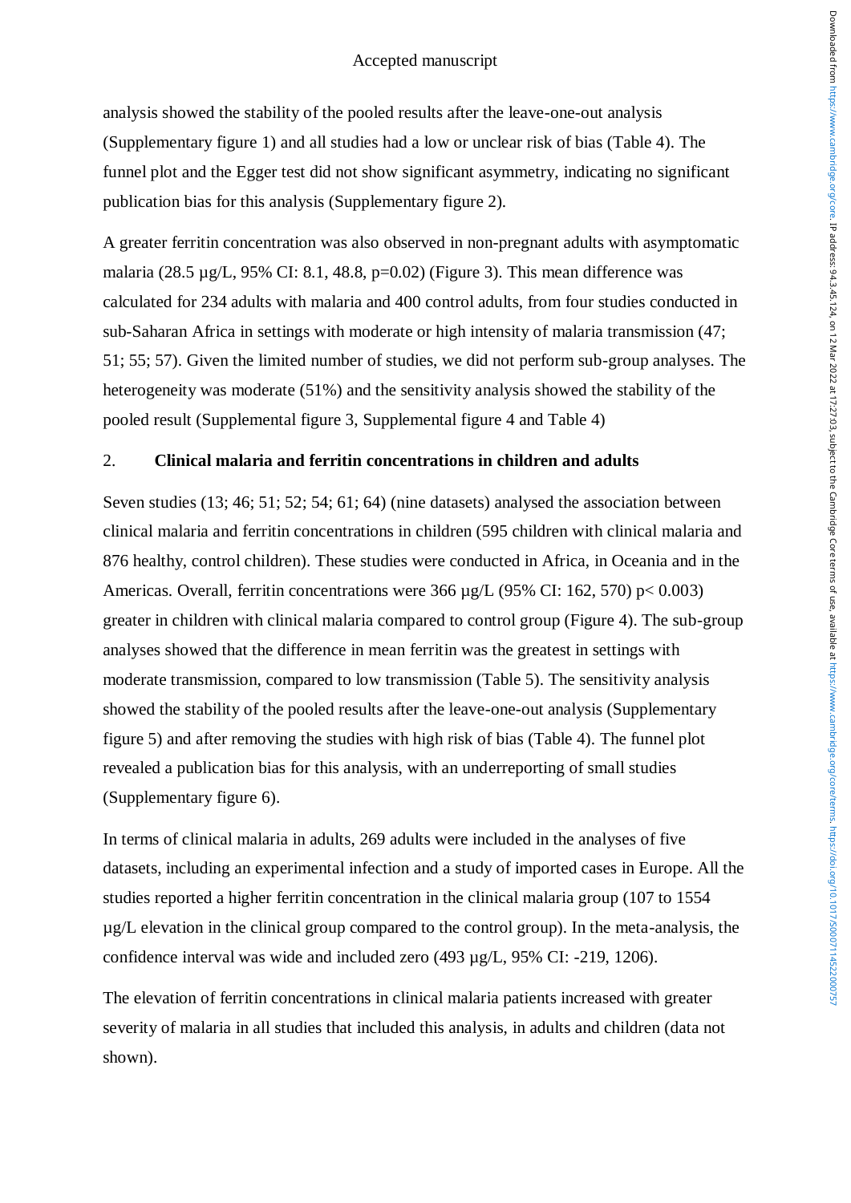analysis showed the stability of the pooled results after the leave-one-out analysis (Supplementary figure 1) and all studies had a low or unclear risk of bias (Table 4). The funnel plot and the Egger test did not show significant asymmetry, indicating no significant publication bias for this analysis (Supplementary figure 2).

A greater ferritin concentration was also observed in non-pregnant adults with asymptomatic malaria (28.5 µg/L, 95% CI: 8.1, 48.8, p=0.02) (Figure 3). This mean difference was calculated for 234 adults with malaria and 400 control adults, from four studies conducted in sub-Saharan Africa in settings with moderate or high intensity of malaria transmission (47; 51; 55; 57). Given the limited number of studies, we did not perform sub-group analyses. The heterogeneity was moderate (51%) and the sensitivity analysis showed the stability of the pooled result (Supplemental figure 3, Supplemental figure 4 and Table 4)

## 2. **Clinical malaria and ferritin concentrations in children and adults**

Seven studies (13; 46; 51; 52; 54; 61; 64) (nine datasets) analysed the association between clinical malaria and ferritin concentrations in children (595 children with clinical malaria and 876 healthy, control children). These studies were conducted in Africa, in Oceania and in the Americas. Overall, ferritin concentrations were 366 µg/L (95% CI: 162, 570) p< 0.003) greater in children with clinical malaria compared to control group (Figure 4). The sub-group analyses showed that the difference in mean ferritin was the greatest in settings with moderate transmission, compared to low transmission (Table 5). The sensitivity analysis showed the stability of the pooled results after the leave-one-out analysis (Supplementary figure 5) and after removing the studies with high risk of bias (Table 4). The funnel plot revealed a publication bias for this analysis, with an underreporting of small studies (Supplementary figure 6).

In terms of clinical malaria in adults, 269 adults were included in the analyses of five datasets, including an experimental infection and a study of imported cases in Europe. All the studies reported a higher ferritin concentration in the clinical malaria group (107 to 1554 µg/L elevation in the clinical group compared to the control group). In the meta-analysis, the confidence interval was wide and included zero (493 µg/L, 95% CI: -219, 1206).

The elevation of ferritin concentrations in clinical malaria patients increased with greater severity of malaria in all studies that included this analysis, in adults and children (data not shown).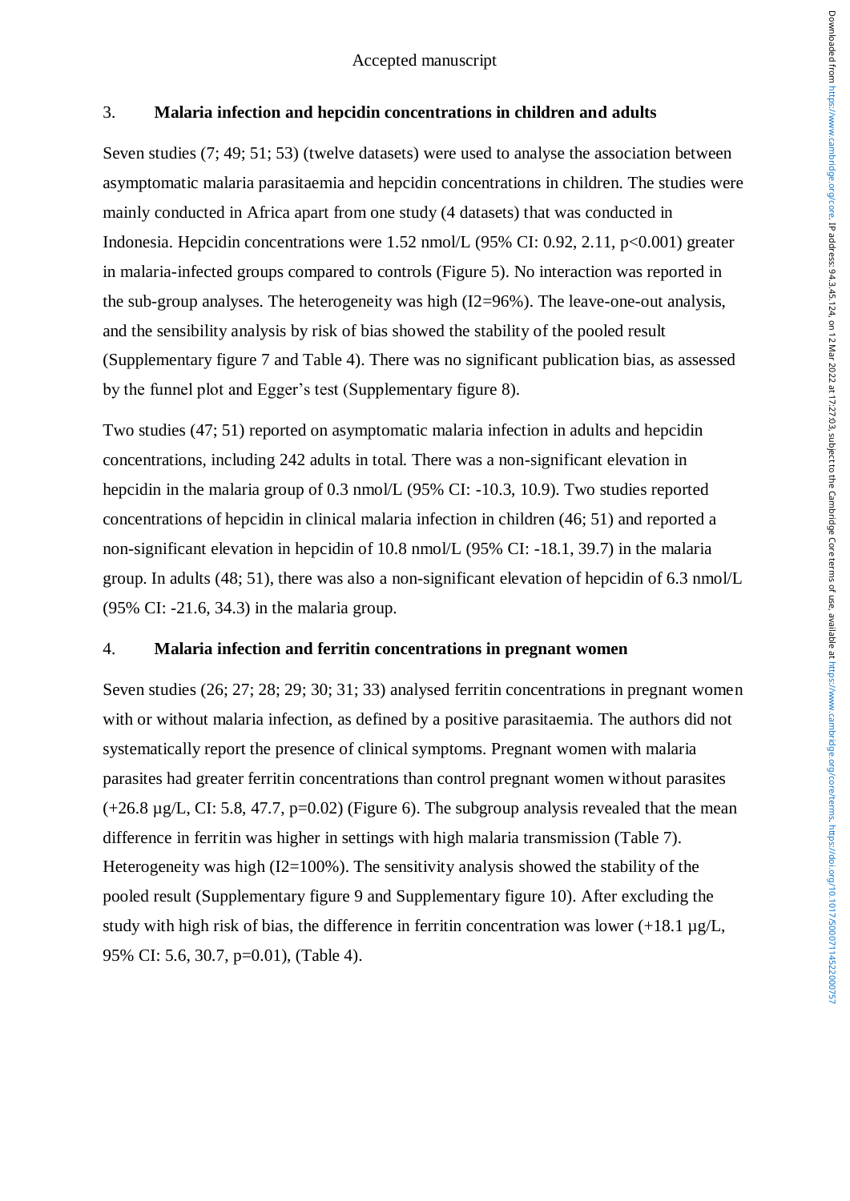### 3. Malaria infection and hepcidin concentrations in children and adults

Seven studies (7; 49; 51; 53) (twelve datasets) were used to analyse the association between asymptomatic malaria parasitaemia and hepcidin concentrations in children. The studies were mainly conducted in Africa apart from one study (4 datasets) that was conducted in Indonesia. Hepcidin concentrations were 1.52 nmol/L (95% CI: 0.92, 2.11, $p<0.001$) greater in malaria-infected groups compared to controls (Figure 5). No interaction was reported in the sub-group analyses. The heterogeneity was high ($I^2=96\%$). The leave-one-out analysis, and the sensibility analysis by risk of bias showed the stability of the pooled result (Supplementary figure 7 and Table 4). There was no significant publication bias, as assessed by the funnel plot and Egger's test (Supplementary figure 8).

Two studies (47; 51) reported on asymptomatic malaria infection in adults and hepcidin concentrations, including 242 adults in total. There was a non-significant elevation in hepcidin in the malaria group of 0.3 nmol/L (95% CI: -10.3, 10.9). Two studies reported concentrations of hepcidin in clinical malaria infection in children (46; 51) and reported a non-significant elevation in hepcidin of 10.8 nmol/L (95% CI: -18.1, 39.7) in the malaria group. In adults (48; 51), there was also a non-significant elevation of hepcidin of 6.3 nmol/L (95% CI: -21.6, 34.3) in the malaria group.

### 4. Malaria infection and ferritin concentrations in pregnant women

Seven studies (26; 27; 28; 29; 30; 31; 33) analysed ferritin concentrations in pregnant women with or without malaria infection, as defined by a positive parasitaemia. The authors did not systematically report the presence of clinical symptoms. Pregnant women with malaria parasites had greater ferritin concentrations than control pregnant women without parasites (+26.8 µg/L, CI: 5.8, 47.7, $p=0.02$) (Figure 6). The subgroup analysis revealed that the mean difference in ferritin was higher in settings with high malaria transmission (Table 7). Heterogeneity was high ($I^2=100\%$). The sensitivity analysis showed the stability of the pooled result (Supplementary figure 9 and Supplementary figure 10). After excluding the study with high risk of bias, the difference in ferritin concentration was lower (+18.1 µg/L, 95% CI: 5.6, 30.7, $p=0.01$), (Table 4).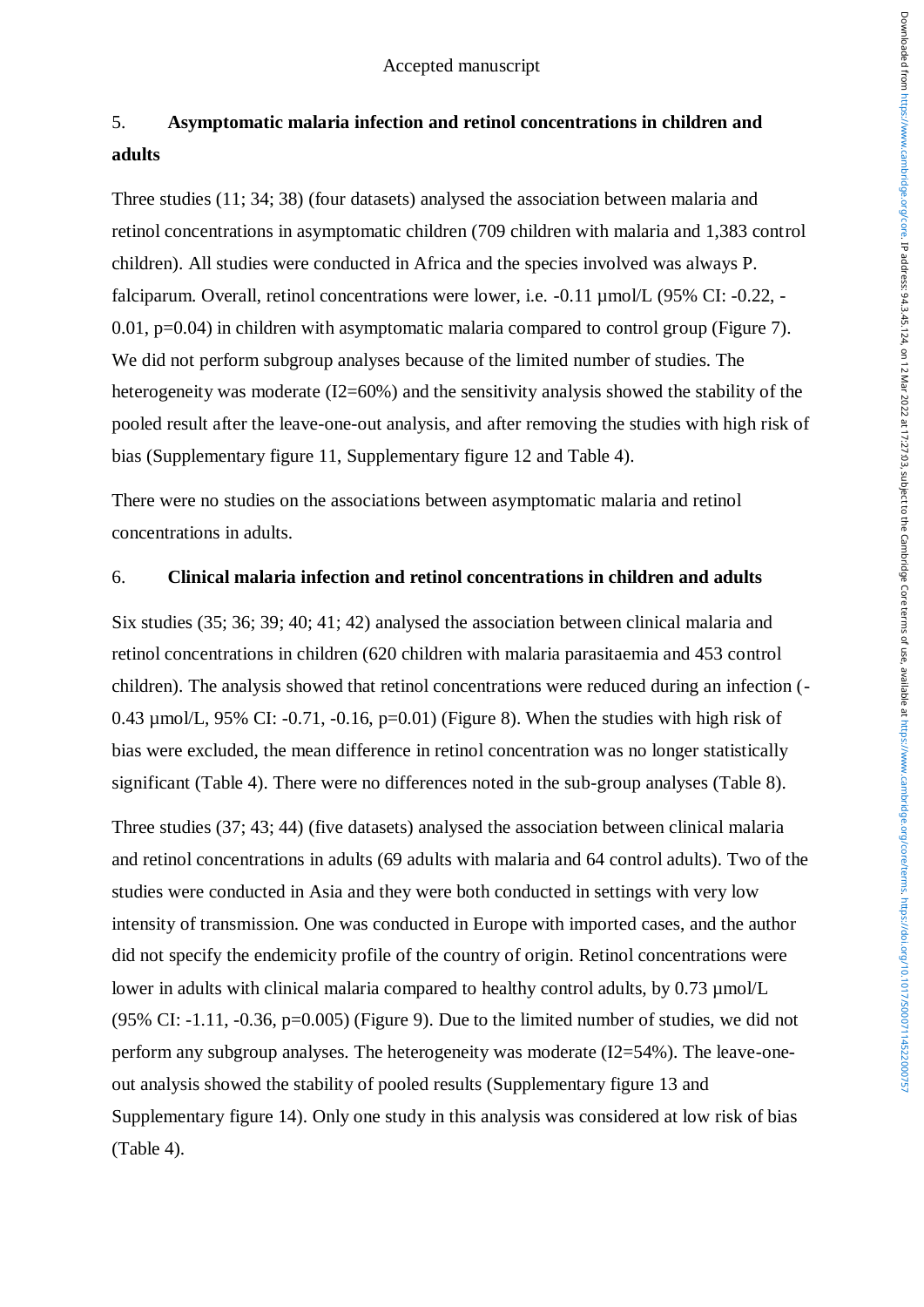## 5. Asymptomatic malaria infection and retinol concentrations in children and adults

Three studies (11; 34; 38) (four datasets) analysed the association between malaria and retinol concentrations in asymptomatic children (709 children with malaria and 1,383 control children). All studies were conducted in Africa and the species involved was always P. falciparum. Overall, retinol concentrations were lower, i.e. -0.11 µmol/L (95% CI: -0.22, -0.01, p=0.04) in children with asymptomatic malaria compared to control group (Figure 7). We did not perform subgroup analyses because of the limited number of studies. The heterogeneity was moderate (I2=60%) and the sensitivity analysis showed the stability of the pooled result after the leave-one-out analysis, and after removing the studies with high risk of bias (Supplementary figure 11, Supplementary figure 12 and Table 4).

There were no studies on the associations between asymptomatic malaria and retinol concentrations in adults.

## 6. Clinical malaria infection and retinol concentrations in children and adults

Six studies (35; 36; 39; 40; 41; 42) analysed the association between clinical malaria and retinol concentrations in children (620 children with malaria parasitaemia and 453 control children). The analysis showed that retinol concentrations were reduced during an infection (-0.43 µmol/L, 95% CI: -0.71, -0.16, p=0.01) (Figure 8). When the studies with high risk of bias were excluded, the mean difference in retinol concentration was no longer statistically significant (Table 4). There were no differences noted in the sub-group analyses (Table 8).

Three studies (37; 43; 44) (five datasets) analysed the association between clinical malaria and retinol concentrations in adults (69 adults with malaria and 64 control adults). Two of the studies were conducted in Asia and they were both conducted in settings with very low intensity of transmission. One was conducted in Europe with imported cases, and the author did not specify the endemicity profile of the country of origin. Retinol concentrations were lower in adults with clinical malaria compared to healthy control adults, by 0.73 µmol/L (95% CI: -1.11, -0.36, p=0.005) (Figure 9). Due to the limited number of studies, we did not perform any subgroup analyses. The heterogeneity was moderate (I2=54%). The leave-one-out analysis showed the stability of pooled results (Supplementary figure 13 and Supplementary figure 14). Only one study in this analysis was considered at low risk of bias (Table 4).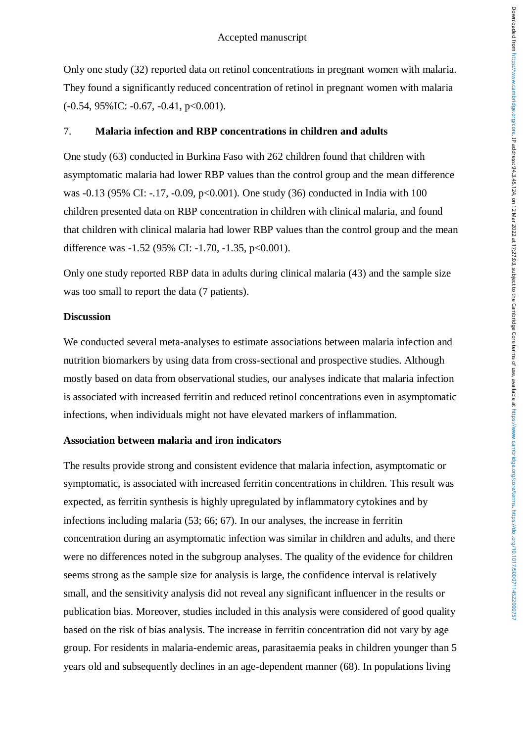Only one study (32) reported data on retinol concentrations in pregnant women with malaria. They found a significantly reduced concentration of retinol in pregnant women with malaria (-0.54, 95%IC: -0.67, -0.41, $p<0.001$).

## 7. Malaria infection and RBP concentrations in children and adults

One study (63) conducted in Burkina Faso with 262 children found that children with asymptomatic malaria had lower RBP values than the control group and the mean difference was -0.13 (95% CI: -.17, -0.09, $p<0.001$). One study (36) conducted in India with 100 children presented data on RBP concentration in children with clinical malaria, and found that children with clinical malaria had lower RBP values than the control group and the mean difference was -1.52 (95% CI: -1.70, -1.35, $p<0.001$).

Only one study reported RBP data in adults during clinical malaria (43) and the sample size was too small to report the data (7 patients).

## Discussion

We conducted several meta-analyses to estimate associations between malaria infection and nutrition biomarkers by using data from cross-sectional and prospective studies. Although mostly based on data from observational studies, our analyses indicate that malaria infection is associated with increased ferritin and reduced retinol concentrations even in asymptomatic infections, when individuals might not have elevated markers of inflammation.

### Association between malaria and iron indicators

The results provide strong and consistent evidence that malaria infection, asymptomatic or symptomatic, is associated with increased ferritin concentrations in children. This result was expected, as ferritin synthesis is highly upregulated by inflammatory cytokines and by infections including malaria (53; 66; 67). In our analyses, the increase in ferritin concentration during an asymptomatic infection was similar in children and adults, and there were no differences noted in the subgroup analyses. The quality of the evidence for children seems strong as the sample size for analysis is large, the confidence interval is relatively small, and the sensitivity analysis did not reveal any significant influencer in the results or publication bias. Moreover, studies included in this analysis were considered of good quality based on the risk of bias analysis. The increase in ferritin concentration did not vary by age group. For residents in malaria-endemic areas, parasitaemia peaks in children younger than 5 years old and subsequently declines in an age-dependent manner (68). In populations living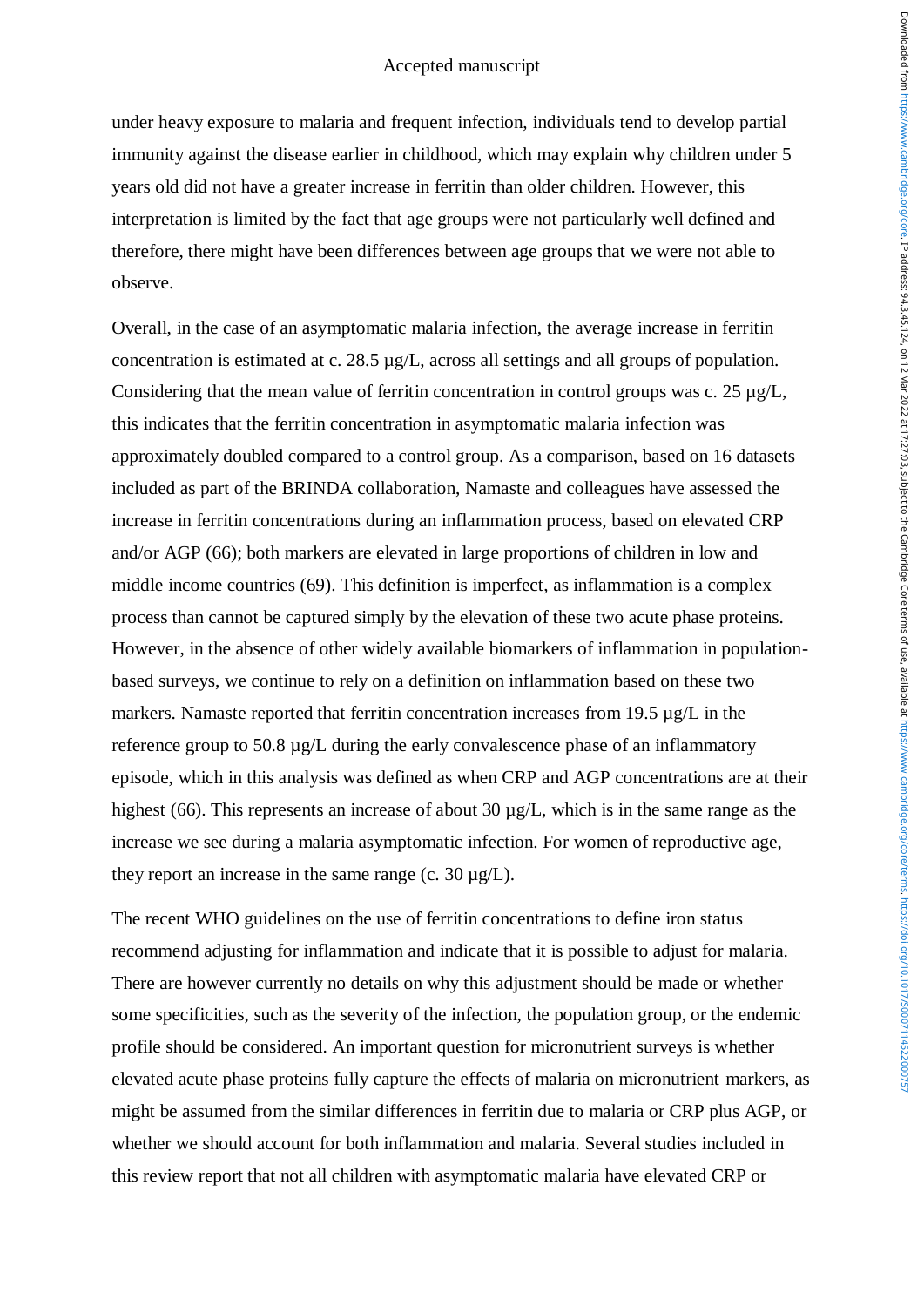under heavy exposure to malaria and frequent infection, individuals tend to develop partial immunity against the disease earlier in childhood, which may explain why children under 5 years old did not have a greater increase in ferritin than older children. However, this interpretation is limited by the fact that age groups were not particularly well defined and therefore, there might have been differences between age groups that we were not able to observe.

Overall, in the case of an asymptomatic malaria infection, the average increase in ferritin concentration is estimated at c. 28.5 µg/L, across all settings and all groups of population. Considering that the mean value of ferritin concentration in control groups was c. 25 µg/L, this indicates that the ferritin concentration in asymptomatic malaria infection was approximately doubled compared to a control group. As a comparison, based on 16 datasets included as part of the BRINDA collaboration, Namaste and colleagues have assessed the increase in ferritin concentrations during an inflammation process, based on elevated CRP and/or AGP (66); both markers are elevated in large proportions of children in low and middle income countries (69). This definition is imperfect, as inflammation is a complex process than cannot be captured simply by the elevation of these two acute phase proteins. However, in the absence of other widely available biomarkers of inflammation in population-based surveys, we continue to rely on a definition on inflammation based on these two markers. Namaste reported that ferritin concentration increases from 19.5 µg/L in the reference group to 50.8 µg/L during the early convalescence phase of an inflammatory episode, which in this analysis was defined as when CRP and AGP concentrations are at their highest (66). This represents an increase of about 30 µg/L, which is in the same range as the increase we see during a malaria asymptomatic infection. For women of reproductive age, they report an increase in the same range (c. 30 µg/L).

The recent WHO guidelines on the use of ferritin concentrations to define iron status recommend adjusting for inflammation and indicate that it is possible to adjust for malaria. There are however currently no details on why this adjustment should be made or whether some specificities, such as the severity of the infection, the population group, or the endemic profile should be considered. An important question for micronutrient surveys is whether elevated acute phase proteins fully capture the effects of malaria on micronutrient markers, as might be assumed from the similar differences in ferritin due to malaria or CRP plus AGP, or whether we should account for both inflammation and malaria. Several studies included in this review report that not all children with asymptomatic malaria have elevated CRP or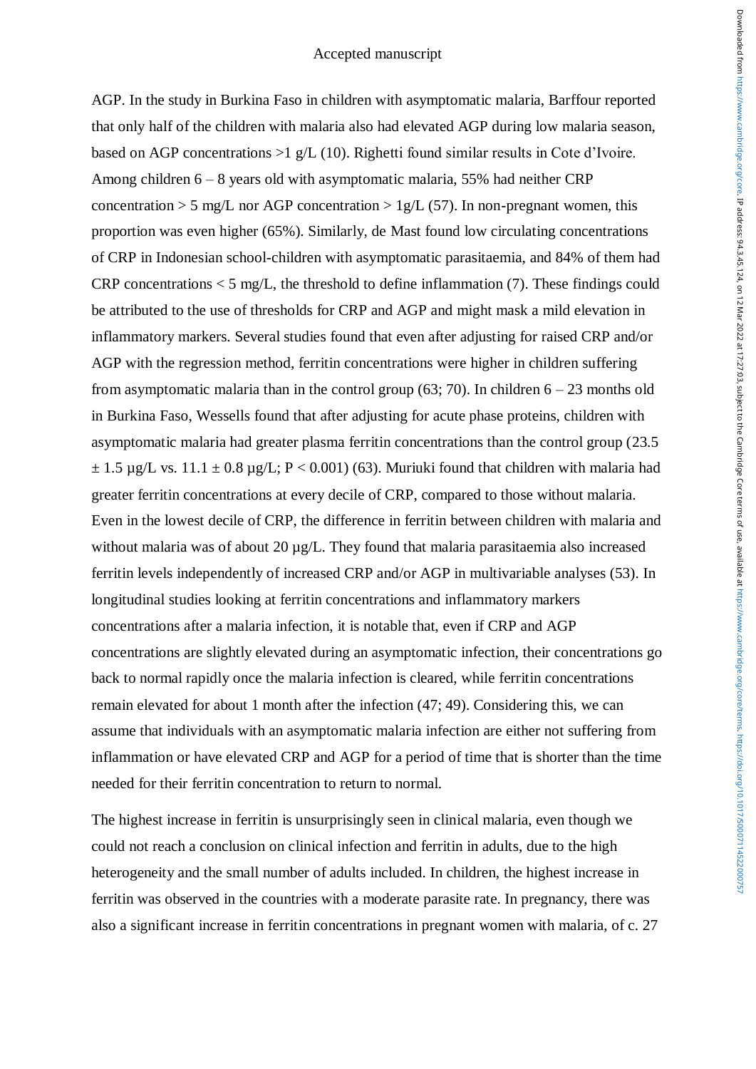AGP. In the study in Burkina Faso in children with asymptomatic malaria, Barffour reported that only half of the children with malaria also had elevated AGP during low malaria season, based on AGP concentrations >1 g/L (10). Righetti found similar results in Cote d'Ivoire. Among children 6 – 8 years old with asymptomatic malaria, 55% had neither CRP concentration > 5 mg/L nor AGP concentration > 1g/L (57). In non-pregnant women, this proportion was even higher (65%). Similarly, de Mast found low circulating concentrations of CRP in Indonesian school-children with asymptomatic parasitaemia, and 84% of them had CRP concentrations < 5 mg/L, the threshold to define inflammation (7). These findings could be attributed to the use of thresholds for CRP and AGP and might mask a mild elevation in inflammatory markers. Several studies found that even after adjusting for raised CRP and/or AGP with the regression method, ferritin concentrations were higher in children suffering from asymptomatic malaria than in the control group (63; 70). In children 6 – 23 months old in Burkina Faso, Wessells found that after adjusting for acute phase proteins, children with asymptomatic malaria had greater plasma ferritin concentrations than the control group (23.5 ± 1.5 µg/L vs. 11.1 ± 0.8 µg/L; $P < 0.001$) (63). Muriuki found that children with malaria had greater ferritin concentrations at every decile of CRP, compared to those without malaria. Even in the lowest decile of CRP, the difference in ferritin between children with malaria and without malaria was of about 20 µg/L. They found that malaria parasitaemia also increased ferritin levels independently of increased CRP and/or AGP in multivariable analyses (53). In longitudinal studies looking at ferritin concentrations and inflammatory markers concentrations after a malaria infection, it is notable that, even if CRP and AGP concentrations are slightly elevated during an asymptomatic infection, their concentrations go back to normal rapidly once the malaria infection is cleared, while ferritin concentrations remain elevated for about 1 month after the infection (47; 49). Considering this, we can assume that individuals with an asymptomatic malaria infection are either not suffering from inflammation or have elevated CRP and AGP for a period of time that is shorter than the time needed for their ferritin concentration to return to normal.

The highest increase in ferritin is unsurprisingly seen in clinical malaria, even though we could not reach a conclusion on clinical infection and ferritin in adults, due to the high heterogeneity and the small number of adults included. In children, the highest increase in ferritin was observed in the countries with a moderate parasite rate. In pregnancy, there was also a significant increase in ferritin concentrations in pregnant women with malaria, of c. 27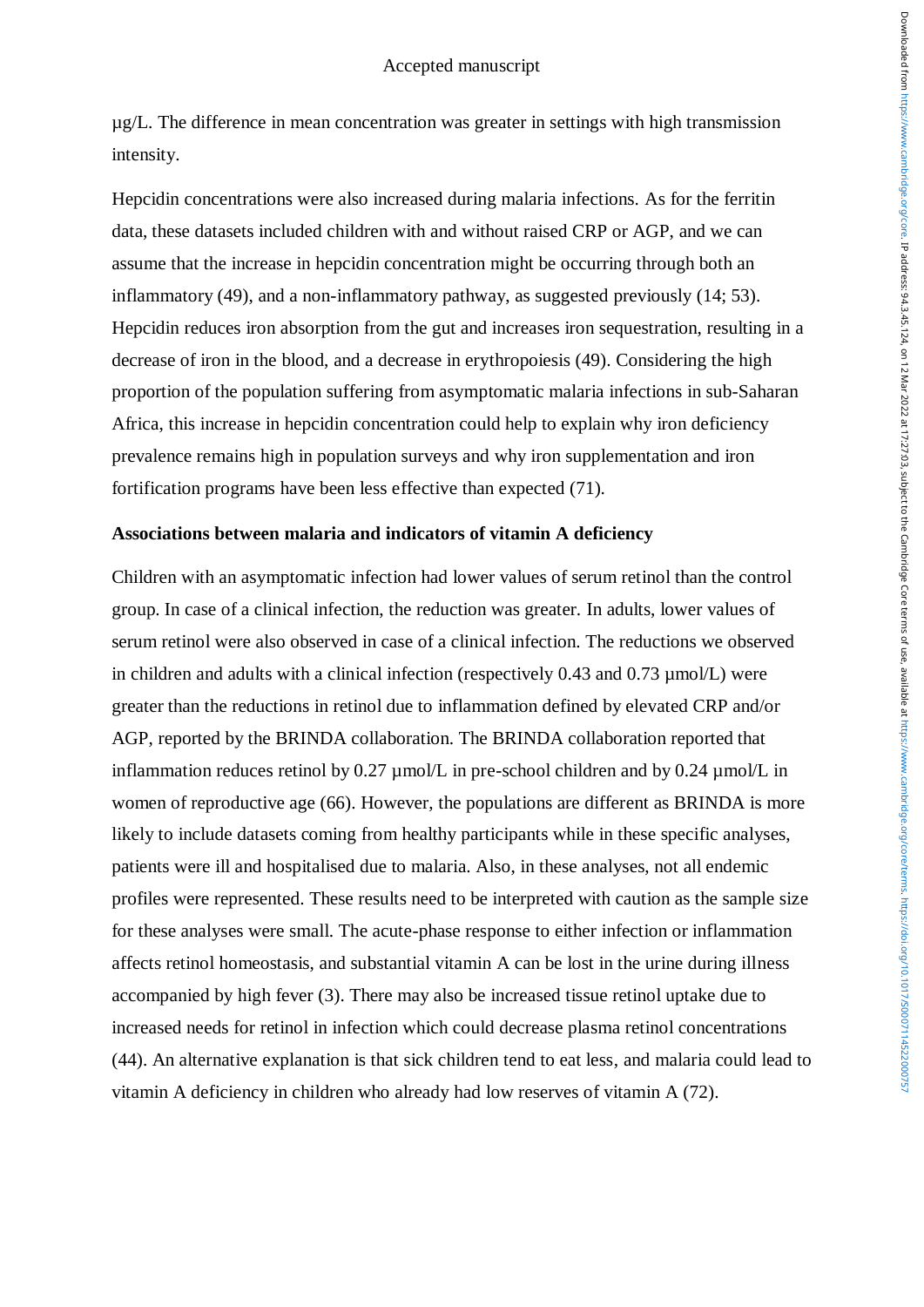µg/L. The difference in mean concentration was greater in settings with high transmission intensity.

Hepcidin concentrations were also increased during malaria infections. As for the ferritin data, these datasets included children with and without raised CRP or AGP, and we can assume that the increase in hepcidin concentration might be occurring through both an inflammatory (49), and a non-inflammatory pathway, as suggested previously (14; 53). Hepcidin reduces iron absorption from the gut and increases iron sequestration, resulting in a decrease of iron in the blood, and a decrease in erythropoiesis (49). Considering the high proportion of the population suffering from asymptomatic malaria infections in sub-Saharan Africa, this increase in hepcidin concentration could help to explain why iron deficiency prevalence remains high in population surveys and why iron supplementation and iron fortification programs have been less effective than expected (71).

**Associations between malaria and indicators of vitamin A deficiency**

Children with an asymptomatic infection had lower values of serum retinol than the control group. In case of a clinical infection, the reduction was greater. In adults, lower values of serum retinol were also observed in case of a clinical infection. The reductions we observed in children and adults with a clinical infection (respectively 0.43 and 0.73 µmol/L) were greater than the reductions in retinol due to inflammation defined by elevated CRP and/or AGP, reported by the BRINDA collaboration. The BRINDA collaboration reported that inflammation reduces retinol by 0.27 µmol/L in pre-school children and by 0.24 µmol/L in women of reproductive age (66). However, the populations are different as BRINDA is more likely to include datasets coming from healthy participants while in these specific analyses, patients were ill and hospitalised due to malaria. Also, in these analyses, not all endemic profiles were represented. These results need to be interpreted with caution as the sample size for these analyses were small. The acute-phase response to either infection or inflammation affects retinol homeostasis, and substantial vitamin A can be lost in the urine during illness accompanied by high fever (3). There may also be increased tissue retinol uptake due to increased needs for retinol in infection which could decrease plasma retinol concentrations (44). An alternative explanation is that sick children tend to eat less, and malaria could lead to vitamin A deficiency in children who already had low reserves of vitamin A (72).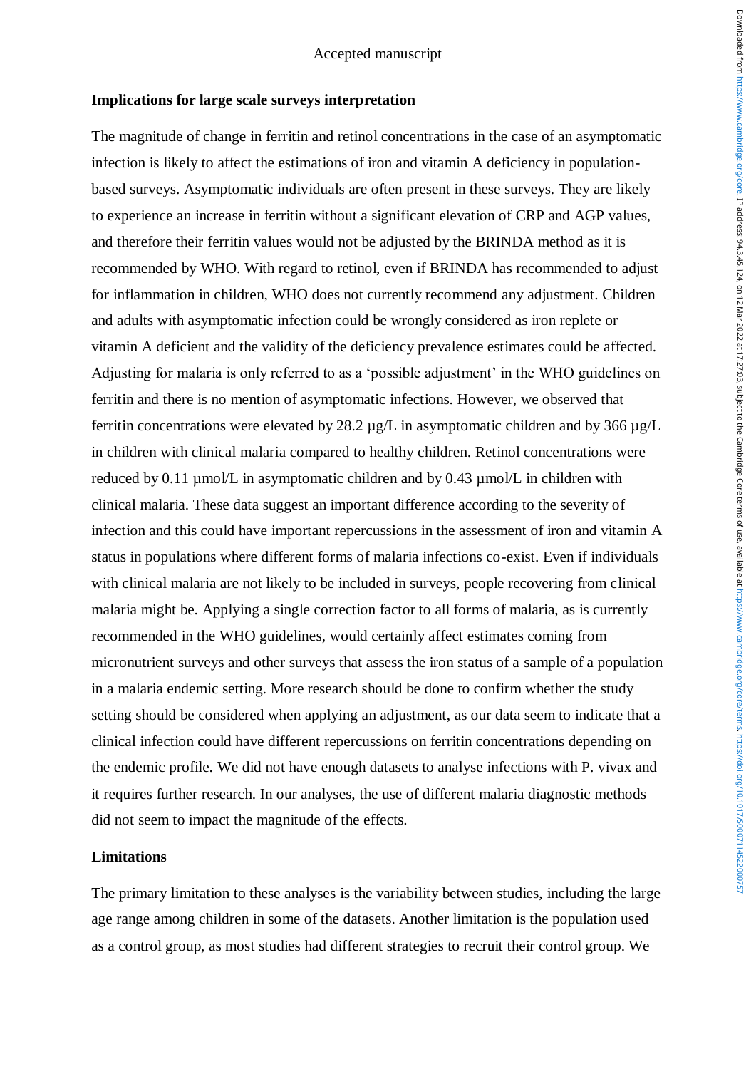**Implications for large scale surveys interpretation**

The magnitude of change in ferritin and retinol concentrations in the case of an asymptomatic infection is likely to affect the estimations of iron and vitamin A deficiency in population-based surveys. Asymptomatic individuals are often present in these surveys. They are likely to experience an increase in ferritin without a significant elevation of CRP and AGP values, and therefore their ferritin values would not be adjusted by the BRINDA method as it is recommended by WHO. With regard to retinol, even if BRINDA has recommended to adjust for inflammation in children, WHO does not currently recommend any adjustment. Children and adults with asymptomatic infection could be wrongly considered as iron replete or vitamin A deficient and the validity of the deficiency prevalence estimates could be affected. Adjusting for malaria is only referred to as a 'possible adjustment' in the WHO guidelines on ferritin and there is no mention of asymptomatic infections. However, we observed that ferritin concentrations were elevated by 28.2 µg/L in asymptomatic children and by 366 µg/L in children with clinical malaria compared to healthy children. Retinol concentrations were reduced by 0.11 µmol/L in asymptomatic children and by 0.43 µmol/L in children with clinical malaria. These data suggest an important difference according to the severity of infection and this could have important repercussions in the assessment of iron and vitamin A status in populations where different forms of malaria infections co-exist. Even if individuals with clinical malaria are not likely to be included in surveys, people recovering from clinical malaria might be. Applying a single correction factor to all forms of malaria, as is currently recommended in the WHO guidelines, would certainly affect estimates coming from micronutrient surveys and other surveys that assess the iron status of a sample of a population in a malaria endemic setting. More research should be done to confirm whether the study setting should be considered when applying an adjustment, as our data seem to indicate that a clinical infection could have different repercussions on ferritin concentrations depending on the endemic profile. We did not have enough datasets to analyse infections with P. vivax and it requires further research. In our analyses, the use of different malaria diagnostic methods did not seem to impact the magnitude of the effects.

**Limitations**

The primary limitation to these analyses is the variability between studies, including the large age range among children in some of the datasets. Another limitation is the population used as a control group, as most studies had different strategies to recruit their control group. We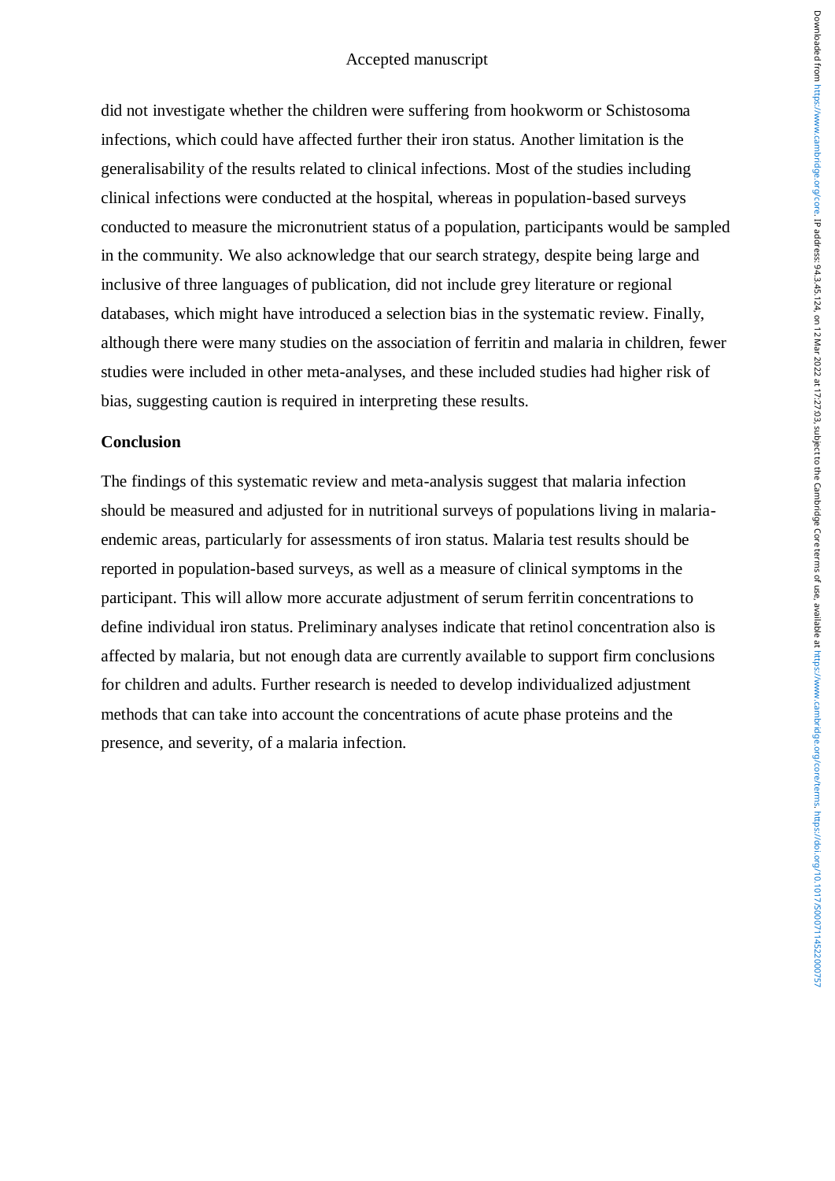did not investigate whether the children were suffering from hookworm or Schistosoma infections, which could have affected further their iron status. Another limitation is the generalisability of the results related to clinical infections. Most of the studies including clinical infections were conducted at the hospital, whereas in population-based surveys conducted to measure the micronutrient status of a population, participants would be sampled in the community. We also acknowledge that our search strategy, despite being large and inclusive of three languages of publication, did not include grey literature or regional databases, which might have introduced a selection bias in the systematic review. Finally, although there were many studies on the association of ferritin and malaria in children, fewer studies were included in other meta-analyses, and these included studies had higher risk of bias, suggesting caution is required in interpreting these results.

## Conclusion

The findings of this systematic review and meta-analysis suggest that malaria infection should be measured and adjusted for in nutritional surveys of populations living in malaria-endemic areas, particularly for assessments of iron status. Malaria test results should be reported in population-based surveys, as well as a measure of clinical symptoms in the participant. This will allow more accurate adjustment of serum ferritin concentrations to define individual iron status. Preliminary analyses indicate that retinol concentration also is affected by malaria, but not enough data are currently available to support firm conclusions for children and adults. Further research is needed to develop individualized adjustment methods that can take into account the concentrations of acute phase proteins and the presence, and severity, of a malaria infection.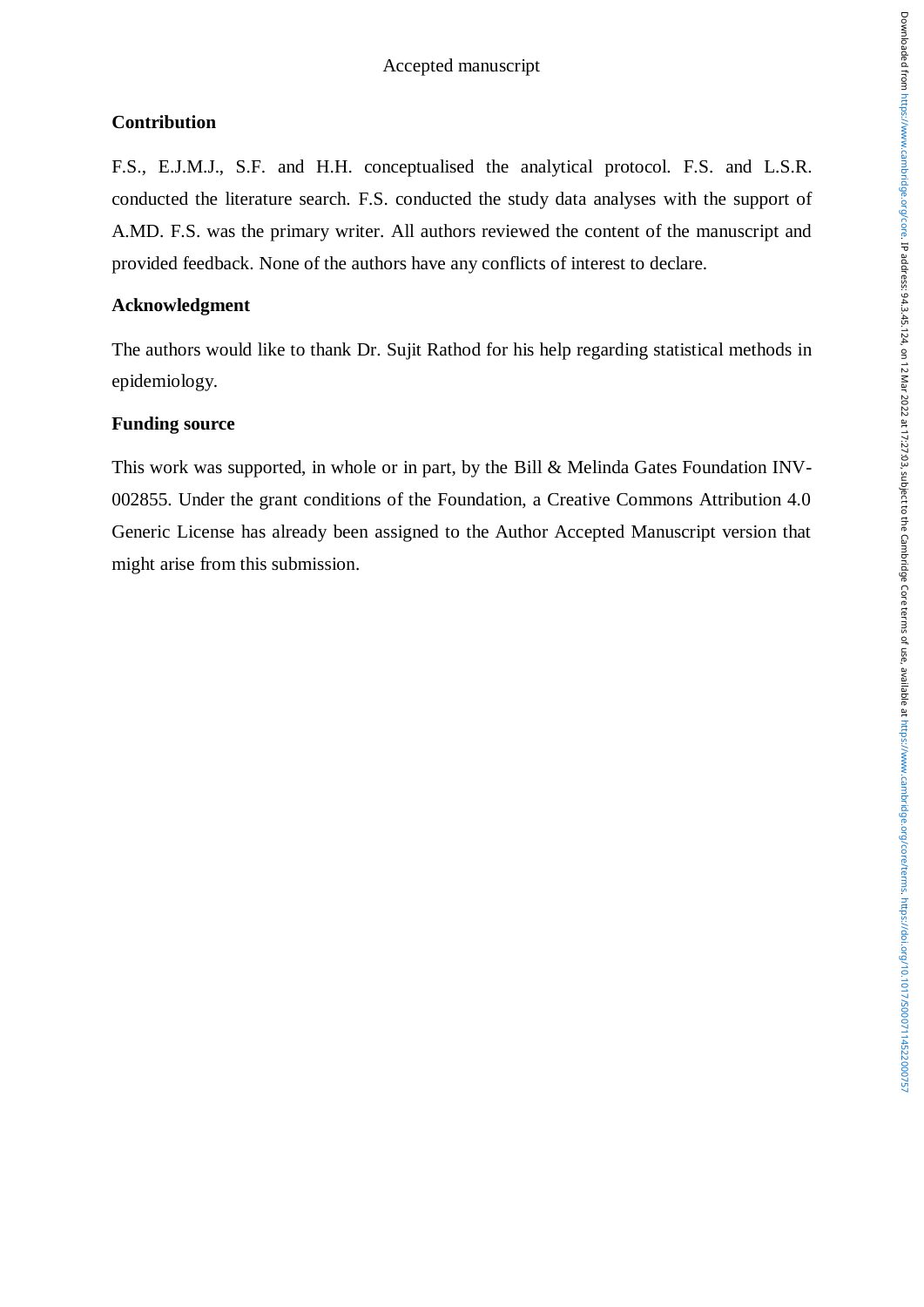## Contribution

F.S., E.J.M.J., S.F. and H.H. conceptualised the analytical protocol. F.S. and L.S.R. conducted the literature search. F.S. conducted the study data analyses with the support of A.MD. F.S. was the primary writer. All authors reviewed the content of the manuscript and provided feedback. None of the authors have any conflicts of interest to declare.

## Acknowledgment

The authors would like to thank Dr. Sujit Rathod for his help regarding statistical methods in epidemiology.

## Funding source

This work was supported, in whole or in part, by the Bill & Melinda Gates Foundation INV-002855. Under the grant conditions of the Foundation, a Creative Commons Attribution 4.0 Generic License has already been assigned to the Author Accepted Manuscript version that might arise from this submission.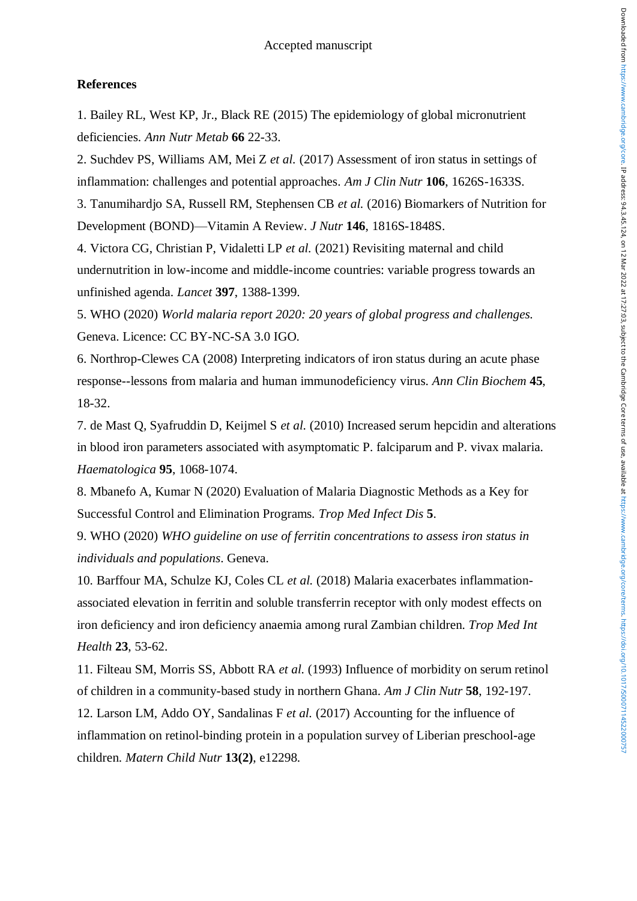**References**

1. Bailey RL, West KP, Jr., Black RE (2015) The epidemiology of global micronutrient deficiencies. *Ann Nutr Metab* **66** 22-33.

2. Suchdev PS, Williams AM, Mei Z *et al.* (2017) Assessment of iron status in settings of inflammation: challenges and potential approaches. *Am J Clin Nutr* **106**, 1626S-1633S.

3. Tanumihardjo SA, Russell RM, Stephensen CB *et al.* (2016) Biomarkers of Nutrition for Development (BOND)—Vitamin A Review. *J Nutr* **146**, 1816S-1848S.

4. Victora CG, Christian P, Vidaletti LP *et al.* (2021) Revisiting maternal and child undernutrition in low-income and middle-income countries: variable progress towards an unfinished agenda. *Lancet* **397**, 1388-1399.

5. WHO (2020) *World malaria report 2020: 20 years of global progress and challenges.* Geneva. Licence: CC BY-NC-SA 3.0 IGO.

6. Northrop-Clewes CA (2008) Interpreting indicators of iron status during an acute phase response--lessons from malaria and human immunodeficiency virus. *Ann Clin Biochem* **45**, 18-32.

7. de Mast Q, Syafruddin D, Keijmel S *et al.* (2010) Increased serum hepcidin and alterations in blood iron parameters associated with asymptomatic P. falciparum and P. vivax malaria. *Haematologica* **95**, 1068-1074.

8. Mbanefo A, Kumar N (2020) Evaluation of Malaria Diagnostic Methods as a Key for Successful Control and Elimination Programs. *Trop Med Infect Dis* **5**.

9. WHO (2020) *WHO guideline on use of ferritin concentrations to assess iron status in individuals and populations*. Geneva.

10. Barffour MA, Schulze KJ, Coles CL *et al.* (2018) Malaria exacerbates inflammation-associated elevation in ferritin and soluble transferrin receptor with only modest effects on iron deficiency and iron deficiency anaemia among rural Zambian children. *Trop Med Int Health* **23**, 53-62.

11. Filteau SM, Morris SS, Abbott RA *et al.* (1993) Influence of morbidity on serum retinol of children in a community-based study in northern Ghana. *Am J Clin Nutr* **58**, 192-197.

12. Larson LM, Addo OY, Sandalinas F *et al.* (2017) Accounting for the influence of inflammation on retinol-binding protein in a population survey of Liberian preschool-age children. *Matern Child Nutr* **13(2)**, e12298.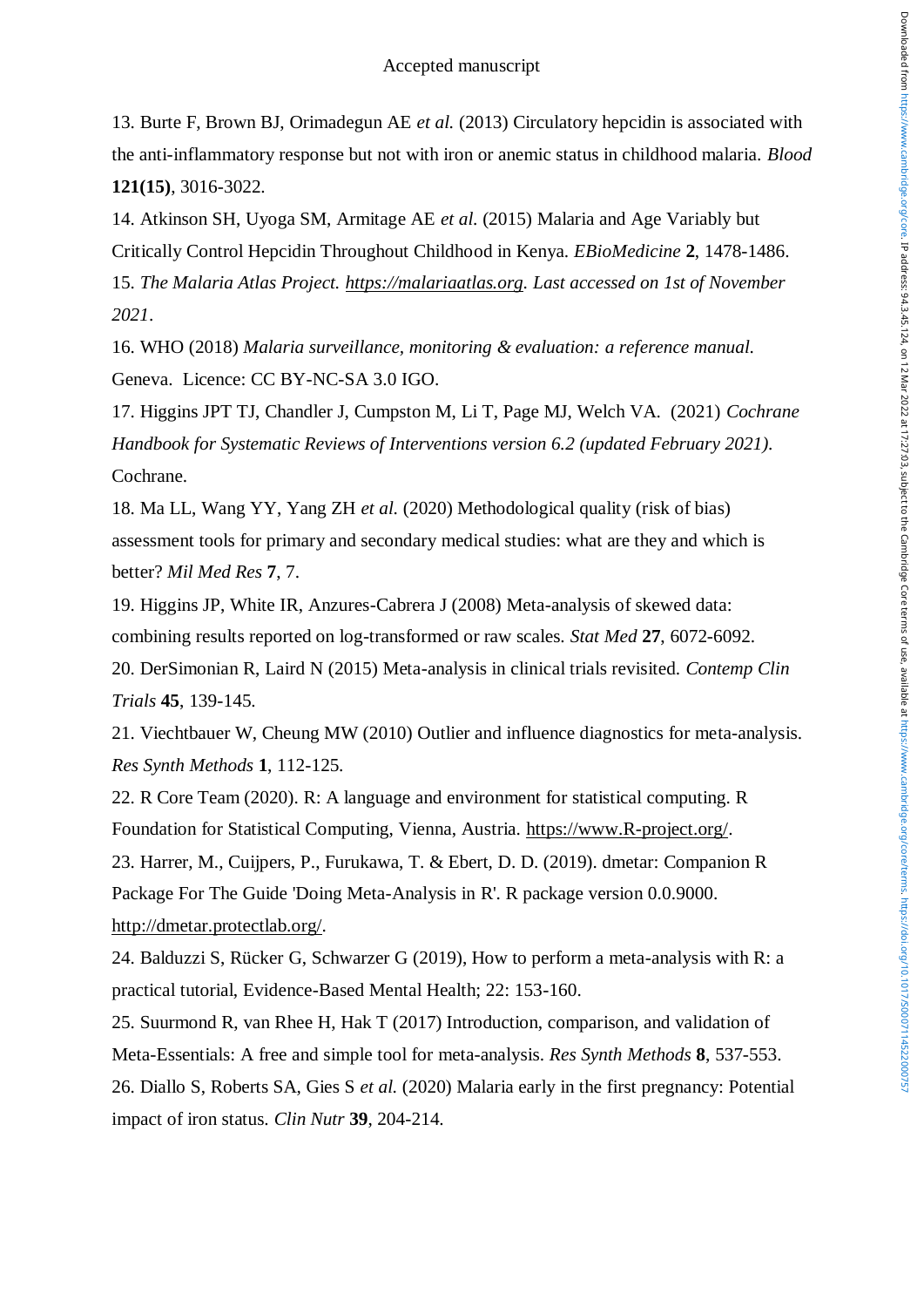13. Burte F, Brown BJ, Orimadegun AE *et al.* (2013) Circulatory hepcidin is associated with the anti-inflammatory response but not with iron or anemic status in childhood malaria. *Blood* **121(15)**, 3016-3022.

14. Atkinson SH, Uyoga SM, Armitage AE *et al.* (2015) Malaria and Age Variably but Critically Control Hepcidin Throughout Childhood in Kenya. *EBioMedicine* **2**, 1478-1486.

15. *The Malaria Atlas Project. https://malariaatlas.org. Last accessed on 1st of November 2021*.

16. WHO (2018) *Malaria surveillance, monitoring & evaluation: a reference manual.* Geneva. Licence: CC BY-NC-SA 3.0 IGO.

17. Higgins JPT TJ, Chandler J, Cumpston M, Li T, Page MJ, Welch VA. (2021) *Cochrane Handbook for Systematic Reviews of Interventions version 6.2 (updated February 2021)*. Cochrane.

18. Ma LL, Wang YY, Yang ZH *et al.* (2020) Methodological quality (risk of bias) assessment tools for primary and secondary medical studies: what are they and which is better? *Mil Med Res* **7**, 7.

19. Higgins JP, White IR, Anzures-Cabrera J (2008) Meta-analysis of skewed data: combining results reported on log-transformed or raw scales. *Stat Med* **27**, 6072-6092.

20. DerSimonian R, Laird N (2015) Meta-analysis in clinical trials revisited. *Contemp Clin Trials* **45**, 139-145.

21. Viechtbauer W, Cheung MW (2010) Outlier and influence diagnostics for meta-analysis. *Res Synth Methods* **1**, 112-125.

22. R Core Team (2020). R: A language and environment for statistical computing. R Foundation for Statistical Computing, Vienna, Austria. https://www.R-project.org/.

23. Harrer, M., Cuijpers, P., Furukawa, T. & Ebert, D. D. (2019). dmetar: Companion R Package For The Guide 'Doing Meta-Analysis in R'. R package version 0.0.9000. http://dmetar.protectlab.org/.

24. Balduzzi S, Rücker G, Schwarzer G (2019), How to perform a meta-analysis with R: a practical tutorial, Evidence-Based Mental Health; 22: 153-160.

25. Suurmond R, van Rhee H, Hak T (2017) Introduction, comparison, and validation of Meta-Essentials: A free and simple tool for meta-analysis. *Res Synth Methods* **8**, 537-553.

26. Diallo S, Roberts SA, Gies S *et al.* (2020) Malaria early in the first pregnancy: Potential impact of iron status. *Clin Nutr* **39**, 204-214.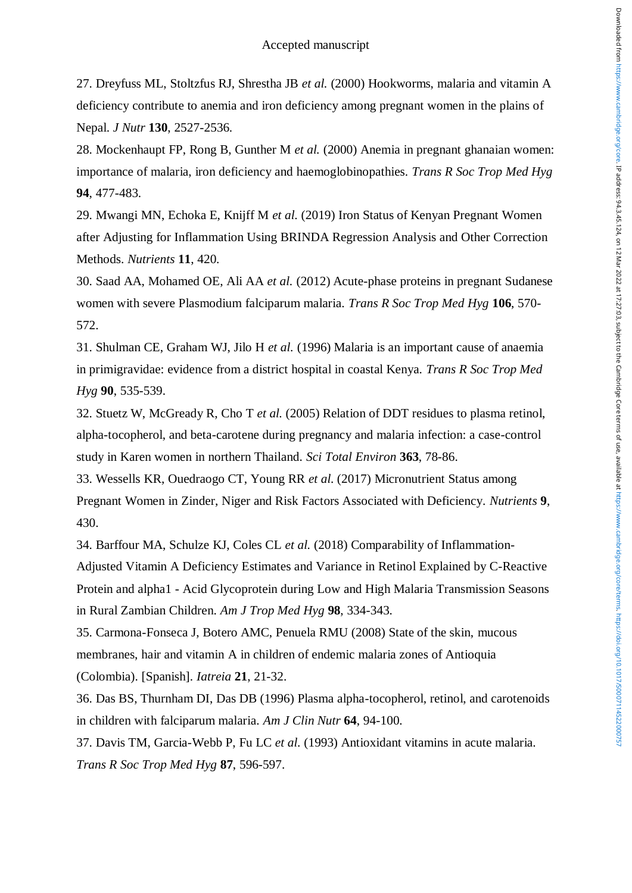27. Dreyfuss ML, Stoltzfus RJ, Shrestha JB *et al.* (2000) Hookworms, malaria and vitamin A deficiency contribute to anemia and iron deficiency among pregnant women in the plains of Nepal. *J Nutr* **130**, 2527-2536.

28. Mockenhaupt FP, Rong B, Gunther M *et al.* (2000) Anemia in pregnant ghanaian women: importance of malaria, iron deficiency and haemoglobinopathies. *Trans R Soc Trop Med Hyg* **94**, 477-483.

29. Mwangi MN, Echoka E, Knijff M *et al.* (2019) Iron Status of Kenyan Pregnant Women after Adjusting for Inflammation Using BRINDA Regression Analysis and Other Correction Methods. *Nutrients* **11**, 420.

30. Saad AA, Mohamed OE, Ali AA *et al.* (2012) Acute-phase proteins in pregnant Sudanese women with severe Plasmodium falciparum malaria. *Trans R Soc Trop Med Hyg* **106**, 570-572.

31. Shulman CE, Graham WJ, Jilo H *et al.* (1996) Malaria is an important cause of anaemia in primigravidae: evidence from a district hospital in coastal Kenya. *Trans R Soc Trop Med Hyg* **90**, 535-539.

32. Stuetz W, McGready R, Cho T *et al.* (2005) Relation of DDT residues to plasma retinol, alpha-tocopherol, and beta-carotene during pregnancy and malaria infection: a case-control study in Karen women in northern Thailand. *Sci Total Environ* **363**, 78-86.

33. Wessells KR, Ouedraogo CT, Young RR *et al.* (2017) Micronutrient Status among Pregnant Women in Zinder, Niger and Risk Factors Associated with Deficiency. *Nutrients* **9**, 430.

34. Barffour MA, Schulze KJ, Coles CL *et al.* (2018) Comparability of Inflammation-Adjusted Vitamin A Deficiency Estimates and Variance in Retinol Explained by C-Reactive Protein and alpha1 - Acid Glycoprotein during Low and High Malaria Transmission Seasons in Rural Zambian Children. *Am J Trop Med Hyg* **98**, 334-343.

35. Carmona-Fonseca J, Botero AMC, Penuela RMU (2008) State of the skin, mucous membranes, hair and vitamin A in children of endemic malaria zones of Antioquia (Colombia). [Spanish]. *Iatreia* **21**, 21-32.

36. Das BS, Thurnham DI, Das DB (1996) Plasma alpha-tocopherol, retinol, and carotenoids in children with falciparum malaria. *Am J Clin Nutr* **64**, 94-100.

37. Davis TM, Garcia-Webb P, Fu LC *et al.* (1993) Antioxidant vitamins in acute malaria. *Trans R Soc Trop Med Hyg* **87**, 596-597.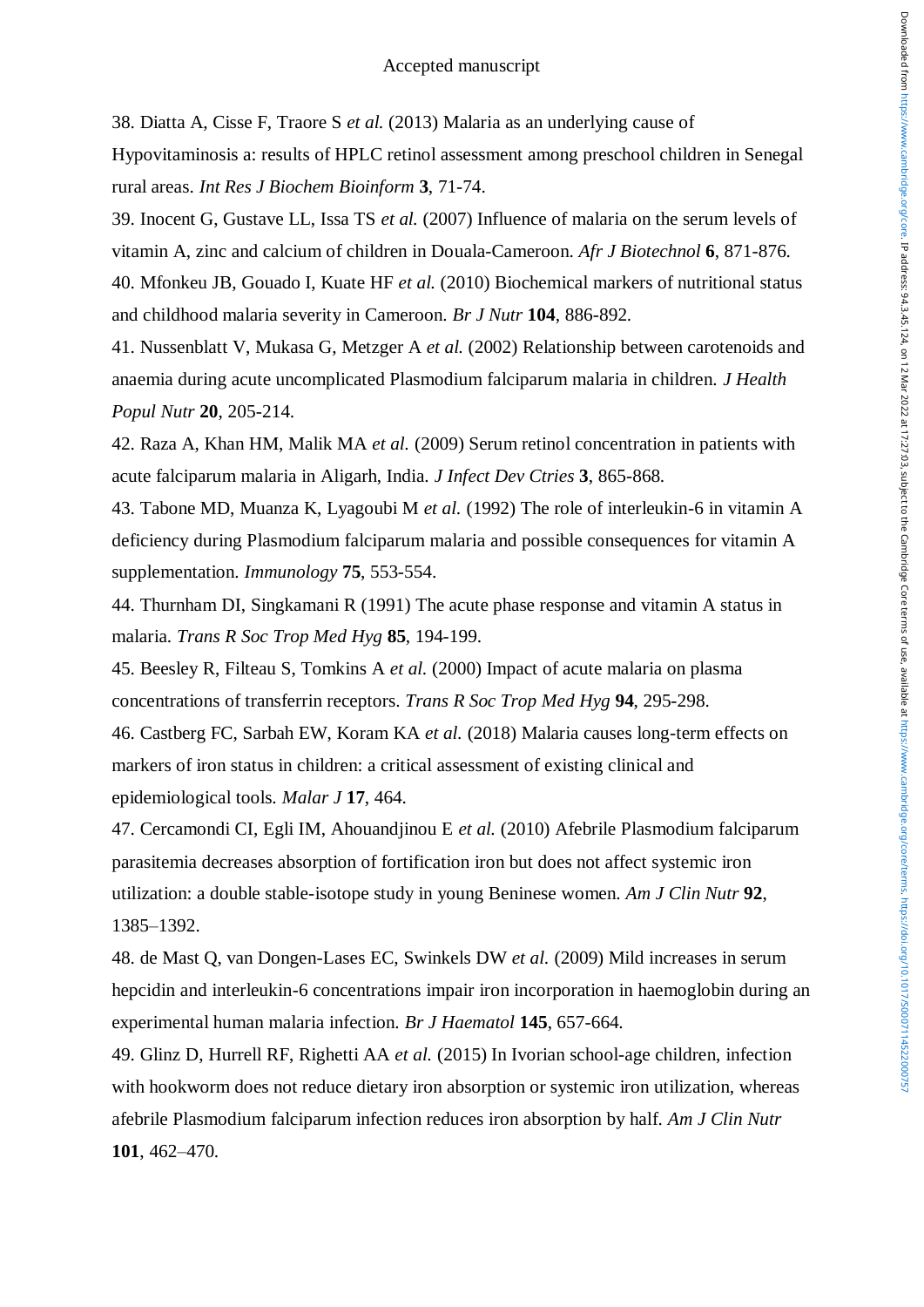38. Diatta A, Cisse F, Traore S *et al.* (2013) Malaria as an underlying cause of Hypovitaminosis a: results of HPLC retinol assessment among preschool children in Senegal rural areas. *Int Res J Biochem Bioinform* **3**, 71-74.

39. Inocent G, Gustave LL, Issa TS *et al.* (2007) Influence of malaria on the serum levels of vitamin A, zinc and calcium of children in Douala-Cameroon. *Afr J Biotechnol* **6**, 871-876.

40. Mfonkeu JB, Gouado I, Kuate HF *et al.* (2010) Biochemical markers of nutritional status and childhood malaria severity in Cameroon. *Br J Nutr* **104**, 886-892.

41. Nussenblatt V, Mukasa G, Metzger A *et al.* (2002) Relationship between carotenoids and anaemia during acute uncomplicated Plasmodium falciparum malaria in children. *J Health Popul Nutr* **20**, 205-214.

42. Raza A, Khan HM, Malik MA *et al.* (2009) Serum retinol concentration in patients with acute falciparum malaria in Aligarh, India. *J Infect Dev Ctries* **3**, 865-868.

43. Tabone MD, Muanza K, Lyagoubi M *et al.* (1992) The role of interleukin-6 in vitamin A deficiency during Plasmodium falciparum malaria and possible consequences for vitamin A supplementation. *Immunology* **75**, 553-554.

44. Thurnham DI, Singkamani R (1991) The acute phase response and vitamin A status in malaria. *Trans R Soc Trop Med Hyg* **85**, 194-199.

45. Beesley R, Filteau S, Tomkins A *et al.* (2000) Impact of acute malaria on plasma concentrations of transferrin receptors. *Trans R Soc Trop Med Hyg* **94**, 295-298.

46. Castberg FC, Sarbah EW, Koram KA *et al.* (2018) Malaria causes long-term effects on markers of iron status in children: a critical assessment of existing clinical and epidemiological tools. *Malar J* **17**, 464.

47. Cercamondi CI, Egli IM, Ahouandjinou E *et al.* (2010) Afebrile Plasmodium falciparum parasitemia decreases absorption of fortification iron but does not affect systemic iron utilization: a double stable-isotope study in young Beninese women. *Am J Clin Nutr* **92**, 1385–1392.

48. de Mast Q, van Dongen-Lases EC, Swinkels DW *et al.* (2009) Mild increases in serum hepcidin and interleukin-6 concentrations impair iron incorporation in haemoglobin during an experimental human malaria infection. *Br J Haematol* **145**, 657-664.

49. Glinz D, Hurrell RF, Righetti AA *et al.* (2015) In Ivorian school-age children, infection with hookworm does not reduce dietary iron absorption or systemic iron utilization, whereas afebrile Plasmodium falciparum infection reduces iron absorption by half. *Am J Clin Nutr* **101**, 462–470.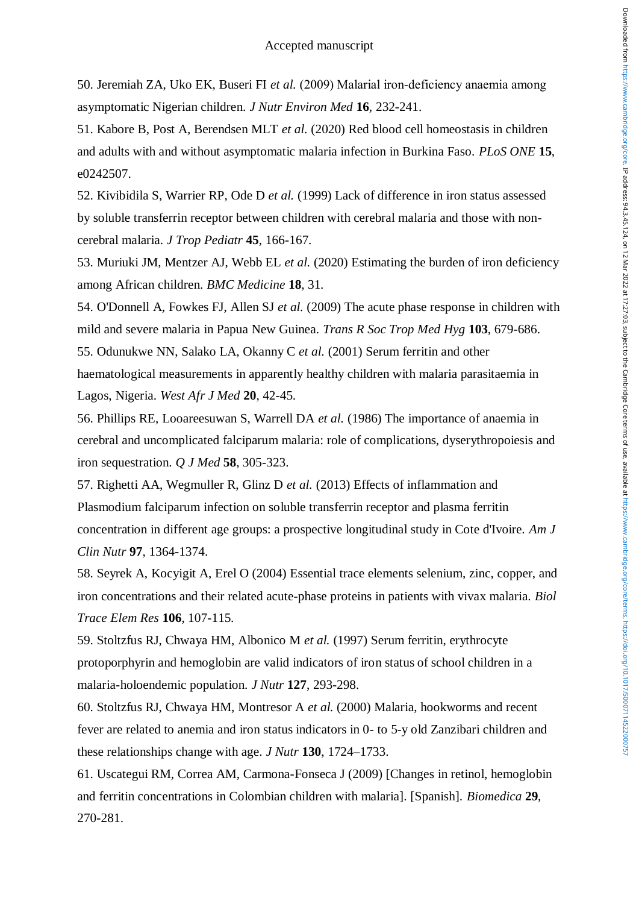50. Jeremiah ZA, Uko EK, Buseri FI *et al.* (2009) Malarial iron-deficiency anaemia among asymptomatic Nigerian children. *J Nutr Environ Med* **16**, 232-241.

51. Kabore B, Post A, Berendsen MLT *et al.* (2020) Red blood cell homeostasis in children and adults with and without asymptomatic malaria infection in Burkina Faso. *PLoS ONE* **15**, e0242507.

52. Kivibidila S, Warrier RP, Ode D *et al.* (1999) Lack of difference in iron status assessed by soluble transferrin receptor between children with cerebral malaria and those with non-cerebral malaria. *J Trop Pediatr* **45**, 166-167.

53. Muriuki JM, Mentzer AJ, Webb EL *et al.* (2020) Estimating the burden of iron deficiency among African children. *BMC Medicine* **18**, 31.

54. O'Donnell A, Fowkes FJ, Allen SJ *et al.* (2009) The acute phase response in children with mild and severe malaria in Papua New Guinea. *Trans R Soc Trop Med Hyg* **103**, 679-686.

55. Odunukwe NN, Salako LA, Okanny C *et al.* (2001) Serum ferritin and other haematological measurements in apparently healthy children with malaria parasitaemia in Lagos, Nigeria. *West Afr J Med* **20**, 42-45.

56. Phillips RE, Looareesuwan S, Warrell DA *et al.* (1986) The importance of anaemia in cerebral and uncomplicated falciparum malaria: role of complications, dyserythropoiesis and iron sequestration. *Q J Med* **58**, 305-323.

57. Righetti AA, Wegmuller R, Glinz D *et al.* (2013) Effects of inflammation and Plasmodium falciparum infection on soluble transferrin receptor and plasma ferritin concentration in different age groups: a prospective longitudinal study in Cote d'Ivoire. *Am J Clin Nutr* **97**, 1364-1374.

58. Seyrek A, Kocyigit A, Erel O (2004) Essential trace elements selenium, zinc, copper, and iron concentrations and their related acute-phase proteins in patients with vivax malaria. *Biol Trace Elem Res* **106**, 107-115.

59. Stoltzfus RJ, Chwaya HM, Albonico M *et al.* (1997) Serum ferritin, erythrocyte protoporphyrin and hemoglobin are valid indicators of iron status of school children in a malaria-holoendemic population. *J Nutr* **127**, 293-298.

60. Stoltzfus RJ, Chwaya HM, Montresor A *et al.* (2000) Malaria, hookworms and recent fever are related to anemia and iron status indicators in 0- to 5-y old Zanzibari children and these relationships change with age. *J Nutr* **130**, 1724–1733.

61. Uscategui RM, Correa AM, Carmona-Fonseca J (2009) [Changes in retinol, hemoglobin and ferritin concentrations in Colombian children with malaria]. [Spanish]. *Biomedica* **29**, 270-281.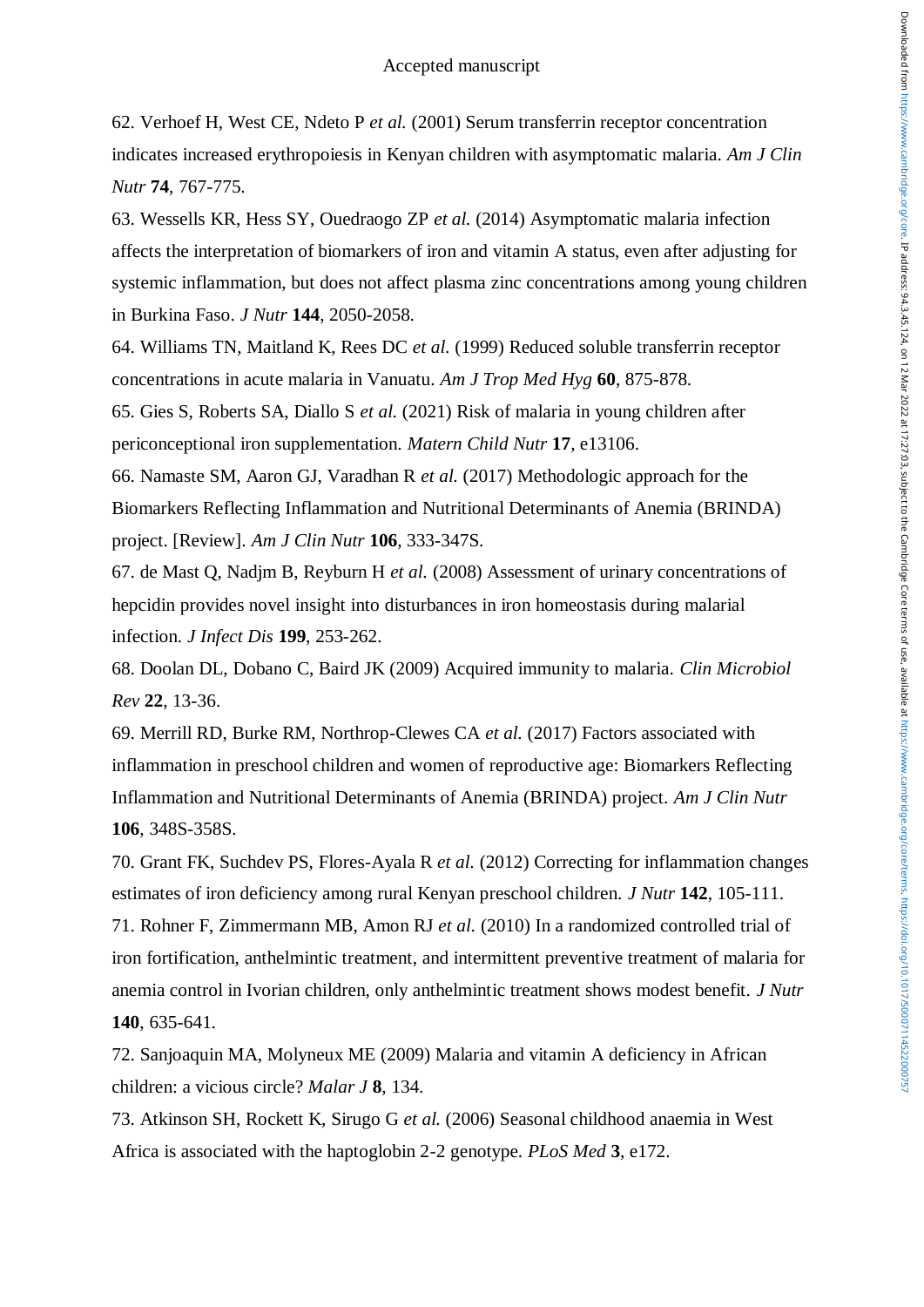62. Verhoef H, West CE, Ndeto P *et al.* (2001) Serum transferrin receptor concentration indicates increased erythropoiesis in Kenyan children with asymptomatic malaria. *Am J Clin Nutr* **74**, 767-775.

63. Wessells KR, Hess SY, Ouedraogo ZP *et al.* (2014) Asymptomatic malaria infection affects the interpretation of biomarkers of iron and vitamin A status, even after adjusting for systemic inflammation, but does not affect plasma zinc concentrations among young children in Burkina Faso. *J Nutr* **144**, 2050-2058.

64. Williams TN, Maitland K, Rees DC *et al.* (1999) Reduced soluble transferrin receptor concentrations in acute malaria in Vanuatu. *Am J Trop Med Hyg* **60**, 875-878.

65. Gies S, Roberts SA, Diallo S *et al.* (2021) Risk of malaria in young children after periconceptional iron supplementation. *Matern Child Nutr* **17**, e13106.

66. Namaste SM, Aaron GJ, Varadhan R *et al.* (2017) Methodologic approach for the Biomarkers Reflecting Inflammation and Nutritional Determinants of Anemia (BRINDA) project. [Review]. *Am J Clin Nutr* **106**, 333-347S.

67. de Mast Q, Nadjm B, Reyburn H *et al.* (2008) Assessment of urinary concentrations of hepcidin provides novel insight into disturbances in iron homeostasis during malarial infection. *J Infect Dis* **199**, 253-262.

68. Doolan DL, Dobano C, Baird JK (2009) Acquired immunity to malaria. *Clin Microbiol Rev* **22**, 13-36.

69. Merrill RD, Burke RM, Northrop-Clewes CA *et al.* (2017) Factors associated with inflammation in preschool children and women of reproductive age: Biomarkers Reflecting Inflammation and Nutritional Determinants of Anemia (BRINDA) project. *Am J Clin Nutr* **106**, 348S-358S.

70. Grant FK, Suchdev PS, Flores-Ayala R *et al.* (2012) Correcting for inflammation changes estimates of iron deficiency among rural Kenyan preschool children. *J Nutr* **142**, 105-111.

71. Rohner F, Zimmermann MB, Amon RJ *et al.* (2010) In a randomized controlled trial of iron fortification, anthelmintic treatment, and intermittent preventive treatment of malaria for anemia control in Ivorian children, only anthelmintic treatment shows modest benefit. *J Nutr* **140**, 635-641.

72. Sanjoaquin MA, Molyneux ME (2009) Malaria and vitamin A deficiency in African children: a vicious circle? *Malar J* **8**, 134.

73. Atkinson SH, Rockett K, Sirugo G *et al.* (2006) Seasonal childhood anaemia in West Africa is associated with the haptoglobin 2-2 genotype. *PLoS Med* **3**, e172.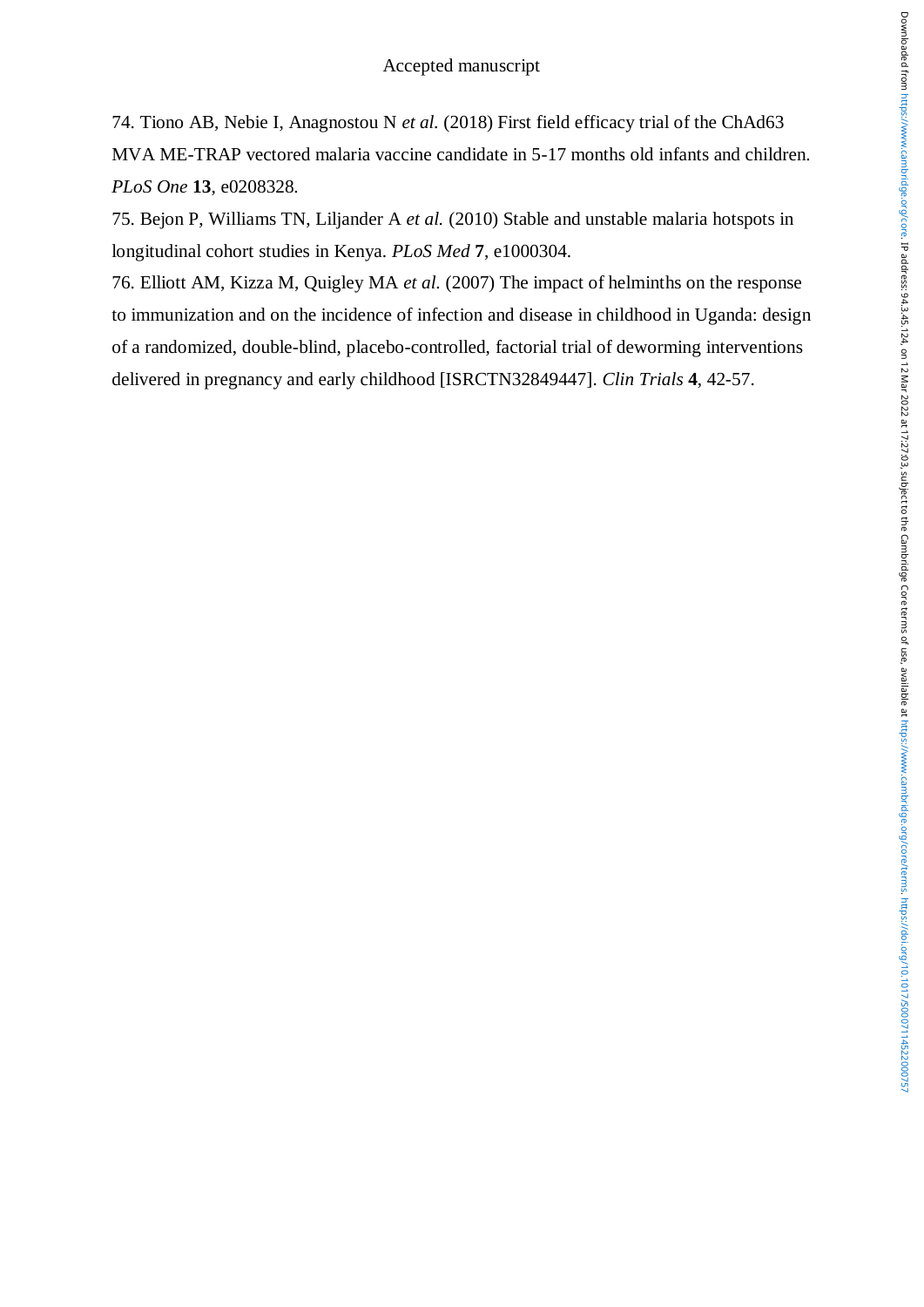74. Tiono AB, Nebie I, Anagnostou N *et al.* (2018) First field efficacy trial of the ChAd63 MVA ME-TRAP vectored malaria vaccine candidate in 5-17 months old infants and children. *PLoS One* **13**, e0208328.

75. Bejon P, Williams TN, Liljander A *et al.* (2010) Stable and unstable malaria hotspots in longitudinal cohort studies in Kenya. *PLoS Med* **7**, e1000304.

76. Elliott AM, Kizza M, Quigley MA *et al.* (2007) The impact of helminths on the response to immunization and on the incidence of infection and disease in childhood in Uganda: design of a randomized, double-blind, placebo-controlled, factorial trial of deworming interventions delivered in pregnancy and early childhood [ISRCTN32849447]. *Clin Trials* **4**, 42-57.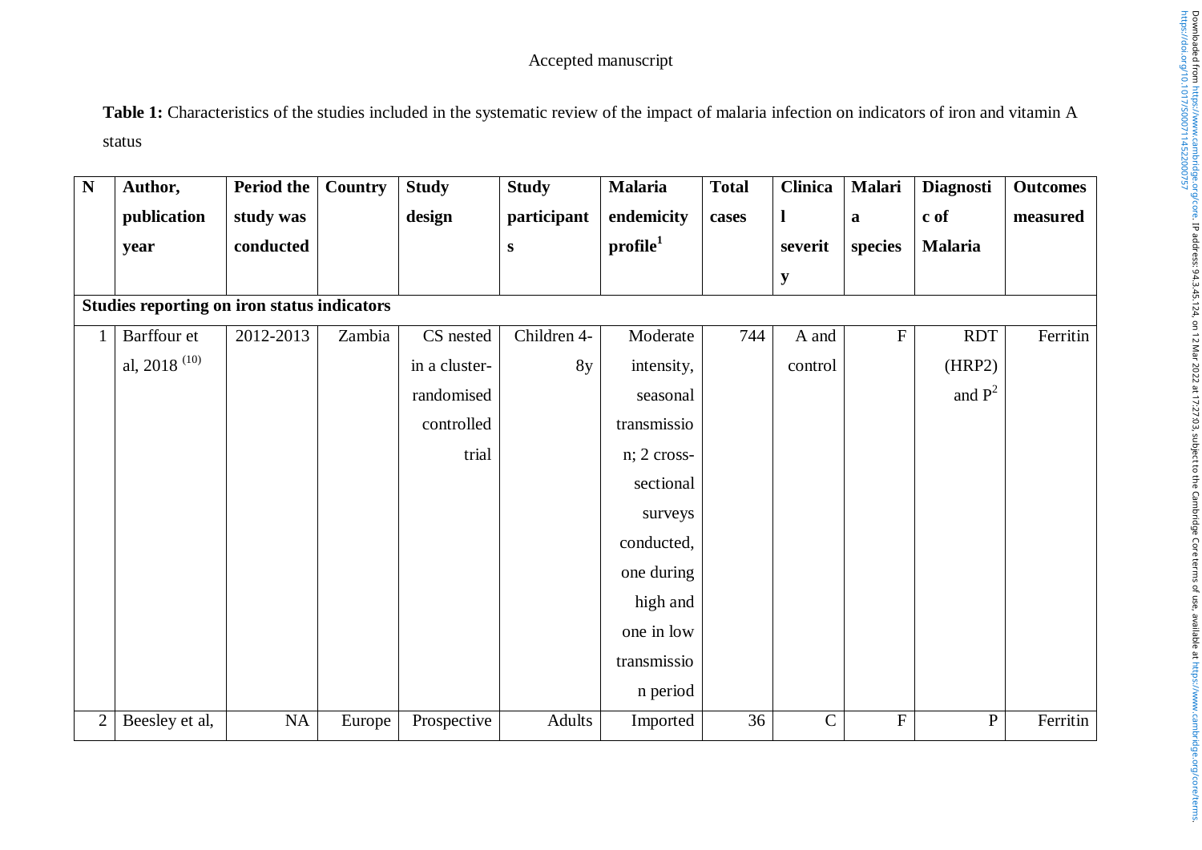Accepted manuscript

**Table 1:** Characteristics of the studies included in the systematic review of the impact of malaria infection on indicators of iron and vitamin A status

| N | Author, publication year | Period the study was conducted | Country | Study design | Study participants | Malaria endemicity profile[1] | Total cases | Clinical severity | Malaria species | Diagnostic of Malaria | Outcomes measured |
|---|---|---|---|---|---|---|---|---|---|---|---|
| **Studies reporting on iron status indicators** | | | | | | | | | | | |
| 1 | Barffour et al, 2018 [(10)] | 2012-2013 | Zambia | CS nested in a cluster-randomised controlled trial | Children 4-8y | Moderate intensity, seasonal transmission; 2 cross-sectional surveys conducted, one during high and one in low transmission period | 744 | A and control | F | RDT (HRP2) and P[2] | Ferritin |
| 2 | Beesley et al, | NA | Europe | Prospective | Adults | Imported | 36 | C | F | P | Ferritin |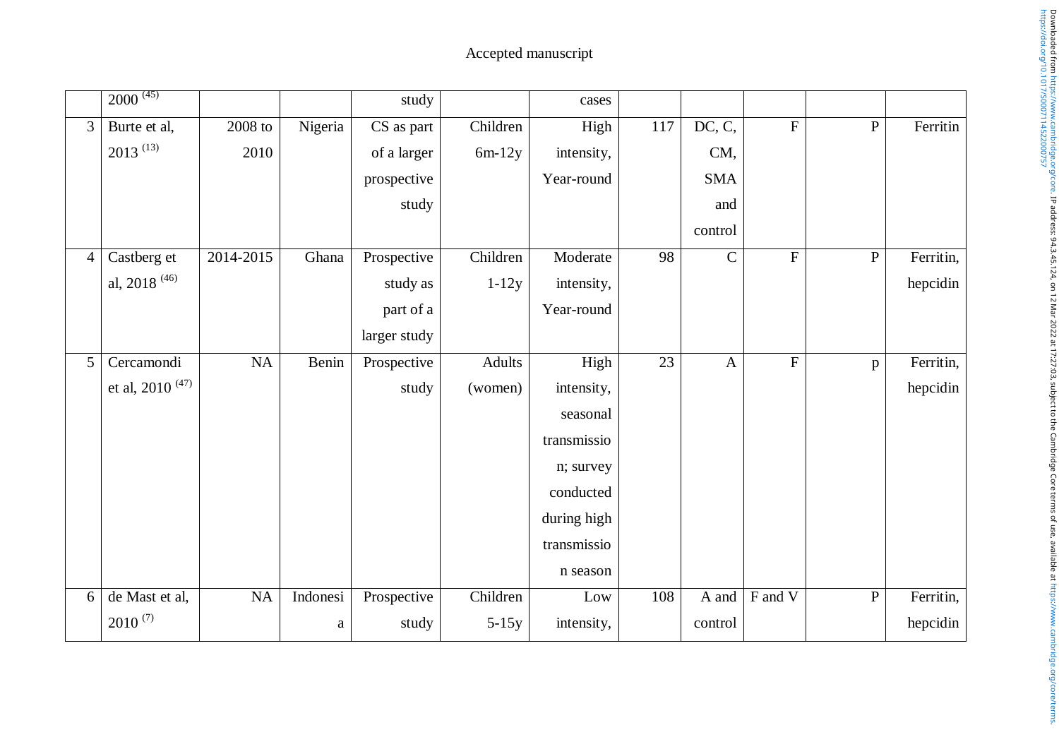Accepted manuscript

| | | | | | | | | | | |
|---|---|---|---|---|---|---|---|---|---|---|
| | 2000 [45] | | | study | | cases | | | | | |
| 3 | Burte et al, 2013 [13] | 2008 to 2010 | Nigeria | CS as part of a larger prospective study | Children 6m-12y | High intensity, Year-round | 117 | DC, C, CM, SMA and control | F | P | Ferritin |
| 4 | Castberg et al, 2018 [46] | 2014-2015 | Ghana | Prospective study as part of a larger study | Children 1-12y | Moderate intensity, Year-round | 98 | C | F | P | Ferritin, hepcidin |
| 5 | Cercamondi et al, 2010 [47] | NA | Benin | Prospective study | Adults (women) | High intensity, seasonal transmission; survey conducted during high transmission season | 23 | A | F | p | Ferritin, hepcidin |
| 6 | de Mast et al, 2010 [7] | NA | Indonesia | Prospective study | Children 5-15y | Low intensity, | 108 | A and control | F and V | P | Ferritin, hepcidin |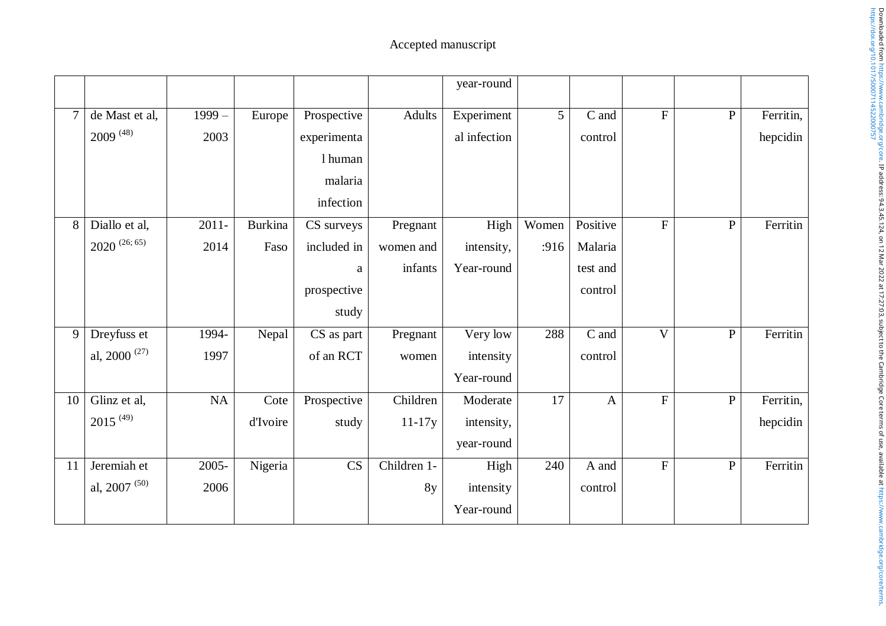Accepted manuscript

| | | | | | | year-round | | | | | |
|---|---|---|---|---|---|---|---|---|---|---|---|
| 7 | de Mast et al, 2009 [48] | 1999 – 2003 | Europe | Prospective experimental human malaria infection | Adults | Experimental infection | 5 | C and control | F | P | Ferritin, hepcidin |
| 8 | Diallo et al, 2020 [26; 65] | 2011-2014 | Burkina Faso | CS surveys included in a prospective study | Pregnant women and infants | High intensity, Year-round | Women :916 | Positive Malaria test and control | F | P | Ferritin |
| 9 | Dreyfuss et al, 2000 [27] | 1994-1997 | Nepal | CS as part of an RCT | Pregnant women | Very low intensity Year-round | 288 | C and control | V | P | Ferritin |
| 10 | Glinz et al, 2015 [49] | NA | Cote d'Ivoire | Prospective study | Children 11-17y | Moderate intensity, year-round | 17 | A | F | P | Ferritin, hepcidin |
| 11 | Jeremiah et al, 2007 [50] | 2005-2006 | Nigeria | CS | Children 1-8y | High intensity Year-round | 240 | A and control | F | P | Ferritin |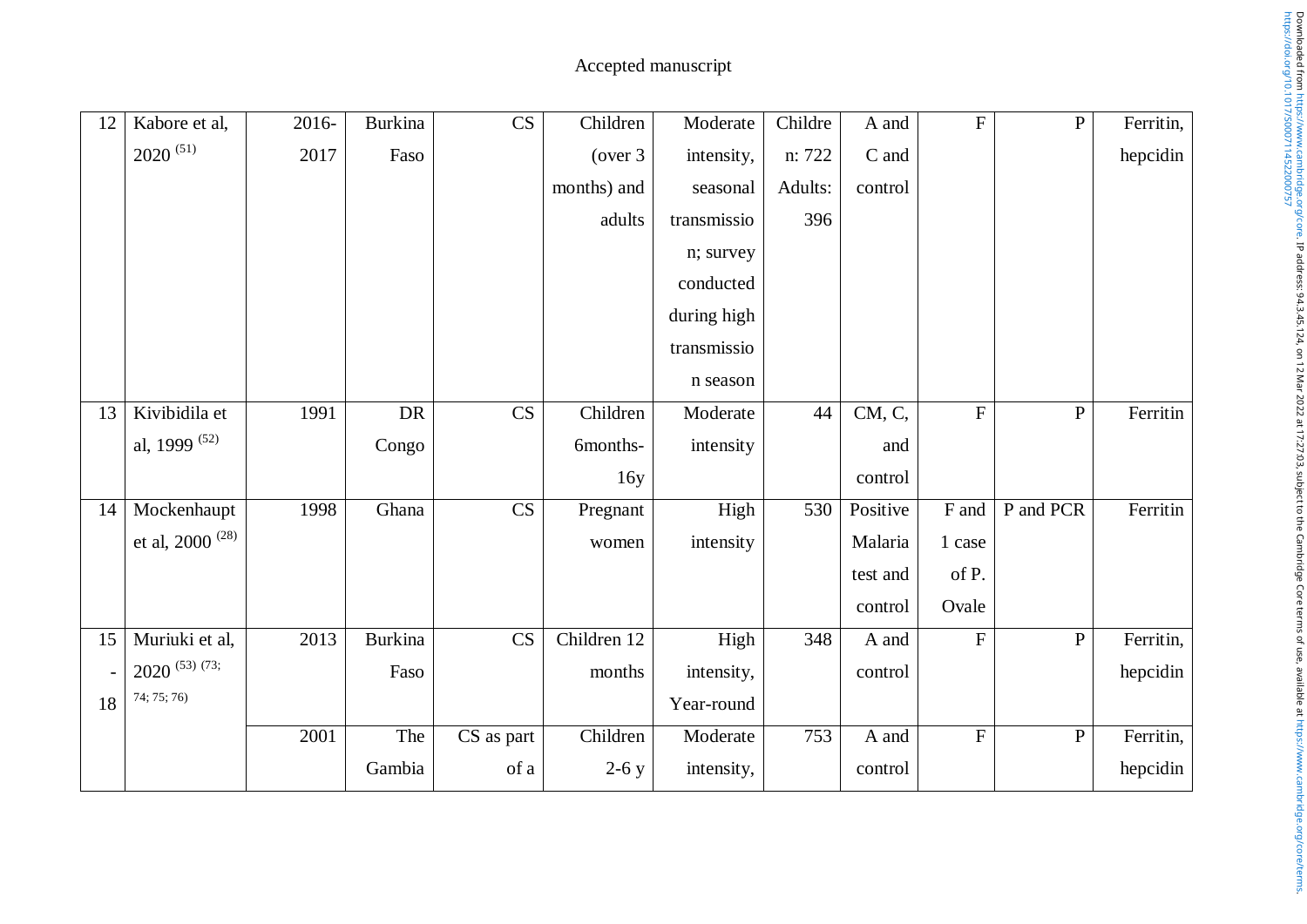Accepted manuscript

| 12 | Kabore et al, 2020 [51] | 2016-2017 | Burkina Faso | CS | Children (over 3 months) and adults | Moderate intensity, seasonal transmission; survey conducted during high transmission season | Children: 722 Adults: 396 | A and C and control | F | P | Ferritin, hepcidin |
|---|---|---|---|---|---|---|---|---|---|---|---|
| 13 | Kivibidila et al, 1999 [52] | 1991 | DR Congo | CS | Children 6months-16y | Moderate intensity | 44 | CM, C, and control | F | P | Ferritin |
| 14 | Mockenhaupt et al, 2000 [28] | 1998 | Ghana | CS | Pregnant women | High intensity | 530 | Positive Malaria test and control | F and 1 case of P. Ovale | P and PCR | Ferritin |
| 15 - 18 | Muriuki et al, 2020 [53] [73; 74; 75; 76] | 2013 | Burkina Faso | CS | Children 12 months | High intensity, Year-round | 348 | A and control | F | P | Ferritin, hepcidin |
| | | 2001 | The Gambia | CS as part of a | Children 2-6 y | Moderate intensity, | 753 | A and control | F | P | Ferritin, hepcidin |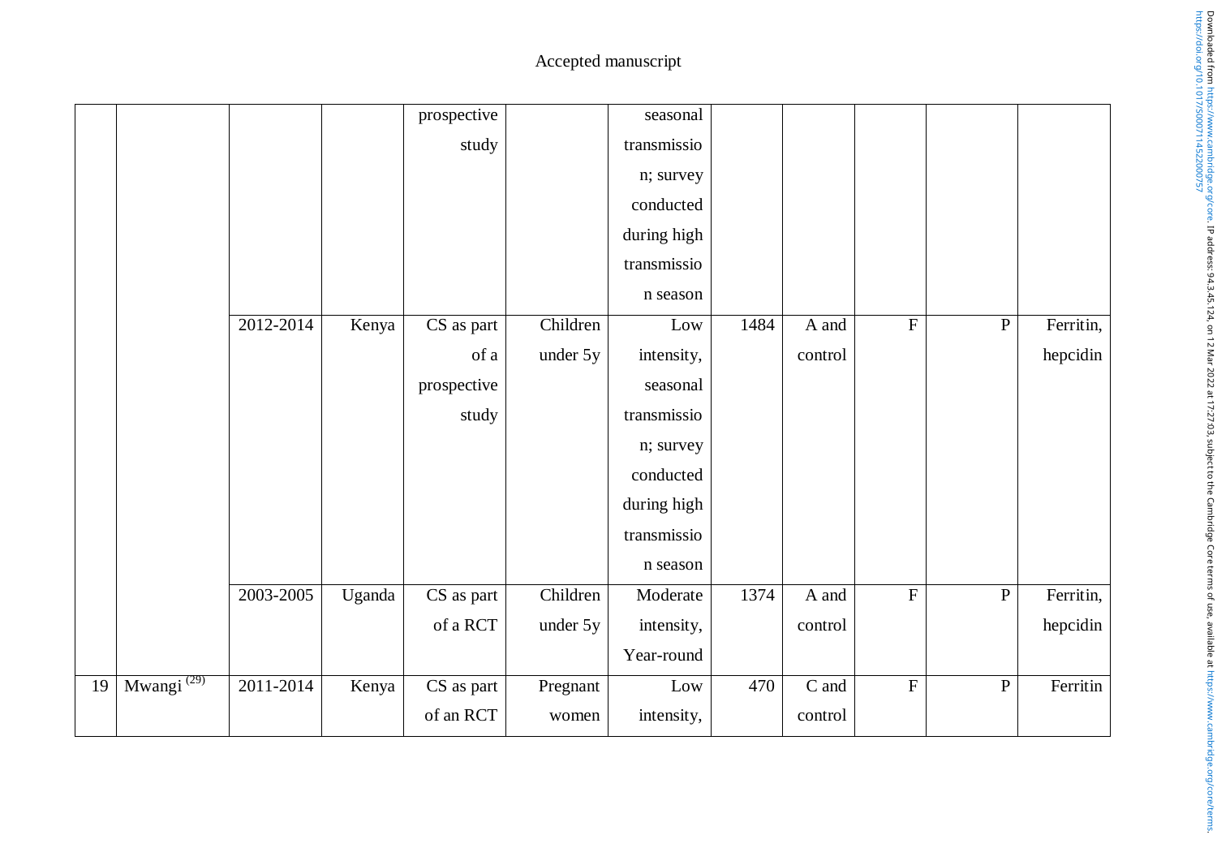| | | | | | | | | | | | |
|---|---|---|---|---|---|---|---|---|---|---|---|
| | | | | prospective study | | seasonal transmission; survey conducted during high transmission season | | | | | |
| | | 2012-2014 | Kenya | CS as part of a prospective study | Children under 5y | Low intensity, seasonal transmission; survey conducted during high transmission season | 1484 | A and control | F | P | Ferritin, hepcidin |
| | | 2003-2005 | Uganda | CS as part of a RCT | Children under 5y | Moderate intensity, Year-round | 1374 | A and control | F | P | Ferritin, hepcidin |
| 19 | Mwangi [29] | 2011-2014 | Kenya | CS as part of an RCT | Pregnant women | Low intensity, | 470 | C and control | F | P | Ferritin |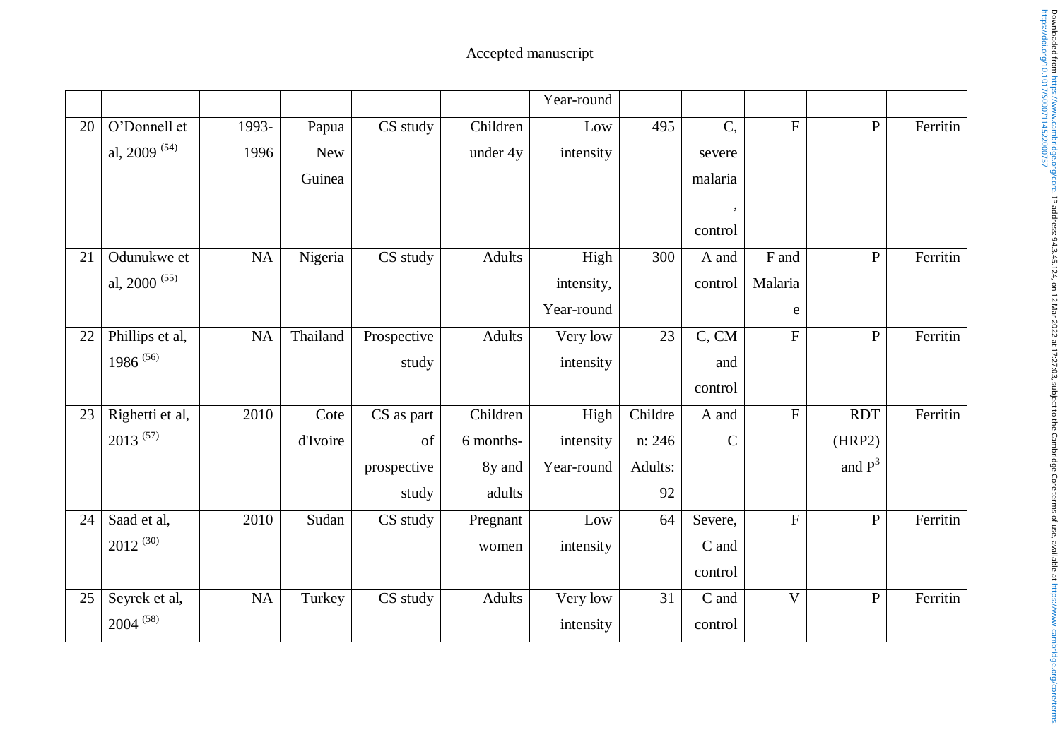Accepted manuscript

| | | | | | | | | | | | |
|---|---|---|---|---|---|---|---|---|---|---|---|
| | | | | | | Year-round | | | | | |
| 20 | O'Donnell et al, 2009 [54] | 1993-1996 | Papua New Guinea | CS study | Children under 4y | Low intensity | 495 | C, severe malaria, control | F | P | Ferritin |
| 21 | Odunukwe et al, 2000 [55] | NA | Nigeria | CS study | Adults | High intensity, Year-round | 300 | A and control | F and Malariae | P | Ferritin |
| 22 | Phillips et al, 1986 [56] | NA | Thailand | Prospective study | Adults | Very low intensity | 23 | C, CM and control | F | P | Ferritin |
| 23 | Righetti et al, 2013 [57] | 2010 | Cote d'Ivoire | CS as part of prospective study | Children 6 months-8y and adults | High intensity Year-round | Children: 246 Adults: 92 | A and C | F | RDT (HRP2) and P[3] | Ferritin |
| 24 | Saad et al, 2012 [30] | 2010 | Sudan | CS study | Pregnant women | Low intensity | 64 | Severe, C and control | F | P | Ferritin |
| 25 | Seyrek et al, 2004 [58] | NA | Turkey | CS study | Adults | Very low intensity | 31 | C and control | V | P | Ferritin |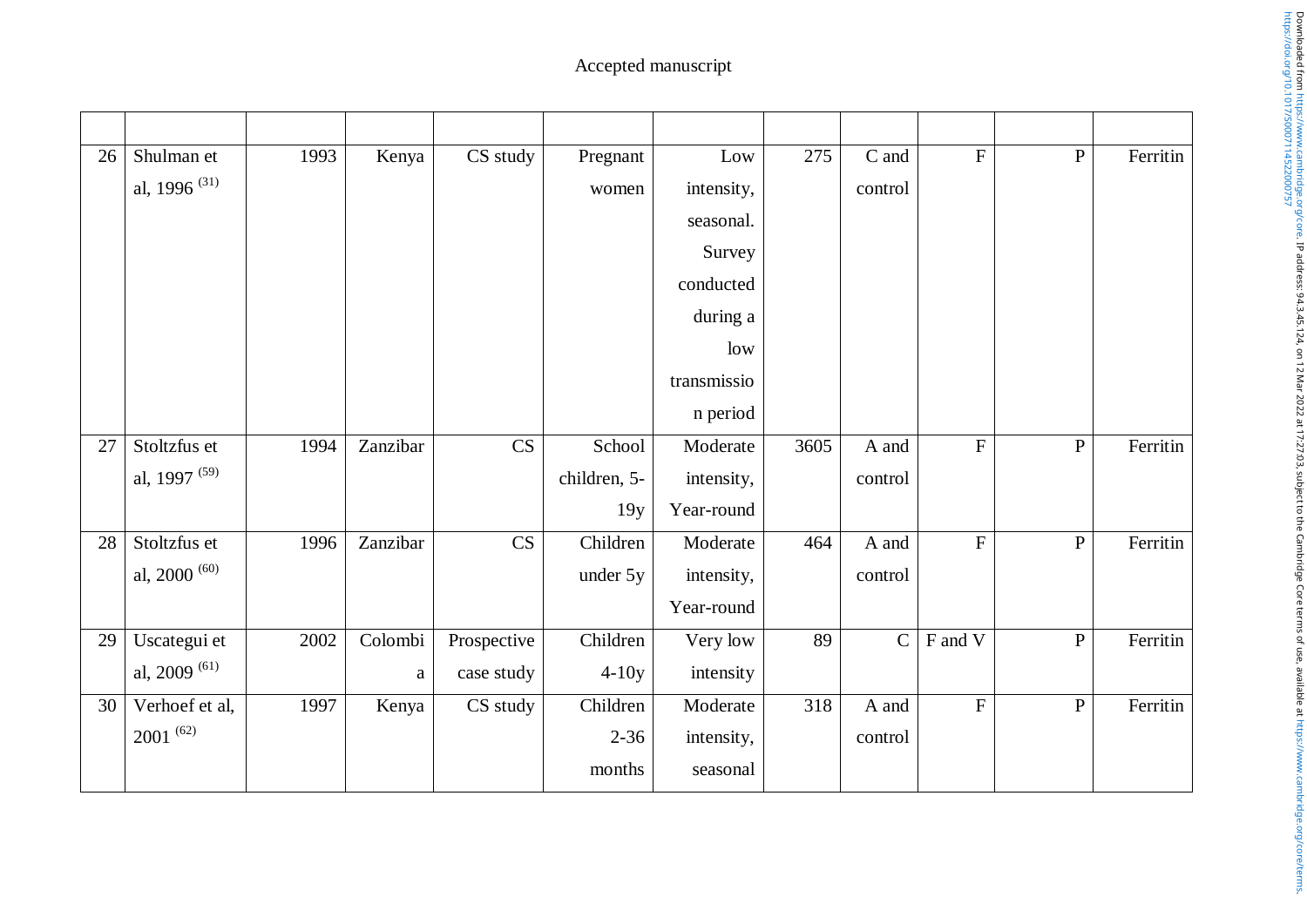Accepted manuscript

| | | | | | | | | | | | |
|---|---|---|---|---|---|---|---|---|---|---|---|
| 26 | Shulman et al, 1996 [31] | 1993 | Kenya | CS study | Pregnant women | Low intensity, seasonal. Survey conducted during a low transmission period | 275 | C and control | F | P | Ferritin |
| 27 | Stoltzfus et al, 1997 [59] | 1994 | Zanzibar | CS | School children, 5-19y | Moderate intensity, Year-round | 3605 | A and control | F | P | Ferritin |
| 28 | Stoltzfus et al, 2000 [60] | 1996 | Zanzibar | CS | Children under 5y | Moderate intensity, Year-round | 464 | A and control | F | P | Ferritin |
| 29 | Uscategui et al, 2009 [61] | 2002 | Colombia | Prospective case study | Children 4-10y | Very low intensity | 89 | C | F and V | P | Ferritin |
| 30 | Verhoef et al, 2001 [62] | 1997 | Kenya | CS study | Children 2-36 months | Moderate intensity, seasonal | 318 | A and control | F | P | Ferritin |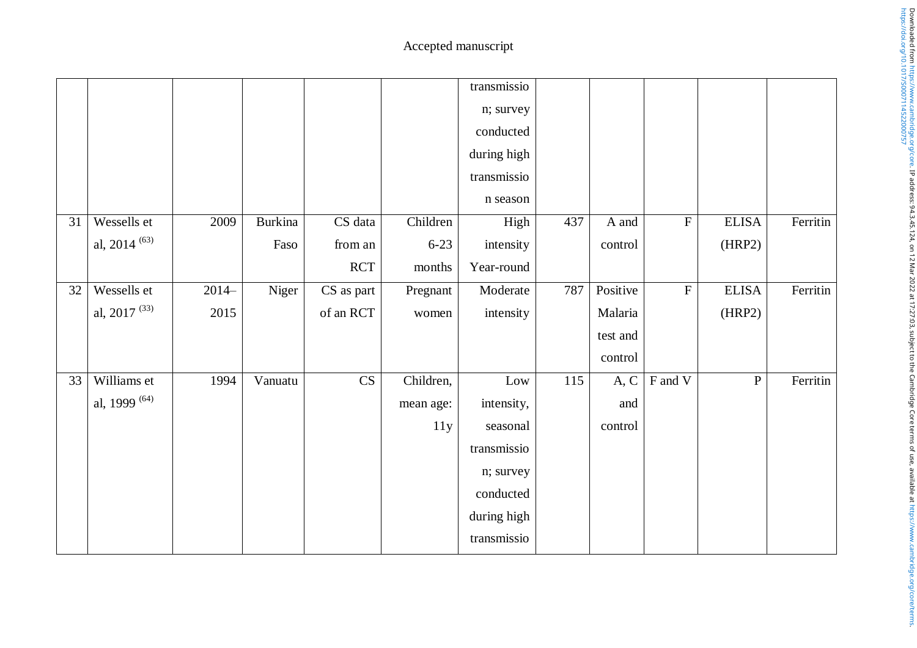|  |  |  |  |  |  | transmission; survey conducted during high transmission season |  |  |  |  |  |
|---|---|---|---|---|---|---|---|---|---|---|---|
| 31 | Wessells et al, 2014 [63] | 2009 | Burkina Faso | CS data from an RCT | Children 6-23 months | High intensity Year-round | 437 | A and control | F | ELISA (HRP2) | Ferritin |
| 32 | Wessells et al, 2017 [33] | 2014–2015 | Niger | CS as part of an RCT | Pregnant women | Moderate intensity | 787 | Positive Malaria test and control | F | ELISA (HRP2) | Ferritin |
| 33 | Williams et al, 1999 [64] | 1994 | Vanuatu | CS | Children, mean age: 11y | Low intensity, seasonal transmission; survey conducted during high transmissio | 115 | A, C and control | F and V | P | Ferritin |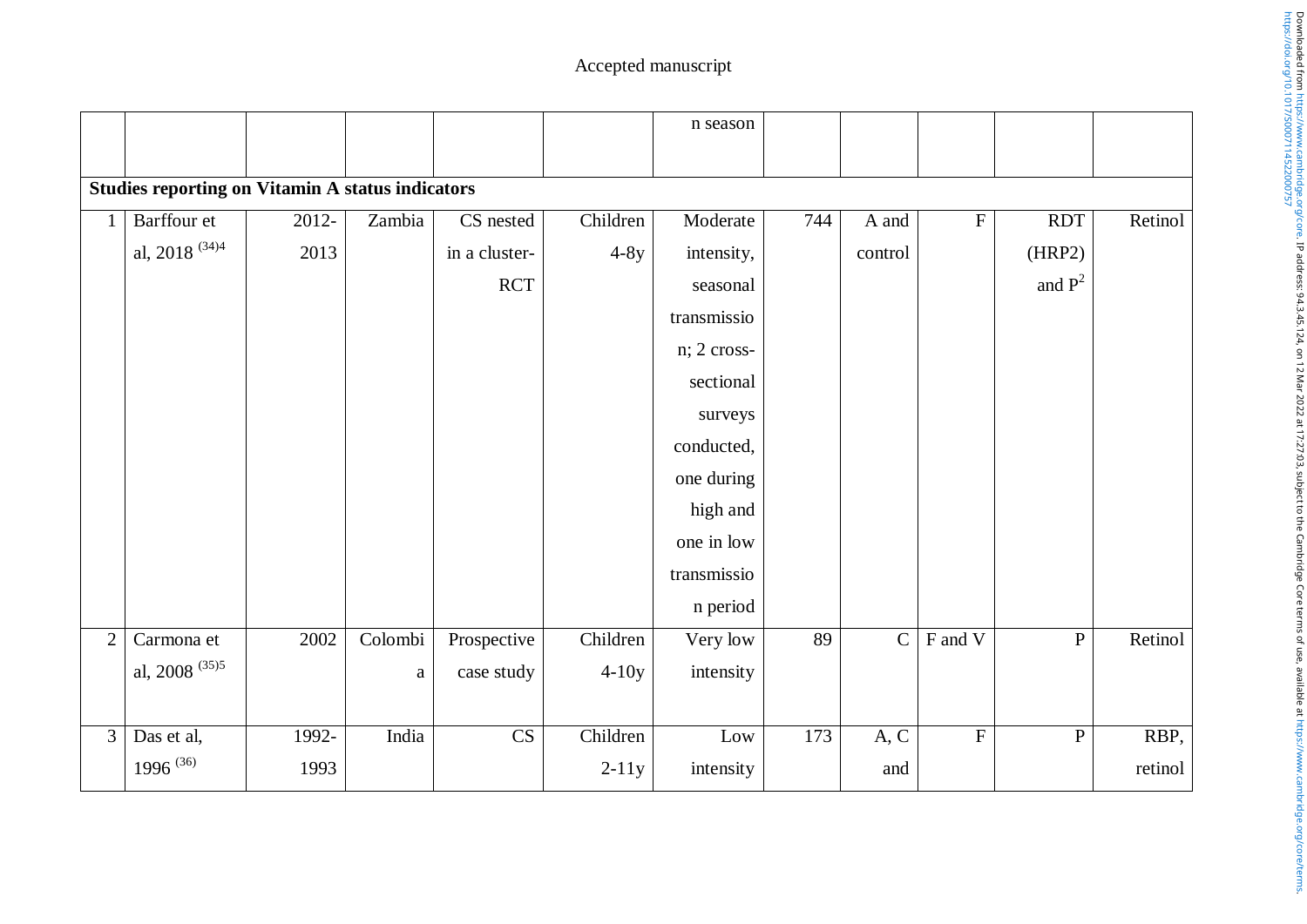|  |  |  |  |  |  |  |  |  |  |  |  |
|---|---|---|---|---|---|---|---|---|---|---|---|
|  |  |  |  |  |  | n season |  |  |  |  |  |
| **Studies reporting on Vitamin A status indicators** |  |  |  |  |  |  |  |  |  |  |  |
| 1 | Barffour et al, 2018 [(34)4] | 2012-2013 | Zambia | CS nested in a cluster-RCT | Children 4-8y | Moderate intensity, seasonal transmission; 2 cross-sectional surveys conducted, one during high and one in low transmission period | 744 | A and control | F | RDT (HRP2) and P[2] | Retinol |
| 2 | Carmona et al, 2008 [(35)5] | 2002 | Colombia | Prospective case study | Children 4-10y | Very low intensity | 89 | C | F and V | P | Retinol |
| 3 | Das et al, 1996 [(36)] | 1992-1993 | India | CS | Children 2-11y | Low intensity | 173 | A, C and | F | P | RBP, retinol |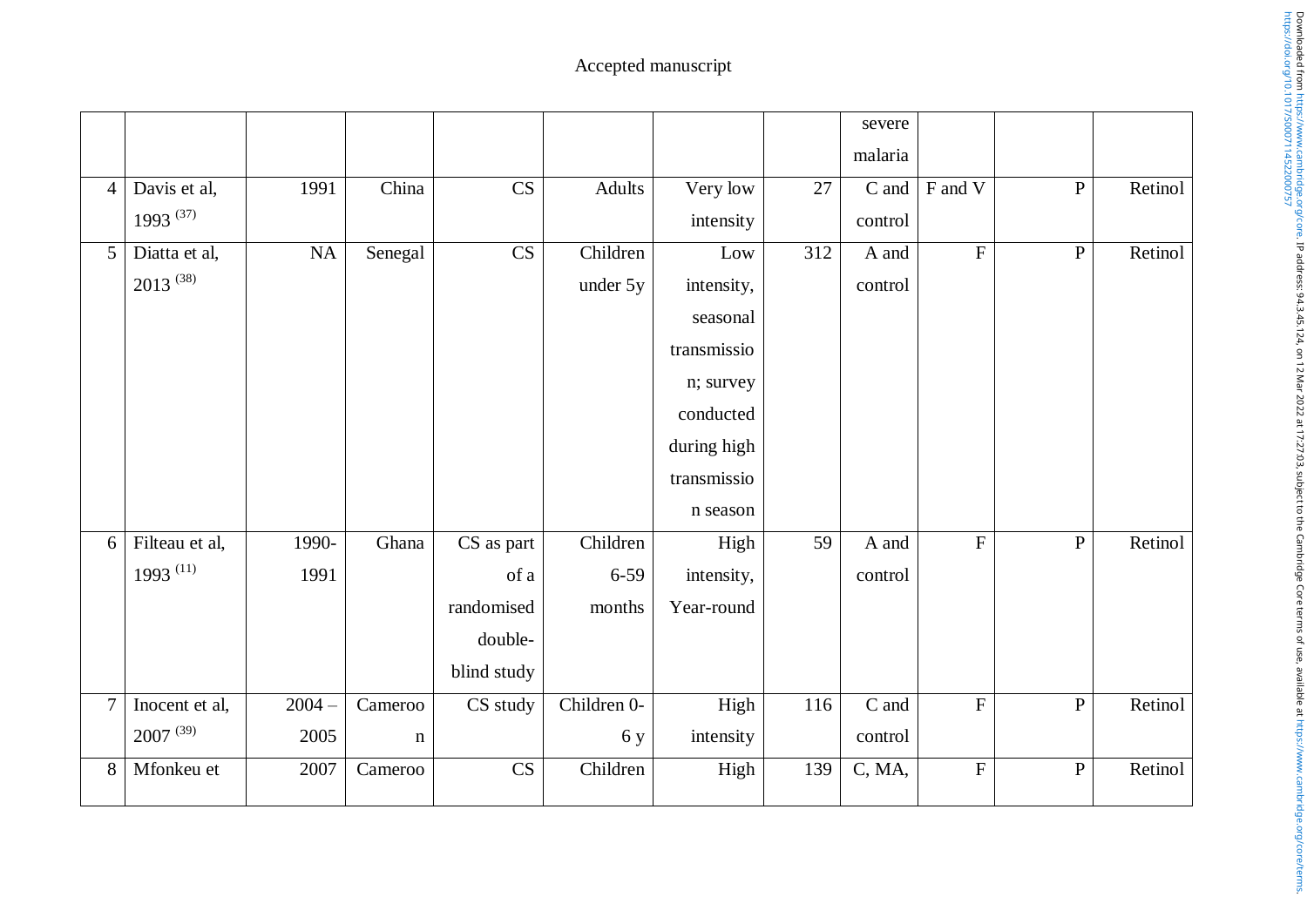| | | | | | | | | | | | |
|---|---|---|---|---|---|---|---|---|---|---|---|
| | | | | | | | | severe malaria | | | |
| 4 | Davis et al, 1993 [37] | 1991 | China | CS | Adults | Very low intensity | 27 | C and control | F and V | P | Retinol |
| 5 | Diatta et al, 2013 [38] | NA | Senegal | CS | Children under 5y | Low intensity, seasonal transmission; survey conducted during high transmission season | 312 | A and control | F | P | Retinol |
| 6 | Filteau et al, 1993 [11] | 1990-1991 | Ghana | CS as part of a randomised double-blind study | Children 6-59 months | High intensity, Year-round | 59 | A and control | F | P | Retinol |
| 7 | Inocent et al, 2007 [39] | 2004 – 2005 | Cameroon | CS study | Children 0-6 y | High intensity | 116 | C and control | F | P | Retinol |
| 8 | Mfonkeu et | 2007 | Cameroo | CS | Children | High | 139 | C, MA, | F | P | Retinol |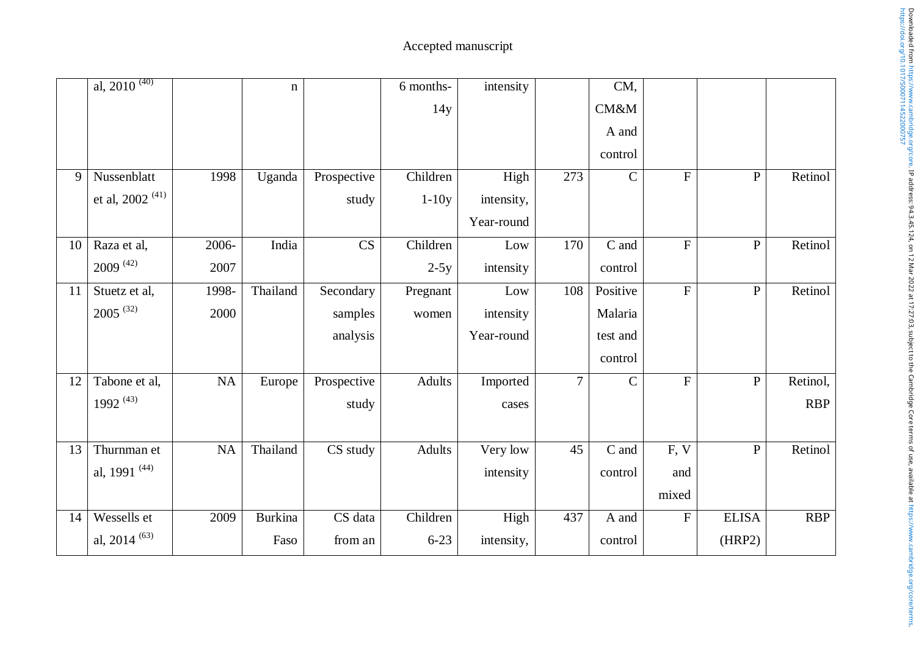|  | al, 2010 [40] |  | n |  | 6 months-14y | intensity |  | CM, CM&MA and control |  |  |  |
|---|---|---|---|---|---|---|---|---|---|---|---|
| 9 | Nussenblatt et al, 2002 [41] | 1998 | Uganda | Prospective study | Children 1-10y | High intensity, Year-round | 273 | C | F | P | Retinol |
| 10 | Raza et al, 2009 [42] | 2006-2007 | India | CS | Children 2-5y | Low intensity | 170 | C and control | F | P | Retinol |
| 11 | Stuetz et al, 2005 [32] | 1998-2000 | Thailand | Secondary samples analysis | Pregnant women | Low intensity Year-round | 108 | Positive Malaria test and control | F | P | Retinol |
| 12 | Tabone et al, 1992 [43] | NA | Europe | Prospective study | Adults | Imported cases | 7 | C | F | P | Retinol, RBP |
| 13 | Thurnman et al, 1991 [44] | NA | Thailand | CS study | Adults | Very low intensity | 45 | C and control | F, V and mixed | P | Retinol |
| 14 | Wessells et al, 2014 [63] | 2009 | Burkina Faso | CS data from an | Children 6-23 | High intensity, | 437 | A and control | F | ELISA (HRP2) | RBP |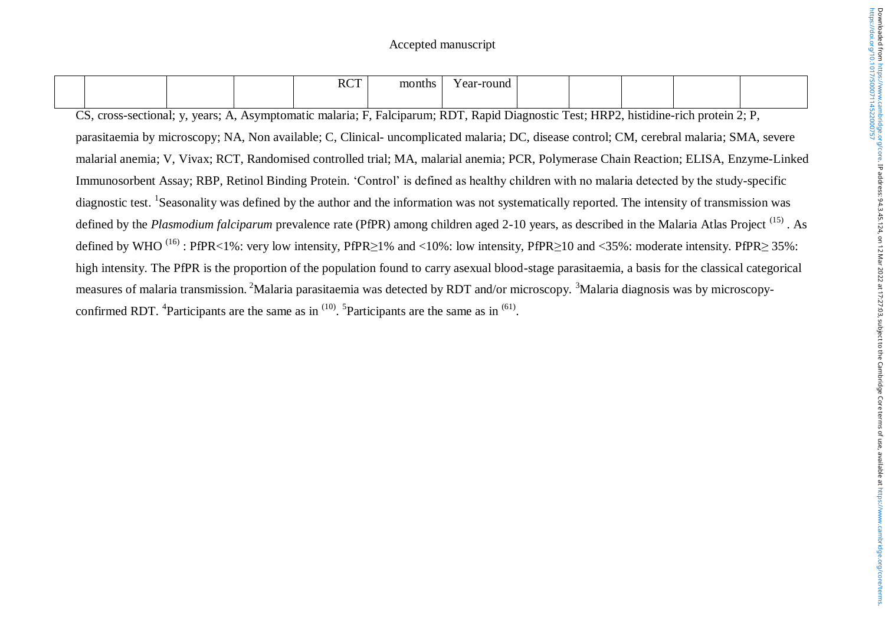Accepted manuscript

| | | | | | | | | | | | |
|---|---|---|---|---|---|---|---|---|---|---|---|
| | | | | RCT | months | Year-round | | | | | |

CS, cross-sectional; y, years; A, Asymptomatic malaria; F, Falciparum; RDT, Rapid Diagnostic Test; HRP2, histidine-rich protein 2; P, parasitaemia by microscopy; NA, Non available; C, Clinical- uncomplicated malaria; DC, disease control; CM, cerebral malaria; SMA, severe malarial anemia; V, Vivax; RCT, Randomised controlled trial; MA, malarial anemia; PCR, Polymerase Chain Reaction; ELISA, Enzyme-Linked Immunosorbent Assay; RBP, Retinol Binding Protein. 'Control' is defined as healthy children with no malaria detected by the study-specific diagnostic test. [1]Seasonality was defined by the author and the information was not systematically reported. The intensity of transmission was defined by the *Plasmodium falciparum* prevalence rate (PfPR) among children aged 2-10 years, as described in the Malaria Atlas Project [(15)] . As defined by WHO [(16)] : PfPR<1%: very low intensity, PfPR≥1% and <10%: low intensity, PfPR≥10 and <35%: moderate intensity. PfPR≥ 35%: high intensity. The PfPR is the proportion of the population found to carry asexual blood-stage parasitaemia, a basis for the classical categorical measures of malaria transmission. [2]Malaria parasitaemia was detected by RDT and/or microscopy. [3]Malaria diagnosis was by microscopy-confirmed RDT. [4]Participants are the same as in [(10)]. [5]Participants are the same as in [(61)].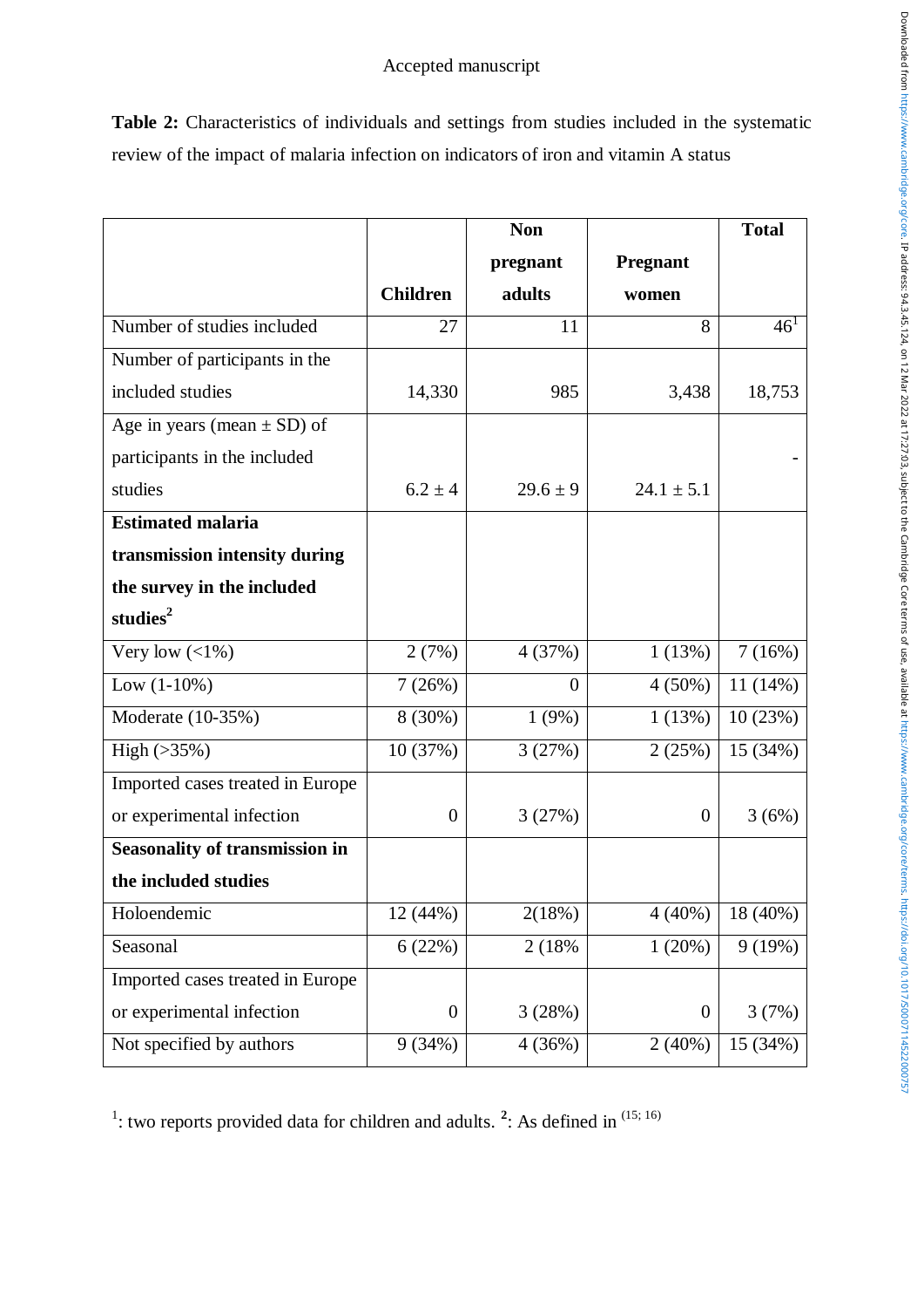**Table 2:** Characteristics of individuals and settings from studies included in the systematic review of the impact of malaria infection on indicators of iron and vitamin A status

| | Children | Non pregnant adults | Pregnant women | Total |
|---|---|---|---|---|
| Number of studies included | 27 | 11 | 8 | 46[1] |
| Number of participants in the included studies | 14,330 | 985 | 3,438 | 18,753 |
| Age in years (mean ± SD) of participants in the included studies | 6.2 ± 4 | 29.6 ± 9 | 24.1 ± 5.1 | - |
| **Estimated malaria transmission intensity during the survey in the included studies[2]** | | | | |
| Very low (<1%) | 2 (7%) | 4 (37%) | 1 (13%) | 7 (16%) |
| Low (1-10%) | 7 (26%) | 0 | 4 (50%) | 11 (14%) |
| Moderate (10-35%) | 8 (30%) | 1 (9%) | 1 (13%) | 10 (23%) |
| High (>35%) | 10 (37%) | 3 (27%) | 2 (25%) | 15 (34%) |
| Imported cases treated in Europe or experimental infection | 0 | 3 (27%) | 0 | 3 (6%) |
| **Seasonality of transmission in the included studies** | | | | |
| Holoendemic | 12 (44%) | 2(18%) | 4 (40%) | 18 (40%) |
| Seasonal | 6 (22%) | 2 (18% | 1 (20%) | 9 (19%) |
| Imported cases treated in Europe or experimental infection | 0 | 3 (28%) | 0 | 3 (7%) |
| Not specified by authors | 9 (34%) | 4 (36%) | 2 (40%) | 15 (34%) |

[1]: two reports provided data for children and adults. [2]: As defined in [15; 16]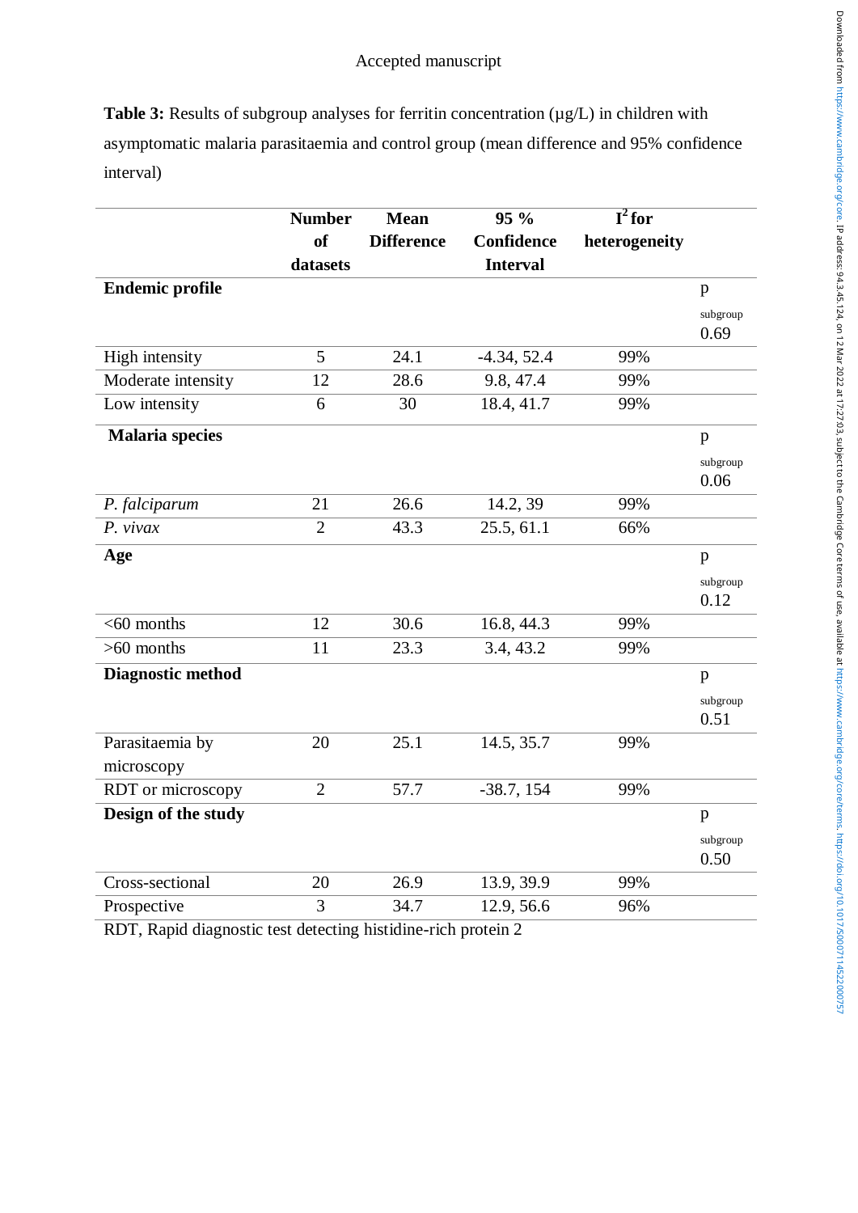**Table 3:** Results of subgroup analyses for ferritin concentration (µg/L) in children with asymptomatic malaria parasitaemia and control group (mean difference and 95% confidence interval)

| | Number of datasets | Mean Difference | 95 % Confidence Interval | $I^2$ for heterogeneity | |
|---|---|---|---|---|---|
| **Endemic profile** | | | | | p subgroup 0.69 |
| High intensity | 5 | 24.1 | -4.34, 52.4 | 99% | |
| Moderate intensity | 12 | 28.6 | 9.8, 47.4 | 99% | |
| Low intensity | 6 | 30 | 18.4, 41.7 | 99% | |
| **Malaria species** | | | | | p subgroup 0.06 |
| *P. falciparum* | 21 | 26.6 | 14.2, 39 | 99% | |
| *P. vivax* | 2 | 43.3 | 25.5, 61.1 | 66% | |
| **Age** | | | | | p subgroup 0.12 |
| <60 months | 12 | 30.6 | 16.8, 44.3 | 99% | |
| >60 months | 11 | 23.3 | 3.4, 43.2 | 99% | |
| **Diagnostic method** | | | | | p subgroup 0.51 |
| Parasitaemia by microscopy | 20 | 25.1 | 14.5, 35.7 | 99% | |
| RDT or microscopy | 2 | 57.7 | -38.7, 154 | 99% | |
| **Design of the study** | | | | | p subgroup 0.50 |
| Cross-sectional | 20 | 26.9 | 13.9, 39.9 | 99% | |
| Prospective | 3 | 34.7 | 12.9, 56.6 | 96% | |

RDT, Rapid diagnostic test detecting histidine-rich protein 2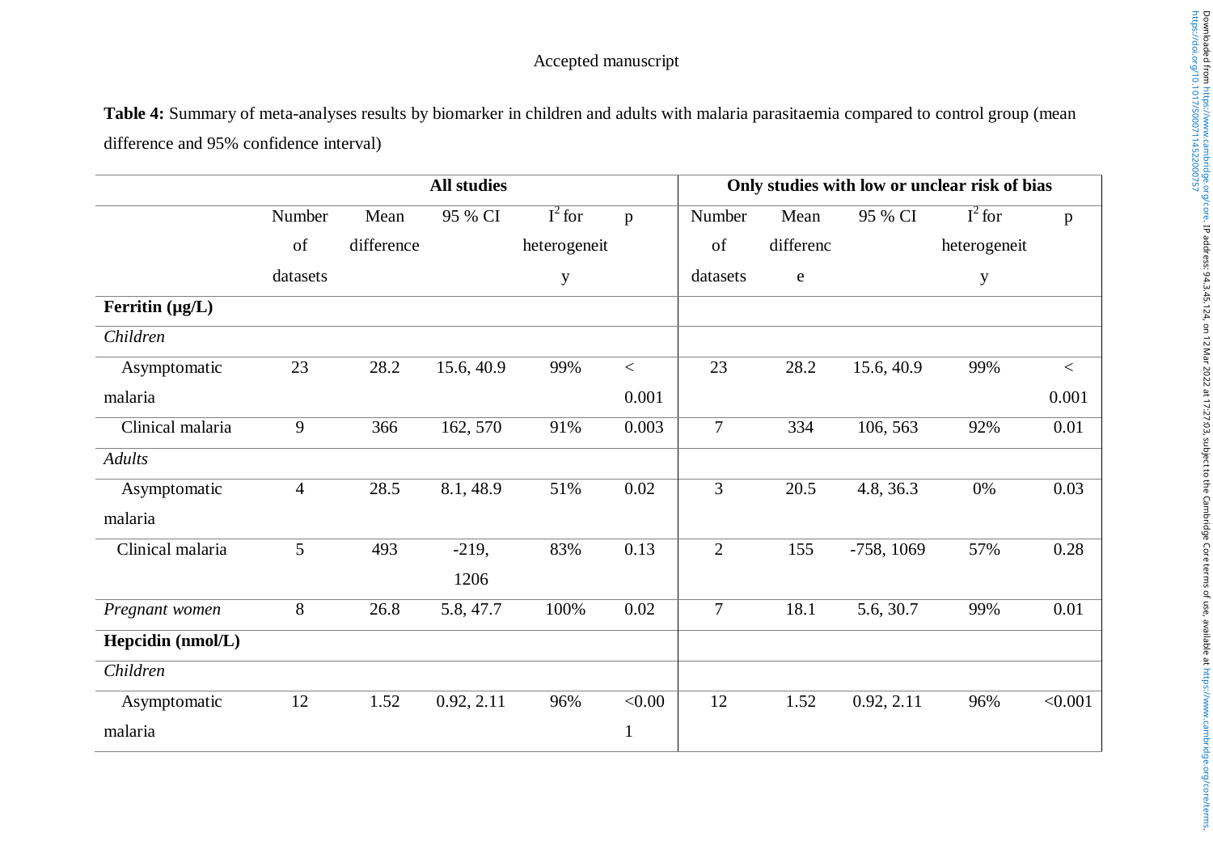Table 4: Summary of meta-analyses results by biomarker in children and adults with malaria parasitaemia compared to control group (mean difference and 95% confidence interval)

| | All studies | | | | | Only studies with low or unclear risk of bias | | | | |
|---|---|---|---|---|---|---|---|---|---|---|
| | Number of datasets | Mean difference | 95 % CI | $I^2$ for heterogeneity | p | Number of datasets | Mean difference | 95 % CI | $I^2$ for heterogeneity | p |
| **Ferritin (μg/L)** | | | | | | | | | | |
| *Children* | | | | | | | | | | |
| Asymptomatic malaria | 23 | 28.2 | 15.6, 40.9 | 99% | < 0.001 | 23 | 28.2 | 15.6, 40.9 | 99% | < 0.001 |
| Clinical malaria | 9 | 366 | 162, 570 | 91% | 0.003 | 7 | 334 | 106, 563 | 92% | 0.01 |
| *Adults* | | | | | | | | | | |
| Asymptomatic malaria | 4 | 28.5 | 8.1, 48.9 | 51% | 0.02 | 3 | 20.5 | 4.8, 36.3 | 0% | 0.03 |
| Clinical malaria | 5 | 493 | -219, 1206 | 83% | 0.13 | 2 | 155 | -758, 1069 | 57% | 0.28 |
| *Pregnant women* | 8 | 26.8 | 5.8, 47.7 | 100% | 0.02 | 7 | 18.1 | 5.6, 30.7 | 99% | 0.01 |
| **Hepcidin (nmol/L)** | | | | | | | | | | |
| *Children* | | | | | | | | | | |
| Asymptomatic malaria | 12 | 1.52 | 0.92, 2.11 | 96% | <0.001 | 12 | 1.52 | 0.92, 2.11 | 96% | <0.001 |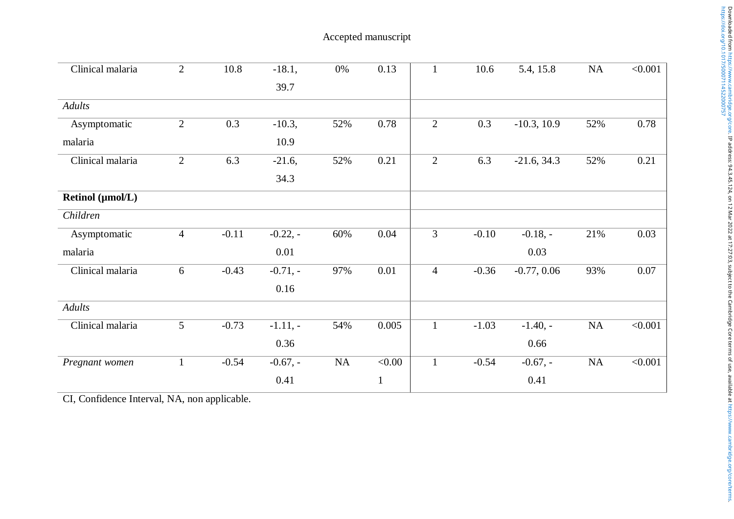| | | | | | | | | | | |
|---|---|---|---|---|---|---|---|---|---|---|
| Clinical malaria | 2 | 10.8 | -18.1, 39.7 | 0% | 0.13 | 1 | 10.6 | 5.4, 15.8 | NA | <0.001 |
| *Adults* | | | | | | | | | | |
| Asymptomatic malaria | 2 | 0.3 | -10.3, 10.9 | 52% | 0.78 | 2 | 0.3 | -10.3, 10.9 | 52% | 0.78 |
| Clinical malaria | 2 | 6.3 | -21.6, 34.3 | 52% | 0.21 | 2 | 6.3 | -21.6, 34.3 | 52% | 0.21 |
| **Retinol (µmol/L)** | | | | | | | | | | |
| *Children* | | | | | | | | | | |
| Asymptomatic malaria | 4 | -0.11 | -0.22, -0.01 | 60% | 0.04 | 3 | -0.10 | -0.18, -0.03 | 21% | 0.03 |
| Clinical malaria | 6 | -0.43 | -0.71, -0.16 | 97% | 0.01 | 4 | -0.36 | -0.77, 0.06 | 93% | 0.07 |
| *Adults* | | | | | | | | | | |
| Clinical malaria | 5 | -0.73 | -1.11, -0.36 | 54% | 0.005 | 1 | -1.03 | -1.40, -0.66 | NA | <0.001 |
| *Pregnant women* | 1 | -0.54 | -0.67, -0.41 | NA | <0.001 | 1 | -0.54 | -0.67, -0.41 | NA | <0.001 |

CI, Confidence Interval, NA, non applicable.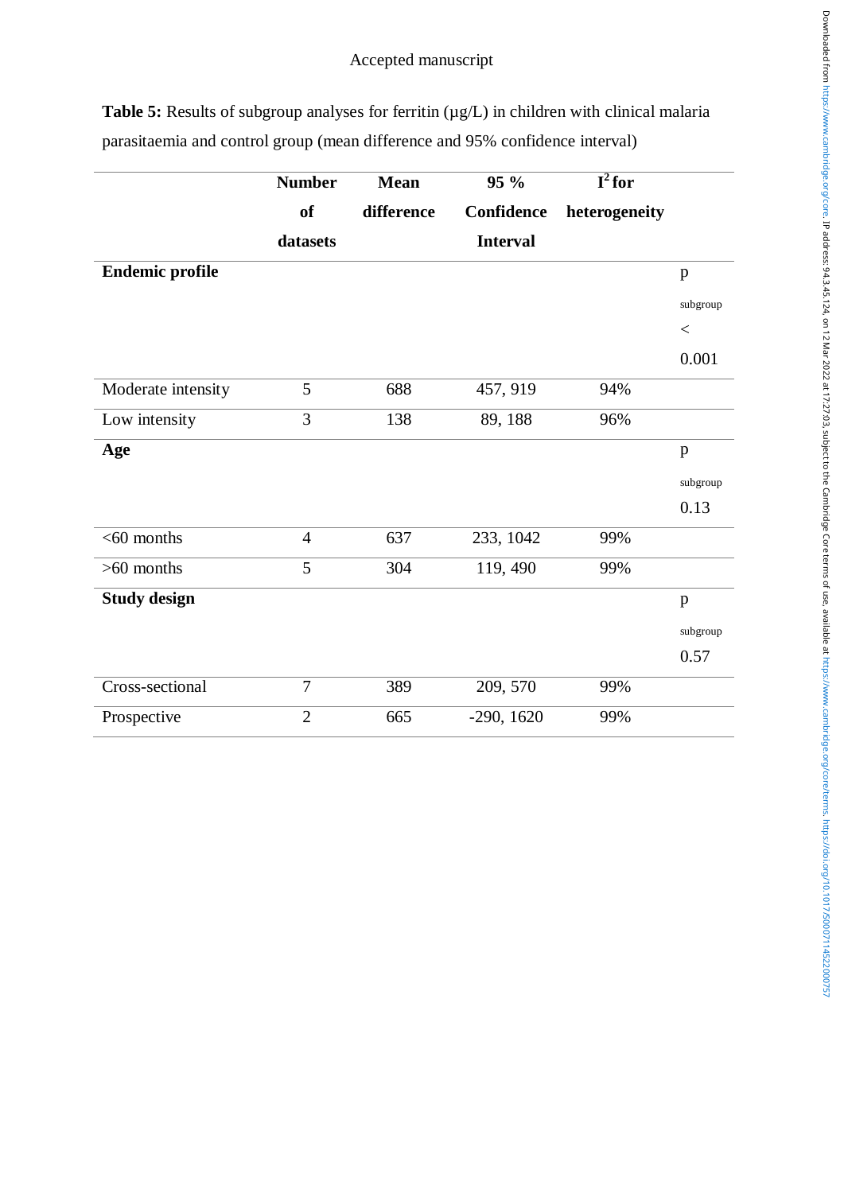**Table 5:** Results of subgroup analyses for ferritin (µg/L) in children with clinical malaria parasitaemia and control group (mean difference and 95% confidence interval)

| | Number of datasets | Mean difference | 95 % Confidence Interval | $I^2$ for heterogeneity | |
|---|---|---|---|---|---|
| **Endemic profile** | | | | | p subgroup < 0.001 |
| Moderate intensity | 5 | 688 | 457, 919 | 94% | |
| Low intensity | 3 | 138 | 89, 188 | 96% | |
| **Age** | | | | | p subgroup 0.13 |
| <60 months | 4 | 637 | 233, 1042 | 99% | |
| >60 months | 5 | 304 | 119, 490 | 99% | |
| **Study design** | | | | | p subgroup 0.57 |
| Cross-sectional | 7 | 389 | 209, 570 | 99% | |
| Prospective | 2 | 665 | -290, 1620 | 99% | |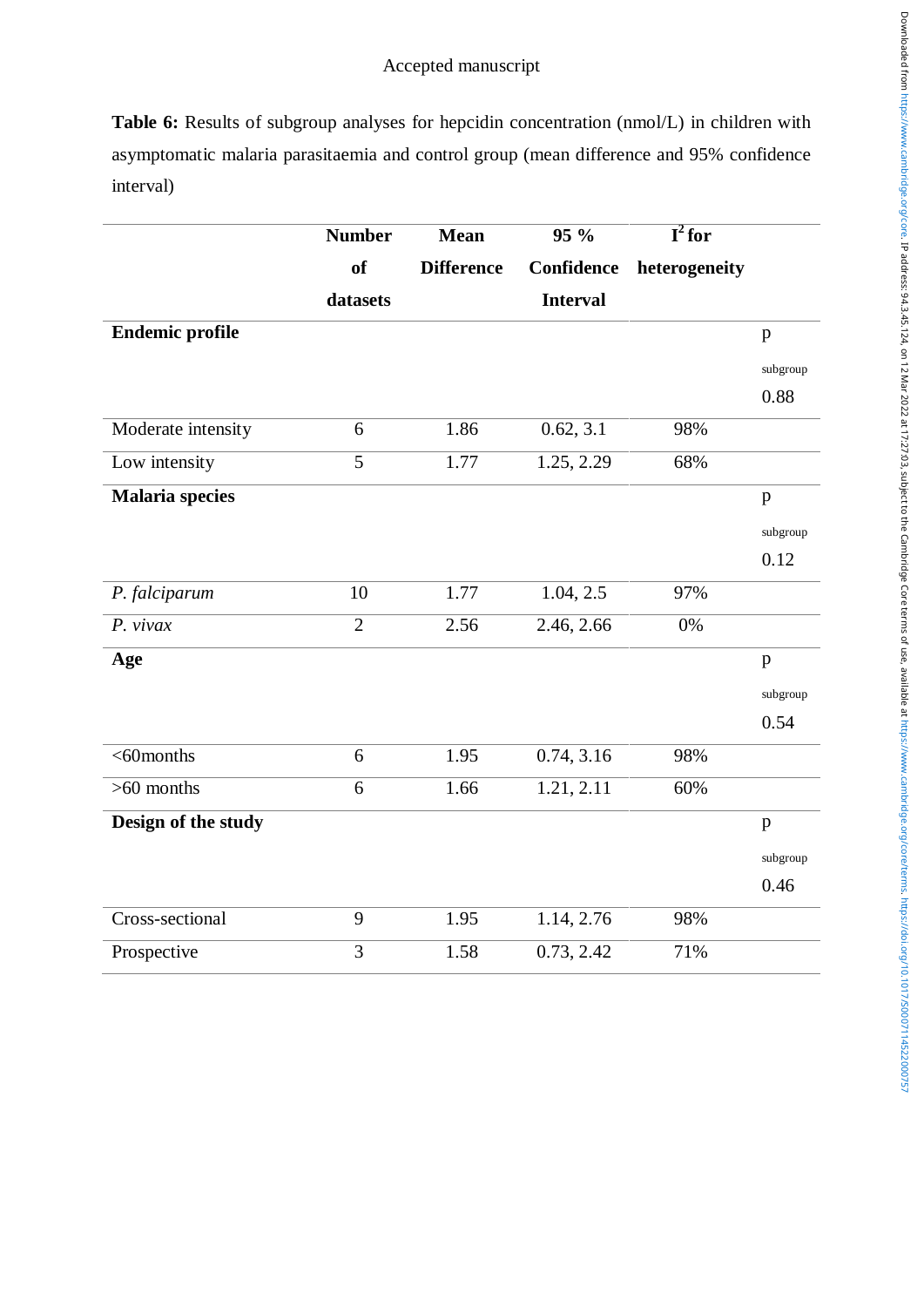**Table 6:** Results of subgroup analyses for hepcidin concentration (nmol/L) in children with asymptomatic malaria parasitaemia and control group (mean difference and 95% confidence interval)

| | Number of datasets | Mean Difference | 95 % Confidence Interval | $I^2$ for heterogeneity | |
|---|---|---|---|---|---|
| **Endemic profile** | | | | | p subgroup 0.88 |
| Moderate intensity | 6 | 1.86 | 0.62, 3.1 | 98% | |
| Low intensity | 5 | 1.77 | 1.25, 2.29 | 68% | |
| **Malaria species** | | | | | p subgroup 0.12 |
| *P. falciparum* | 10 | 1.77 | 1.04, 2.5 | 97% | |
| *P. vivax* | 2 | 2.56 | 2.46, 2.66 | 0% | |
| **Age** | | | | | p subgroup 0.54 |
| <60months | 6 | 1.95 | 0.74, 3.16 | 98% | |
| >60 months | 6 | 1.66 | 1.21, 2.11 | 60% | |
| **Design of the study** | | | | | p subgroup 0.46 |
| Cross-sectional | 9 | 1.95 | 1.14, 2.76 | 98% | |
| Prospective | 3 | 1.58 | 0.73, 2.42 | 71% | |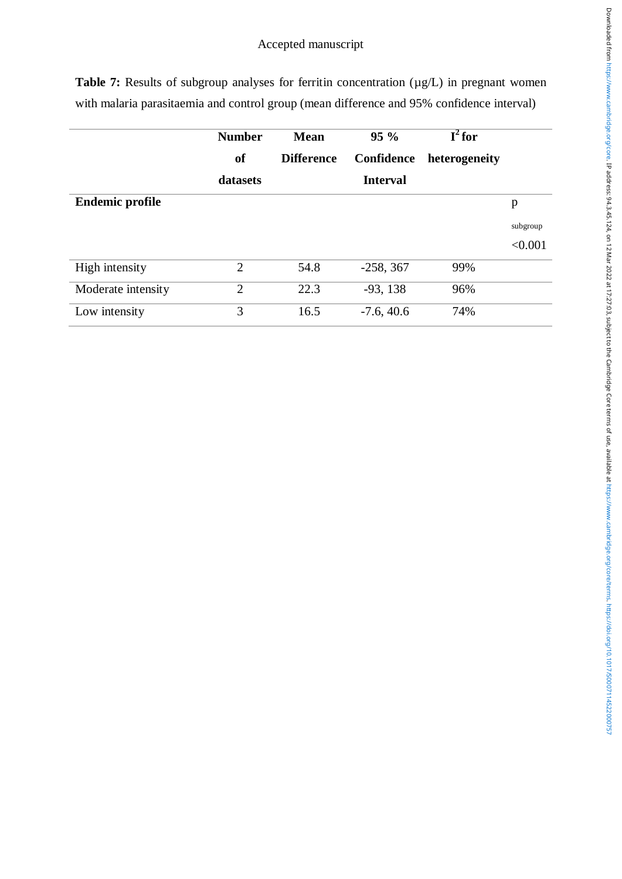**Table 7:** Results of subgroup analyses for ferritin concentration (µg/L) in pregnant women with malaria parasitaemia and control group (mean difference and 95% confidence interval)

| | Number of datasets | Mean Difference | 95 % Confidence Interval | $I^2$ for heterogeneity | |
|---|---|---|---|---|---|
| **Endemic profile** | | | | | $p_{subgroup}$ <0.001 |
| High intensity | 2 | 54.8 | -258, 367 | 99% | |
| Moderate intensity | 2 | 22.3 | -93, 138 | 96% | |
| Low intensity | 3 | 16.5 | -7.6, 40.6 | 74% | |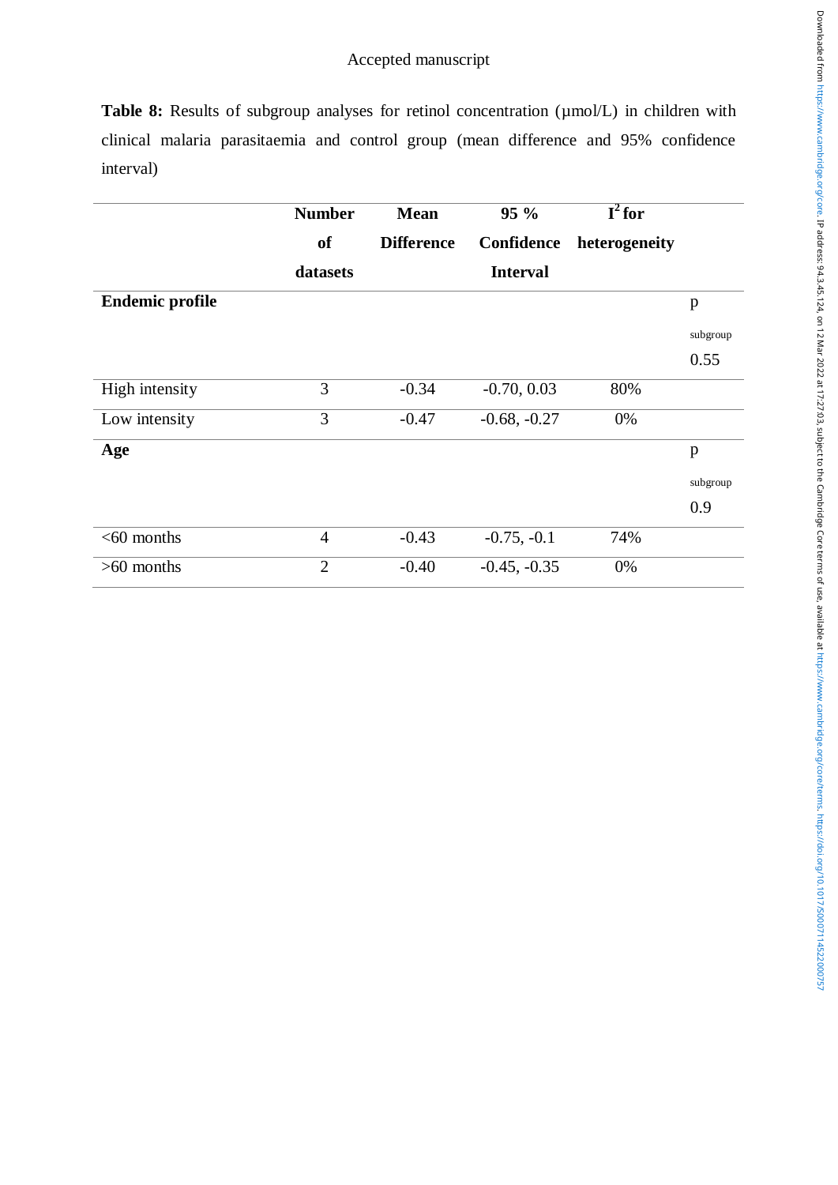**Table 8:** Results of subgroup analyses for retinol concentration (µmol/L) in children with clinical malaria parasitaemia and control group (mean difference and 95% confidence interval)

| | Number of datasets | Mean Difference | 95 % Confidence Interval | $I^2$ for heterogeneity | |
|---|---|---|---|---|---|
| **Endemic profile** | | | | | p subgroup 0.55 |
| High intensity | 3 | -0.34 | -0.70, 0.03 | 80% | |
| Low intensity | 3 | -0.47 | -0.68, -0.27 | 0% | |
| **Age** | | | | | p subgroup 0.9 |
| <60 months | 4 | -0.43 | -0.75, -0.1 | 74% | |
| >60 months | 2 | -0.40 | -0.45, -0.35 | 0% | |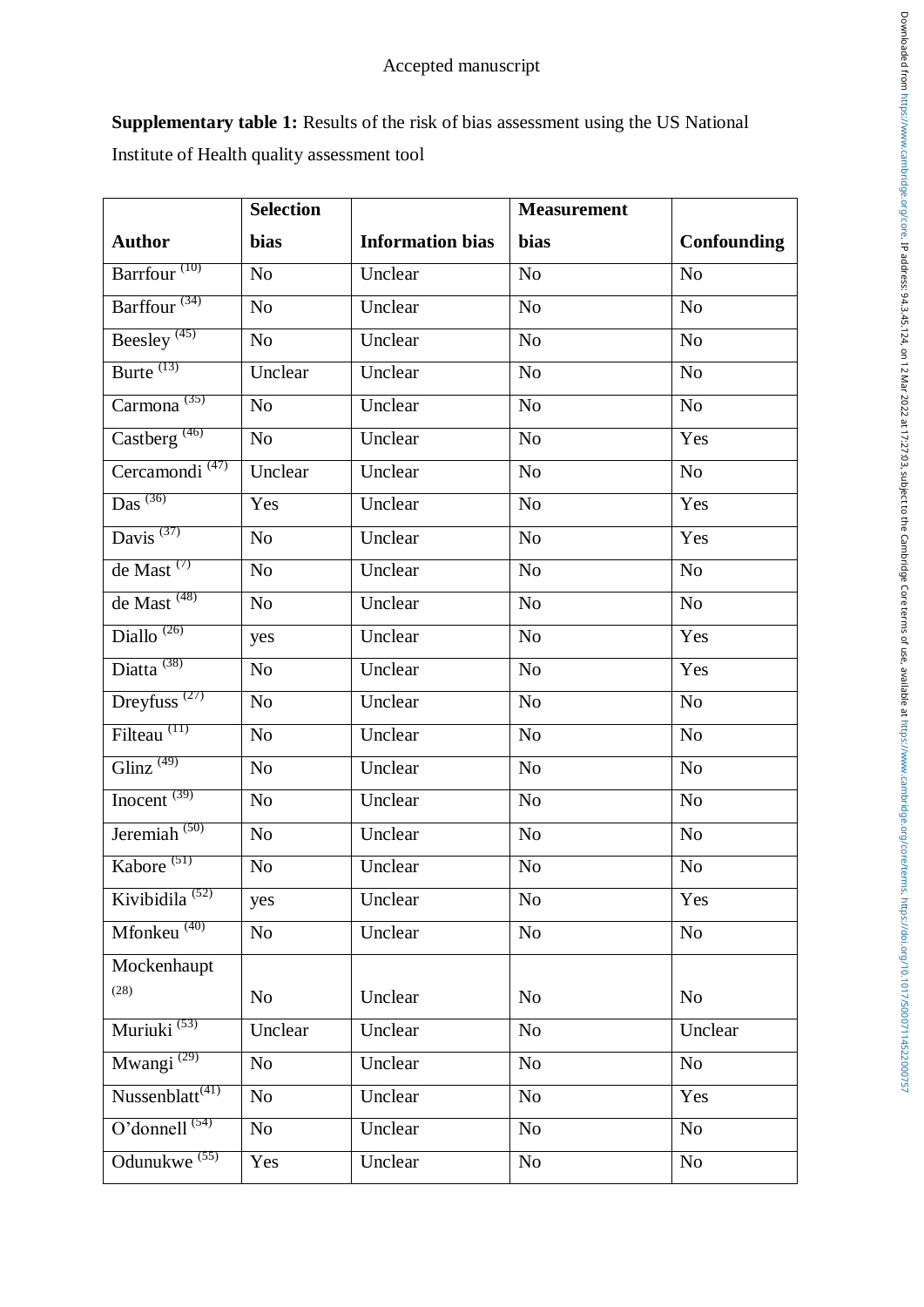**Supplementary table 1:** Results of the risk of bias assessment using the US National Institute of Health quality assessment tool

| Author | Selection bias | Information bias | Measurement bias | Confounding |
|---|---|---|---|---|
| Barrfour [10] | No | Unclear | No | No |
| Barffour [34] | No | Unclear | No | No |
| Beesley [45] | No | Unclear | No | No |
| Burte [13] | Unclear | Unclear | No | No |
| Carmona [35] | No | Unclear | No | No |
| Castberg [46] | No | Unclear | No | Yes |
| Cercamondi [47] | Unclear | Unclear | No | No |
| Das [36] | Yes | Unclear | No | Yes |
| Davis [37] | No | Unclear | No | Yes |
| de Mast [7] | No | Unclear | No | No |
| de Mast [48] | No | Unclear | No | No |
| Diallo [26] | yes | Unclear | No | Yes |
| Diatta [38] | No | Unclear | No | Yes |
| Dreyfuss [27] | No | Unclear | No | No |
| Filteau [11] | No | Unclear | No | No |
| Glinz [49] | No | Unclear | No | No |
| Inocent [39] | No | Unclear | No | No |
| Jeremiah [50] | No | Unclear | No | No |
| Kabore [51] | No | Unclear | No | No |
| Kivibidila [52] | yes | Unclear | No | Yes |
| Mfonkeu [40] | No | Unclear | No | No |
| Mockenhaupt [28] | No | Unclear | No | No |
| Muriuki [53] | Unclear | Unclear | No | Unclear |
| Mwangi [29] | No | Unclear | No | No |
| Nussenblatt[41] | No | Unclear | No | Yes |
| O'donnell [54] | No | Unclear | No | No |
| Odunukwe [55] | Yes | Unclear | No | No |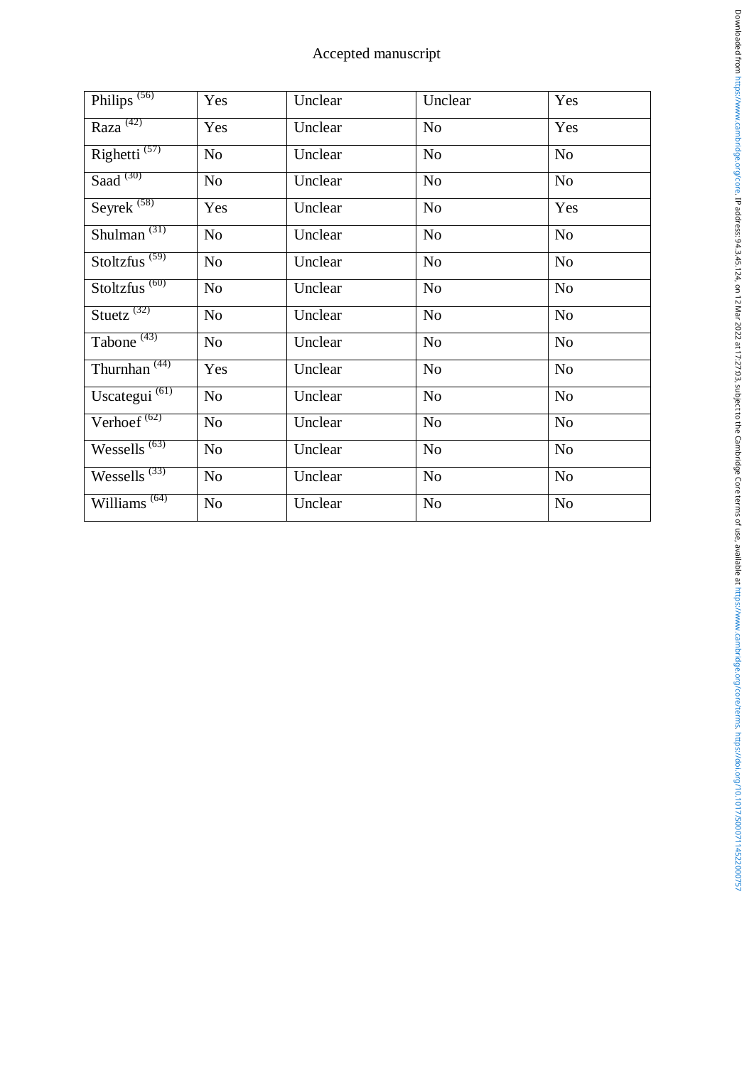| Philips [56] | Yes | Unclear | Unclear | Yes |
|---|---|---|---|---|
| Raza [42] | Yes | Unclear | No | Yes |
| Righetti [57] | No | Unclear | No | No |
| Saad [30] | No | Unclear | No | No |
| Seyrek [58] | Yes | Unclear | No | Yes |
| Shulman [31] | No | Unclear | No | No |
| Stoltzfus [59] | No | Unclear | No | No |
| Stoltzfus [60] | No | Unclear | No | No |
| Stuetz [32] | No | Unclear | No | No |
| Tabone [43] | No | Unclear | No | No |
| Thurnhan [44] | Yes | Unclear | No | No |
| Uscategui [61] | No | Unclear | No | No |
| Verhoef [62] | No | Unclear | No | No |
| Wessells [63] | No | Unclear | No | No |
| Wessells [33] | No | Unclear | No | No |
| Williams [64] | No | Unclear | No | No |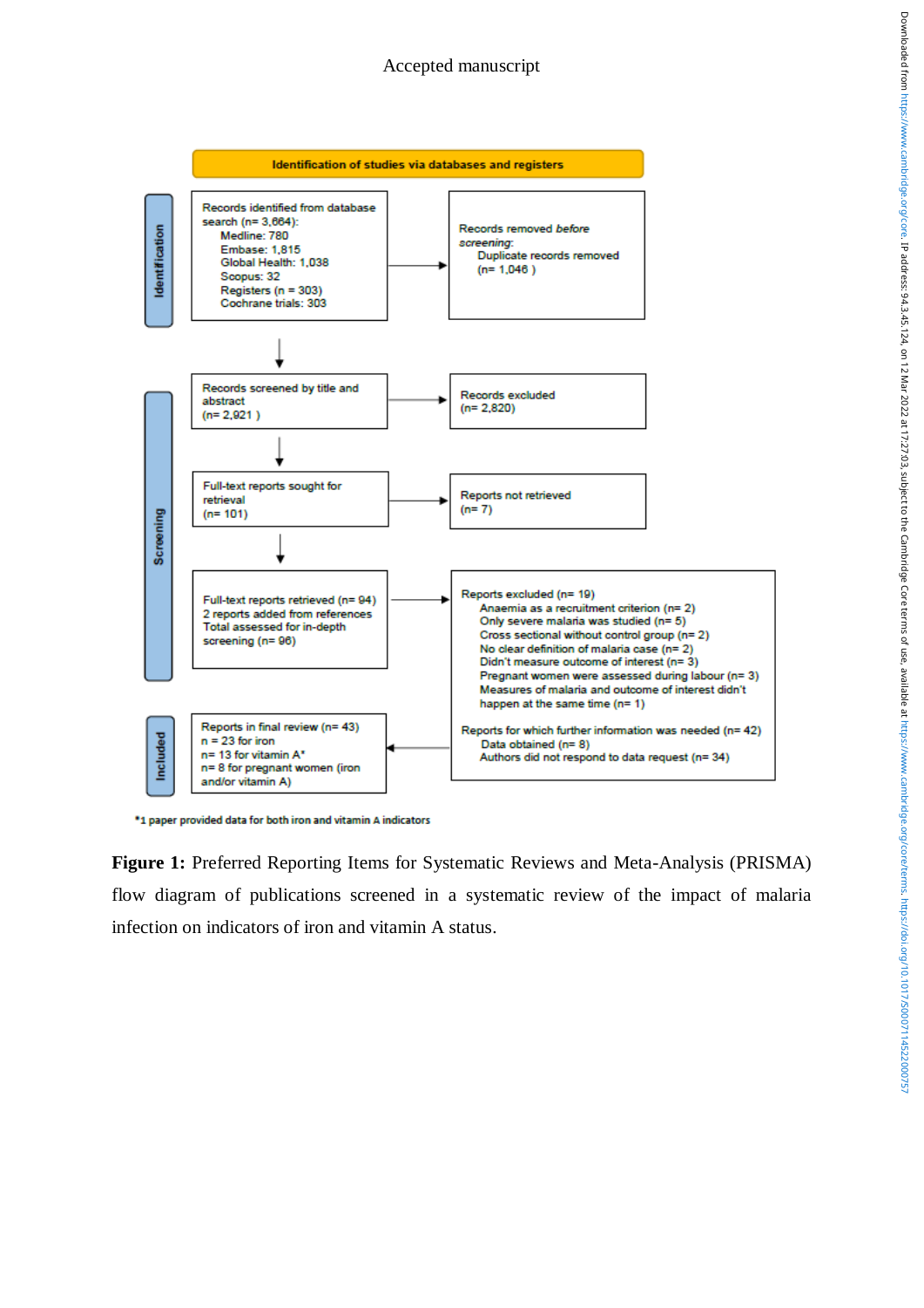Accepted manuscript

**Identification of studies via databases and registers**

**Identification**

Records identified from database search (n= 3,664):
- Medline: 780
- Embase: 1,815
- Global Health: 1,038
- Scopus: 32
- Registers (n = 303)
- Cochrane trials: 303

Records removed *before screening*:
- Duplicate records removed (n= 1,046 )

**Screening**

Records screened by title and abstract (n= 2,921 )

Records excluded (n= 2,820)

Full-text reports sought for retrieval (n= 101)

Reports not retrieved (n= 7)

Full-text reports retrieved (n= 94)
2 reports added from references
Total assessed for in-depth screening (n= 96)

Reports excluded (n= 19)
- Anaemia as a recruitment criterion (n= 2)
- Only severe malaria was studied (n= 5)
- Cross sectional without control group (n= 2)
- No clear definition of malaria case (n= 2)
- Didn't measure outcome of interest (n= 3)
- Pregnant women were assessed during labour (n= 3)
- Measures of malaria and outcome of interest didn't happen at the same time (n= 1)

Reports for which further information was needed (n= 42)
- Data obtained (n= 8)
- Authors did not respond to data request (n= 34)

**Included**

Reports in final review (n= 43)
- n = 23 for iron
- n= 13 for vitamin A*
- n= 8 for pregnant women (iron and/or vitamin A)

*1 paper provided data for both iron and vitamin A indicators

**Figure 1:** Preferred Reporting Items for Systematic Reviews and Meta-Analysis (PRISMA) flow diagram of publications screened in a systematic review of the impact of malaria infection on indicators of iron and vitamin A status.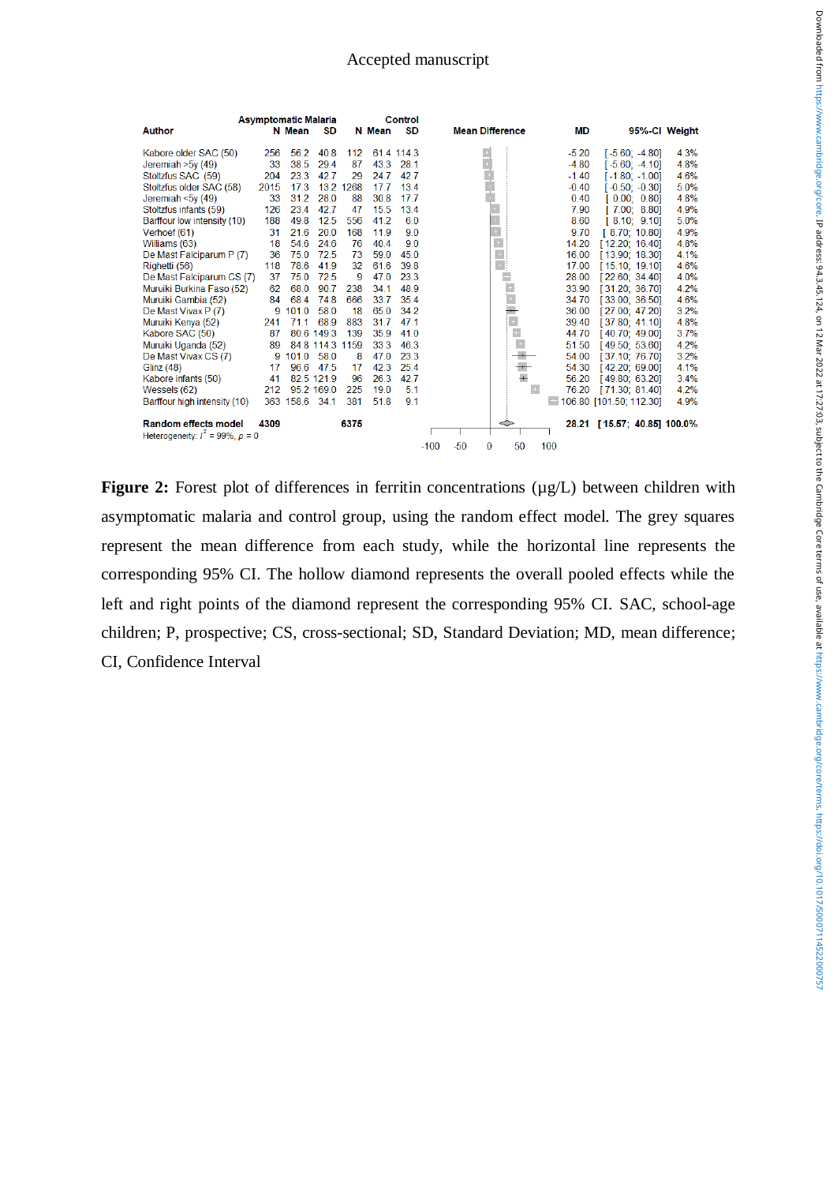| Author | Asymptomatic Malaria N | Mean | SD | Control N | Mean | SD | MD | 95%-CI | Weight |
|---|---|---|---|---|---|---|---|---|---|
| Kabore older SAC (50) | 256 | 56.2 | 40.8 | 112 | 61.4 | 114.3 | -5.20 | [-5.60; -4.80] | 4.3% |
| Jeremiah >5y (49) | 33 | 38.5 | 29.4 | 87 | 43.3 | 28.1 | -4.80 | [-5.60; -4.10] | 4.8% |
| Stoltzfus SAC (59) | 204 | 23.3 | 42.7 | 29 | 24.7 | 42.7 | -1.40 | [-1.80; -1.00] | 4.6% |
| Stoltzfus older SAC (58) | 2015 | 17.3 | 13.2 | 1268 | 17.7 | 13.4 | -0.40 | [-0.50; -0.30] | 5.0% |
| Jeremiah <5y (49) | 33 | 31.2 | 28.0 | 88 | 30.8 | 17.7 | 0.40 | [0.00; 0.80] | 4.8% |
| Stoltzfus infants (59) | 126 | 23.4 | 42.7 | 47 | 15.5 | 13.4 | 7.90 | [7.00; 8.80] | 4.9% |
| Barffour low intensity (10) | 188 | 49.8 | 12.5 | 556 | 41.2 | 6.0 | 8.60 | [8.10; 9.10] | 5.0% |
| Verhoef (61) | 31 | 21.6 | 20.0 | 168 | 11.9 | 9.0 | 9.70 | [8.70; 10.80] | 4.9% |
| Williams (63) | 18 | 54.6 | 24.6 | 76 | 40.4 | 9.0 | 14.20 | [12.20; 16.40] | 4.8% |
| De Mast Falciparum P (7) | 36 | 75.0 | 72.5 | 73 | 59.0 | 45.0 | 16.00 | [13.90; 18.30] | 4.1% |
| Righetti (56) | 118 | 78.6 | 41.9 | 32 | 61.6 | 39.8 | 17.00 | [15.10; 19.10] | 4.6% |
| De Mast Falciparum CS (7) | 37 | 75.0 | 72.5 | 9 | 47.0 | 23.3 | 28.00 | [22.60; 34.40] | 4.0% |
| Muruiki Burkina Faso (52) | 62 | 68.0 | 90.7 | 238 | 34.1 | 48.9 | 33.90 | [31.20; 36.70] | 4.2% |
| Muruiki Gambia (52) | 84 | 68.4 | 74.8 | 666 | 33.7 | 35.4 | 34.70 | [33.00; 36.50] | 4.6% |
| De Mast Vivax P (7) | 9 | 101.0 | 58.0 | 18 | 65.0 | 34.2 | 36.00 | [27.00; 47.20] | 3.2% |
| Muruiki Kenya (52) | 241 | 71.1 | 68.9 | 883 | 31.7 | 47.1 | 39.40 | [37.80; 41.10] | 4.8% |
| Kabore SAC (50) | 87 | 80.6 | 149.3 | 139 | 35.9 | 41.0 | 44.70 | [40.70; 49.00] | 3.7% |
| Muruiki Uganda (52) | 89 | 84.8 | 114.3 | 1159 | 33.3 | 46.3 | 51.50 | [49.50; 53.60] | 4.2% |
| De Mast Vivax CS (7) | 9 | 101.0 | 58.0 | 8 | 47.0 | 23.3 | 54.00 | [37.10; 76.70] | 3.2% |
| Glinz (48) | 17 | 96.6 | 47.5 | 17 | 42.3 | 25.4 | 54.30 | [42.20; 69.00] | 4.1% |
| Kabore infants (50) | 41 | 82.5 | 121.9 | 96 | 26.3 | 42.7 | 56.20 | [49.80; 63.20] | 3.4% |
| Wessels (62) | 212 | 95.2 | 169.0 | 225 | 19.0 | 5.1 | 76.20 | [71.30; 81.40] | 4.2% |
| Barffour high intensity (10) | 363 | 158.6 | 34.1 | 381 | 51.8 | 9.1 | 106.80 | [101.50; 112.30] | 4.9% |
| **Random effects model** | **4309** | | | **6375** | | | **28.21** | **[15.57; 40.85]** | **100.0%** |

Heterogeneity: $I^2 = 99\%$, $p = 0$

**Figure 2:** Forest plot of differences in ferritin concentrations (µg/L) between children with asymptomatic malaria and control group, using the random effect model. The grey squares represent the mean difference from each study, while the horizontal line represents the corresponding 95% CI. The hollow diamond represents the overall pooled effects while the left and right points of the diamond represent the corresponding 95% CI. SAC, school-age children; P, prospective; CS, cross-sectional; SD, Standard Deviation; MD, mean difference; CI, Confidence Interval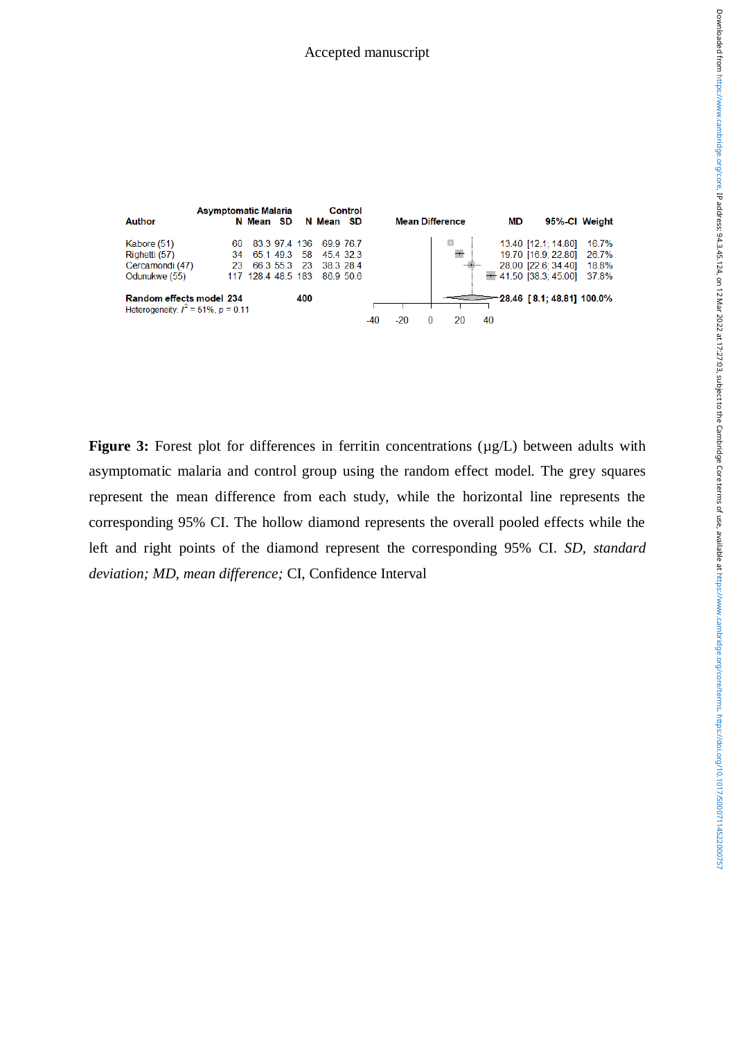| Author | Asymptomatic Malaria N | Mean | SD | Control N | Mean | SD | MD | 95%-CI | Weight |
|---|---|---|---|---|---|---|---|---|---|
| Kabore (51) | 60 | 83.3 | 97.4 | 136 | 69.9 | 76.7 | 13.40 | [12.1; 14.80] | 16.7% |
| Righetti (57) | 34 | 65.1 | 49.3 | 58 | 45.4 | 32.3 | 19.70 | [16.9; 22.80] | 26.7% |
| Cercamondi (47) | 23 | 66.3 | 55.3 | 23 | 38.3 | 28.4 | 28.00 | [22.6; 34.40] | 18.8% |
| Odunukwe (55) | 117 | 128.4 | 48.5 | 183 | 86.9 | 50.6 | 41.50 | [38.3; 45.00] | 37.8% |
| **Random effects model** | **234** | | | **400** | | | **28.46** | **[8.1; 48.81]** | **100.0%** |

Heterogeneity: $I^2 = 61\%$, $p = 0.11$

**Figure 3:** Forest plot for differences in ferritin concentrations (µg/L) between adults with asymptomatic malaria and control group using the random effect model. The grey squares represent the mean difference from each study, while the horizontal line represents the corresponding 95% CI. The hollow diamond represents the overall pooled effects while the left and right points of the diamond represent the corresponding 95% CI. *SD, standard deviation; MD, mean difference;* CI, Confidence Interval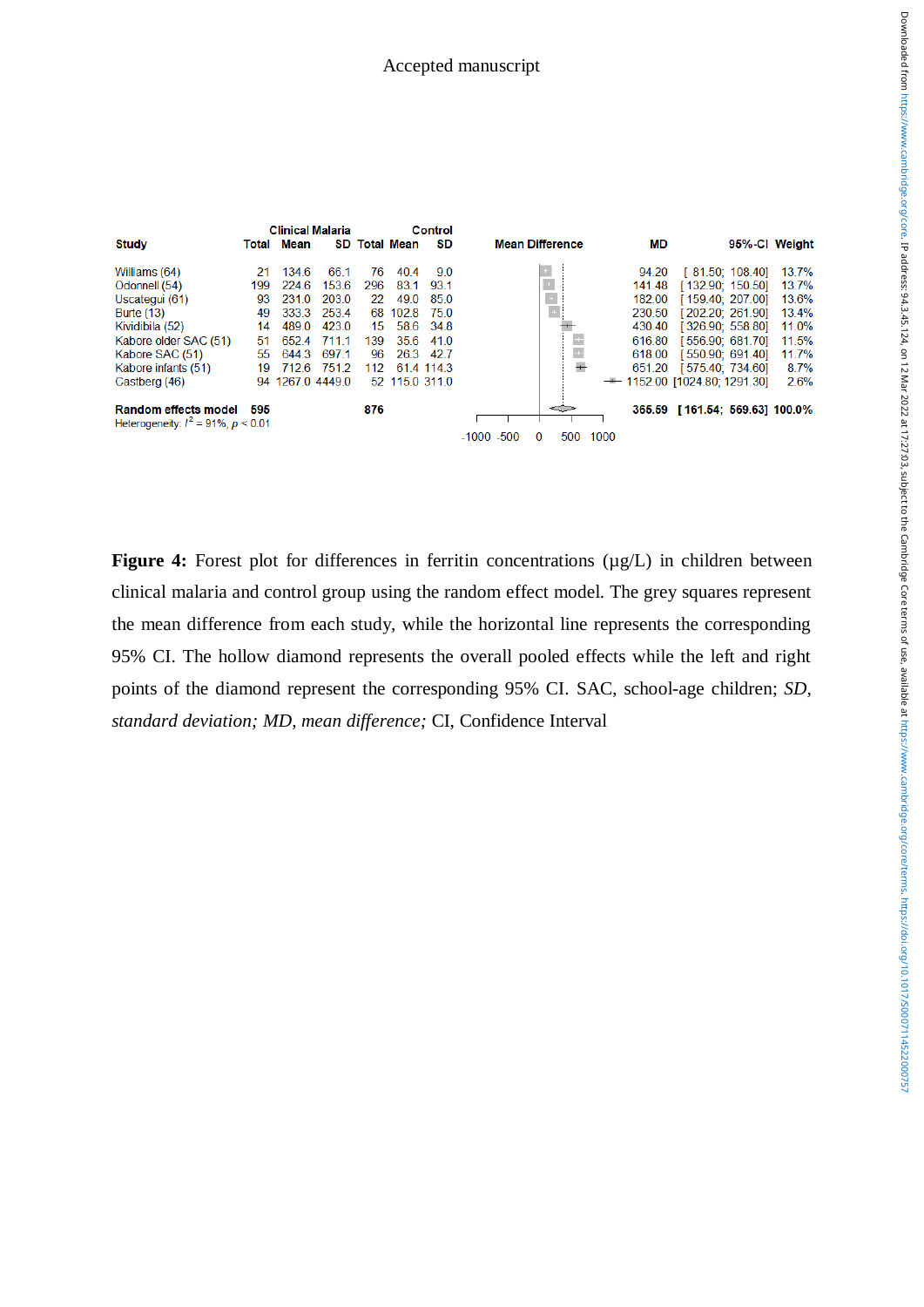| Study | Clinical Malaria Total | Clinical Malaria Mean | Clinical Malaria SD | Control Total | Control Mean | Control SD | MD | 95%-CI | Weight |
|---|---|---|---|---|---|---|---|---|---|
| Williams (64) | 21 | 134.6 | 66.1 | 76 | 40.4 | 9.0 | 94.20 | [ 81.50; 108.40] | 13.7% |
| Odonnell (54) | 199 | 224.6 | 153.6 | 296 | 83.1 | 93.1 | 141.48 | [ 132.90; 150.50] | 13.7% |
| Uscategui (61) | 93 | 231.0 | 203.0 | 22 | 49.0 | 85.0 | 182.00 | [ 159.40; 207.00] | 13.6% |
| Burte (13) | 49 | 333.3 | 253.4 | 68 | 102.8 | 75.0 | 230.50 | [ 202.20; 261.90] | 13.4% |
| Kividibila (52) | 14 | 489.0 | 423.0 | 15 | 58.6 | 34.8 | 430.40 | [ 326.90; 558.80] | 11.0% |
| Kabore older SAC (51) | 51 | 652.4 | 711.1 | 139 | 35.6 | 41.0 | 616.80 | [ 556.90; 681.70] | 11.5% |
| Kabore SAC (51) | 55 | 644.3 | 697.1 | 96 | 26.3 | 42.7 | 618.00 | [ 550.90; 691.40] | 11.7% |
| Kabore infants (51) | 19 | 712.6 | 751.2 | 112 | 61.4 | 114.3 | 651.20 | [ 575.40; 734.60] | 8.7% |
| Castberg (46) | 94 | 1267.0 | 4449.0 | 52 | 115.0 | 311.0 | 1152.00 | [1024.80; 1291.30] | 2.6% |
| **Random effects model** | **595** | | | **876** | | | **365.59** | **[ 161.54; 569.63]** | **100.0%** |

Heterogeneity: $I^2 = 91\%$, $p < 0.01$

**Figure 4:** Forest plot for differences in ferritin concentrations (µg/L) in children between clinical malaria and control group using the random effect model. The grey squares represent the mean difference from each study, while the horizontal line represents the corresponding 95% CI. The hollow diamond represents the overall pooled effects while the left and right points of the diamond represent the corresponding 95% CI. SAC, school-age children; *SD, standard deviation; MD, mean difference;* CI, Confidence Interval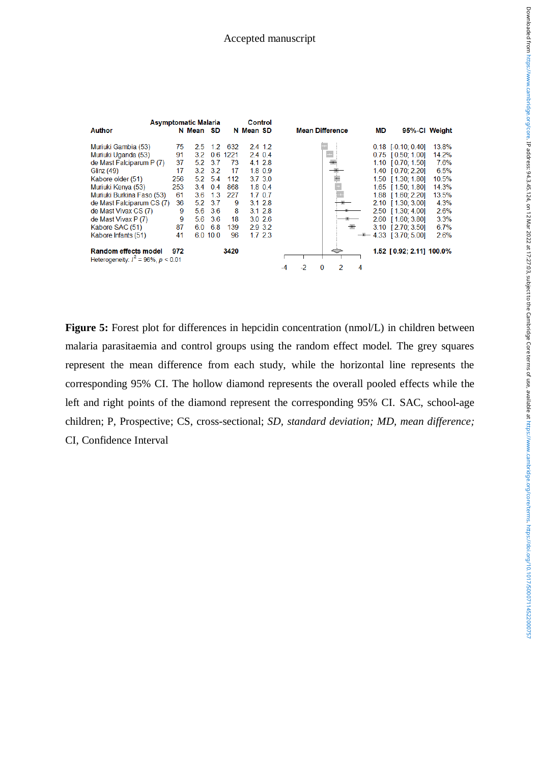| Author | Asymptomatic Malaria N | Mean | SD | Control N | Mean | SD | MD | 95%-CI | Weight |
|---|---|---|---|---|---|---|---|---|---|
| Muriuki Gambia (53) | 75 | 2.5 | 1.2 | 632 | 2.4 | 1.2 | 0.18 | [-0.10; 0.40] | 13.8% |
| Muriuki Uganda (53) | 91 | 3.2 | 0.6 | 1221 | 2.4 | 0.4 | 0.75 | [ 0.50; 1.00] | 14.2% |
| de Mast Falciparum P (7) | 37 | 5.2 | 3.7 | 73 | 4.1 | 2.8 | 1.10 | [ 0.70; 1.50] | 7.6% |
| Glinz (49) | 17 | 3.2 | 3.2 | 17 | 1.8 | 0.9 | 1.40 | [ 0.70; 2.20] | 6.5% |
| Kabore older (51) | 256 | 5.2 | 5.4 | 112 | 3.7 | 3.0 | 1.50 | [ 1.30; 1.80] | 10.5% |
| Muriuki Kenya (53) | 253 | 3.4 | 0.4 | 868 | 1.8 | 0.4 | 1.65 | [ 1.50; 1.80] | 14.3% |
| Muriuki Burkina Faso (53) | 61 | 3.6 | 1.3 | 227 | 1.7 | 0.7 | 1.88 | [ 1.60; 2.20] | 13.5% |
| de Mast Falciparum CS (7) | 36 | 5.2 | 3.7 | 9 | 3.1 | 2.8 | 2.10 | [ 1.30; 3.00] | 4.3% |
| de Mast Vivax CS (7) | 9 | 5.6 | 3.6 | 8 | 3.1 | 2.8 | 2.50 | [ 1.30; 4.00] | 2.6% |
| de Mast Vivax P (7) | 9 | 5.6 | 3.6 | 18 | 3.0 | 2.6 | 2.60 | [ 1.60; 3.80] | 3.3% |
| Kabore SAC (51) | 87 | 6.0 | 6.8 | 139 | 2.9 | 3.2 | 3.10 | [ 2.70; 3.50] | 6.7% |
| Kabore Infants (51) | 41 | 6.0 | 10.0 | 96 | 1.7 | 2.3 | 4.33 | [ 3.70; 5.00] | 2.6% |
| **Random effects model** | **972** | | | **3420** | | | **1.52** | **[ 0.92; 2.11]** | **100.0%** |

Heterogeneity: $I^2 = 96\%$, $p < 0.01$

**Figure 5:** Forest plot for differences in hepcidin concentration (nmol/L) in children between malaria parasitaemia and control groups using the random effect model. The grey squares represent the mean difference from each study, while the horizontal line represents the corresponding 95% CI. The hollow diamond represents the overall pooled effects while the left and right points of the diamond represent the corresponding 95% CI. SAC, school-age children; P, Prospective; CS, cross-sectional; *SD, standard deviation; MD, mean difference;* CI, Confidence Interval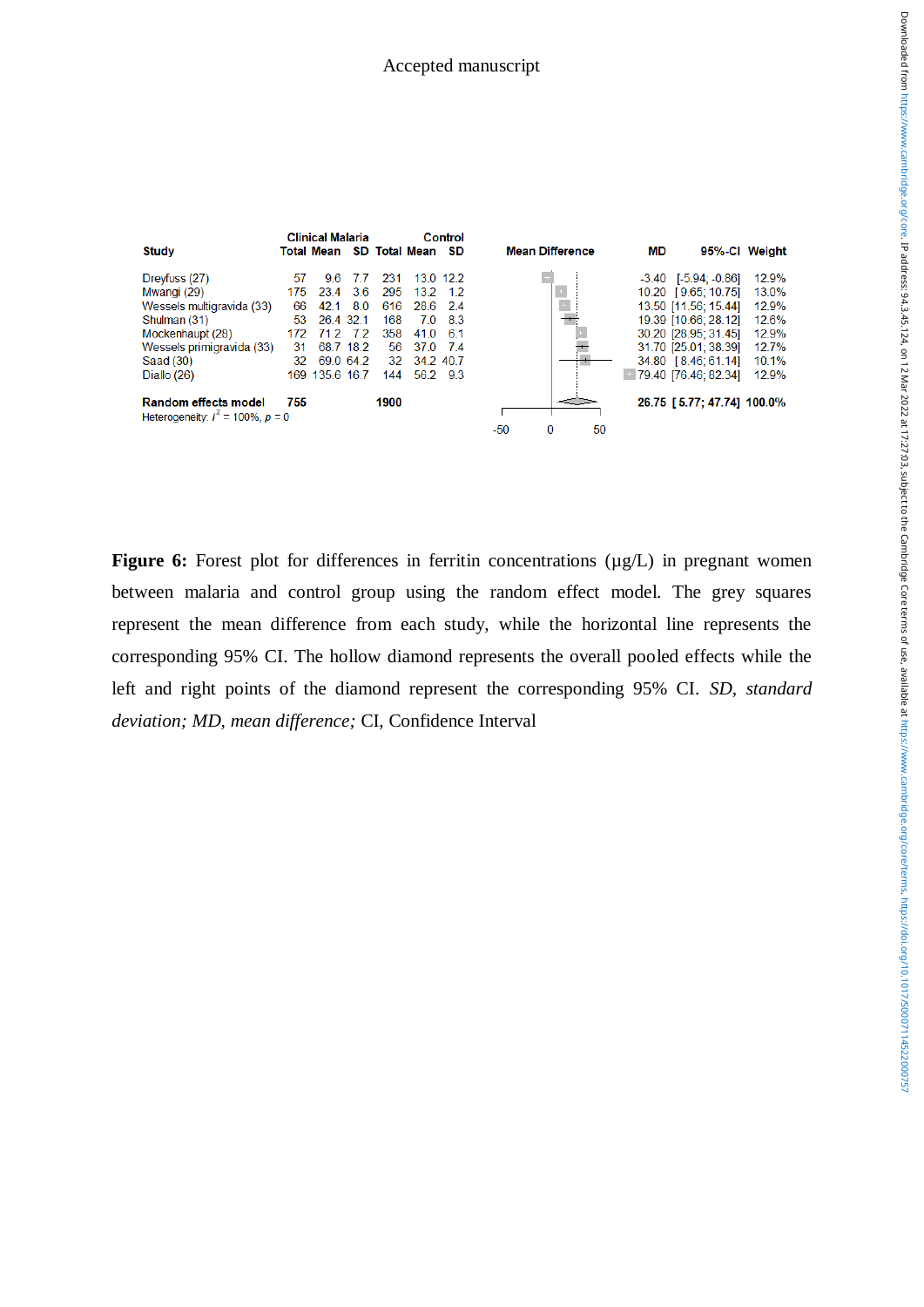| Study | Clinical Malaria Total | Mean | SD | Control Total | Mean | SD | MD | 95%-CI | Weight |
|---|---|---|---|---|---|---|---|---|---|
| Dreyfuss (27) | 57 | 9.6 | 7.7 | 231 | 13.0 | 12.2 | -3.40 | [-5.94; -0.86] | 12.9% |
| Mwangi (29) | 175 | 23.4 | 3.6 | 295 | 13.2 | 1.2 | 10.20 | [9.65; 10.75] | 13.0% |
| Wessels multigravida (33) | 66 | 42.1 | 8.0 | 616 | 28.6 | 2.4 | 13.50 | [11.56; 15.44] | 12.9% |
| Shulman (31) | 53 | 26.4 | 32.1 | 168 | 7.0 | 8.3 | 19.39 | [10.66; 28.12] | 12.6% |
| Mockenhaupt (28) | 172 | 71.2 | 7.2 | 358 | 41.0 | 6.1 | 30.20 | [28.95; 31.45] | 12.9% |
| Wessels primigravida (33) | 31 | 68.7 | 18.2 | 56 | 37.0 | 7.4 | 31.70 | [25.01; 38.39] | 12.7% |
| Saad (30) | 32 | 69.0 | 64.2 | 32 | 34.2 | 40.7 | 34.80 | [8.46; 61.14] | 10.1% |
| Diallo (26) | 169 | 135.6 | 16.7 | 144 | 56.2 | 9.3 | 79.40 | [76.46; 82.34] | 12.9% |
| **Random effects model** | **755** | | | **1900** | | | **26.75** | **[5.77; 47.74]** | **100.0%** |

Heterogeneity: $I^2 = 100\%$, $p = 0$

**Figure 6:** Forest plot for differences in ferritin concentrations (μg/L) in pregnant women between malaria and control group using the random effect model. The grey squares represent the mean difference from each study, while the horizontal line represents the corresponding 95% CI. The hollow diamond represents the overall pooled effects while the left and right points of the diamond represent the corresponding 95% CI. *SD, standard deviation; MD, mean difference;* CI, Confidence Interval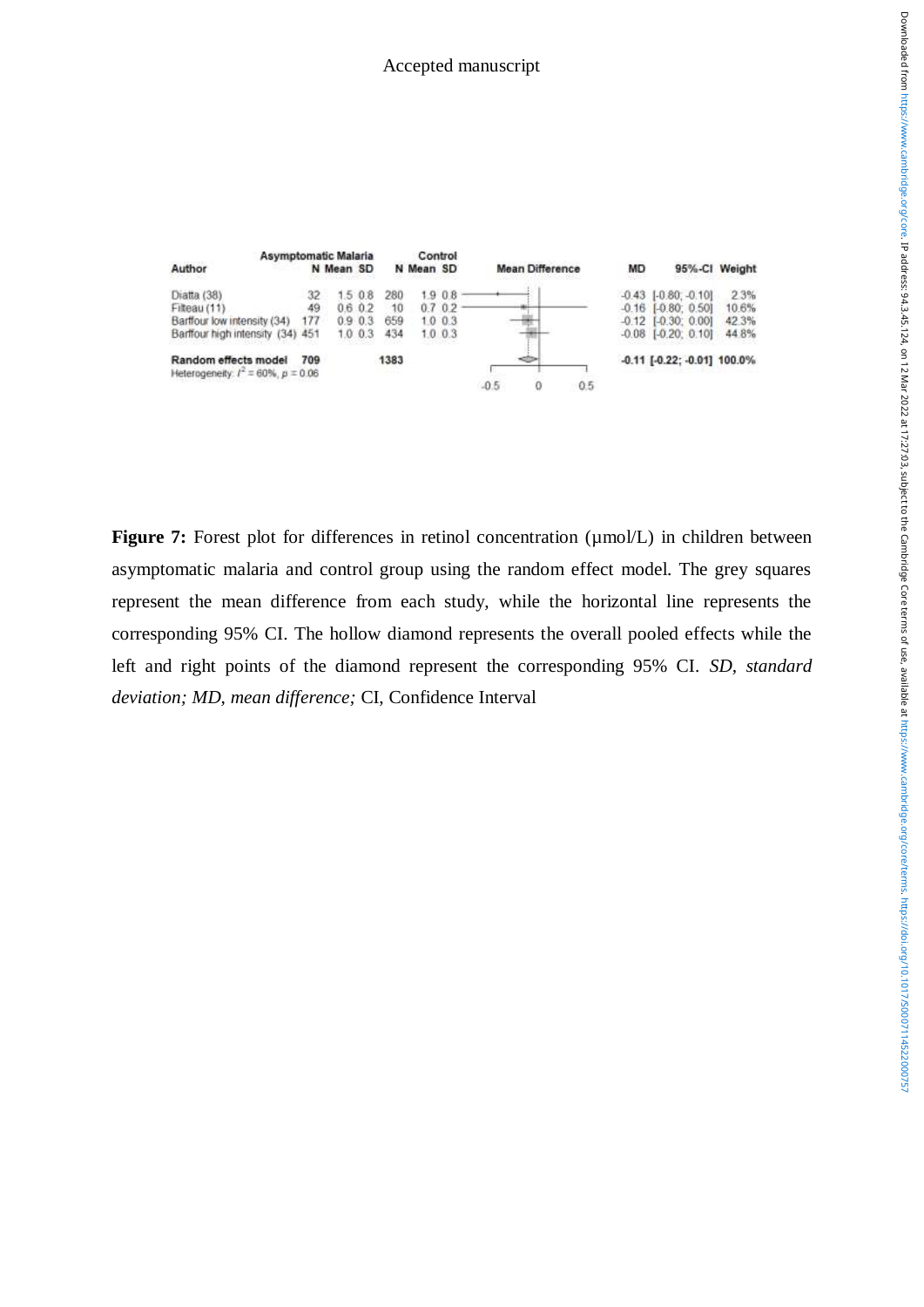| Author | Asymptomatic Malaria N | Mean | SD | Control N | Mean | SD | MD | 95%-CI | Weight |
|---|---|---|---|---|---|---|---|---|---|
| Diatta (38) | 32 | 1.5 | 0.8 | 280 | 1.9 | 0.8 | -0.43 | [-0.80; -0.10] | 2.3% |
| Filteau (11) | 49 | 0.6 | 0.2 | 10 | 0.7 | 0.2 | -0.16 | [-0.80; 0.50] | 10.6% |
| Barffour low intensity (34) | 177 | 0.9 | 0.3 | 659 | 1.0 | 0.3 | -0.12 | [-0.30; 0.00] | 42.3% |
| Barffour high intensity (34) | 451 | 1.0 | 0.3 | 434 | 1.0 | 0.3 | -0.08 | [-0.20; 0.10] | 44.8% |
| **Random effects model** | **709** | | | **1383** | | | **-0.11** | **[-0.22; -0.01]** | **100.0%** |
| Heterogeneity: $I^2 = 60\%$, $p = 0.06$ | | | | | | | | | |

**Figure 7:** Forest plot for differences in retinol concentration (µmol/L) in children between asymptomatic malaria and control group using the random effect model. The grey squares represent the mean difference from each study, while the horizontal line represents the corresponding 95% CI. The hollow diamond represents the overall pooled effects while the left and right points of the diamond represent the corresponding 95% CI. *SD, standard deviation; MD, mean difference;* CI, Confidence Interval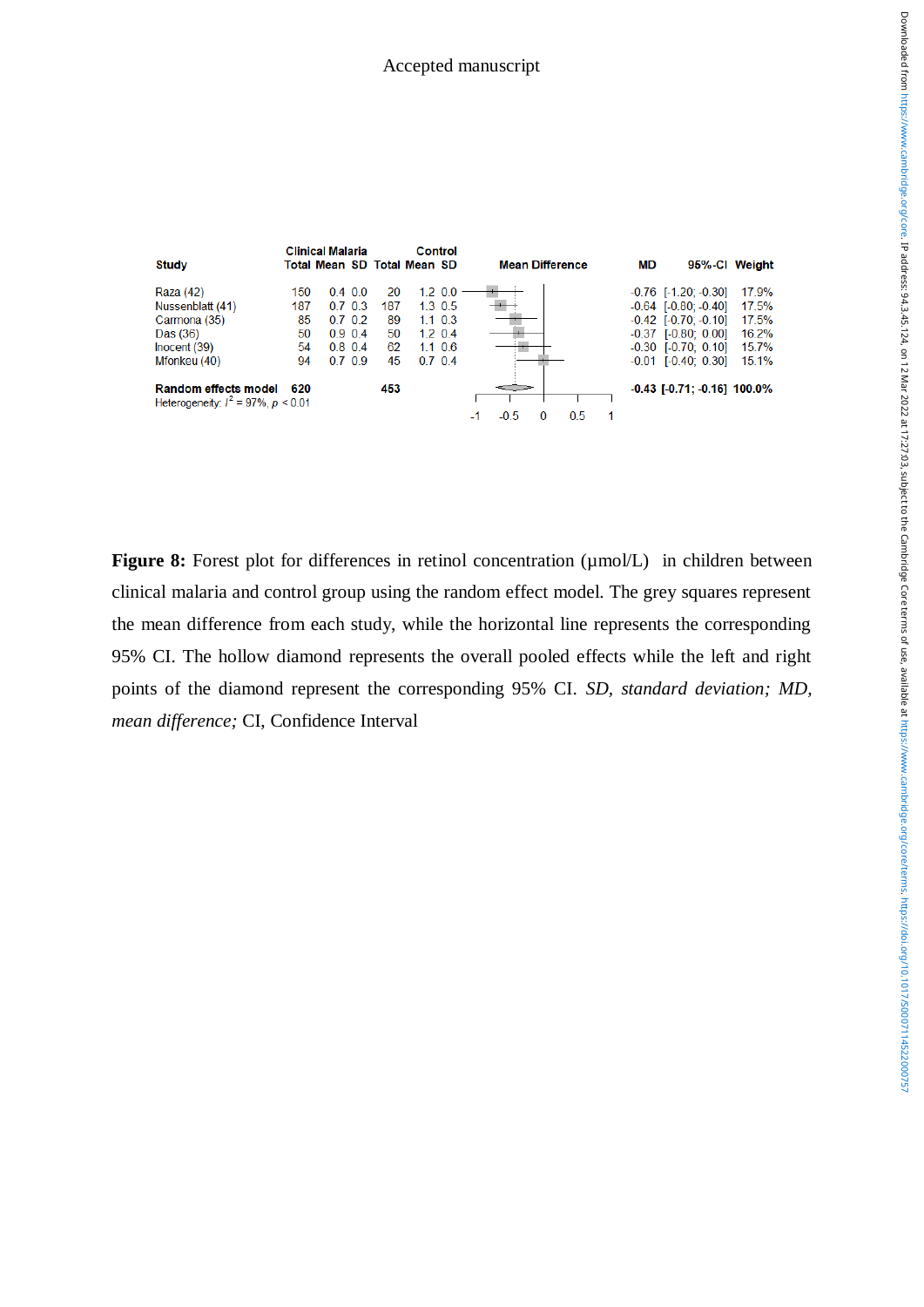| Study | Clinical Malaria Total | Mean | SD | Control Total | Mean | SD | MD | 95%-CI | Weight |
|---|---|---|---|---|---|---|---|---|---|
| Raza (42) | 150 | 0.4 | 0.0 | 20 | 1.2 | 0.0 | -0.76 | [-1.20; -0.30] | 17.9% |
| Nussenblatt (41) | 187 | 0.7 | 0.3 | 187 | 1.3 | 0.5 | -0.64 | [-0.80; -0.40] | 17.5% |
| Carmona (35) | 85 | 0.7 | 0.2 | 89 | 1.1 | 0.3 | -0.42 | [-0.70; -0.10] | 17.5% |
| Das (36) | 50 | 0.9 | 0.4 | 50 | 1.2 | 0.4 | -0.37 | [-0.80; 0.00] | 16.2% |
| Inocent (39) | 54 | 0.8 | 0.4 | 62 | 1.1 | 0.6 | -0.30 | [-0.70; 0.10] | 15.7% |
| Mfonkeu (40) | 94 | 0.7 | 0.9 | 45 | 0.7 | 0.4 | -0.01 | [-0.40; 0.30] | 15.1% |
| **Random effects model** | **620** | | | **453** | | | **-0.43** | **[-0.71; -0.16]** | **100.0%** |

Heterogeneity: $I^2 = 97\%$, $p < 0.01$

**Figure 8:** Forest plot for differences in retinol concentration (µmol/L) in children between clinical malaria and control group using the random effect model. The grey squares represent the mean difference from each study, while the horizontal line represents the corresponding 95% CI. The hollow diamond represents the overall pooled effects while the left and right points of the diamond represent the corresponding 95% CI. *SD, standard deviation; MD, mean difference;* CI, Confidence Interval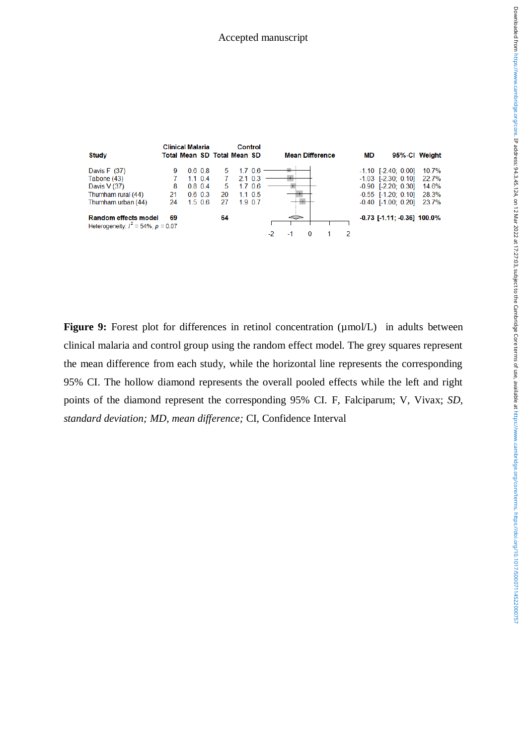| Study | Clinical Malaria Total | Mean | SD | Control Total | Mean | SD | MD | 95%-CI | Weight |
|---|---|---|---|---|---|---|---|---|---|
| Davis F (37) | 9 | 0.6 | 0.8 | 5 | 1.7 | 0.6 | -1.10 | [-2.40; 0.00] | 10.7% |
| Tabone (43) | 7 | 1.1 | 0.4 | 7 | 2.1 | 0.3 | -1.03 | [-2.30; 0.10] | 22.7% |
| Davis V (37) | 8 | 0.8 | 0.4 | 5 | 1.7 | 0.6 | -0.90 | [-2.20; 0.30] | 14.6% |
| Thurnham rural (44) | 21 | 0.6 | 0.3 | 20 | 1.1 | 0.5 | -0.55 | [-1.20; 0.10] | 28.3% |
| Thurnham urban (44) | 24 | 1.5 | 0.6 | 27 | 1.9 | 0.7 | -0.40 | [-1.00; 0.20] | 23.7% |
| **Random effects model** | **69** | | | **64** | | | **-0.73** | **[-1.11; -0.36]** | **100.0%** |

Heterogeneity: $I^2 = 54\%$, $p = 0.07$

**Figure 9:** Forest plot for differences in retinol concentration (µmol/L) in adults between clinical malaria and control group using the random effect model. The grey squares represent the mean difference from each study, while the horizontal line represents the corresponding 95% CI. The hollow diamond represents the overall pooled effects while the left and right points of the diamond represent the corresponding 95% CI. F, Falciparum; V, Vivax; *SD, standard deviation; MD, mean difference;* CI, Confidence Interval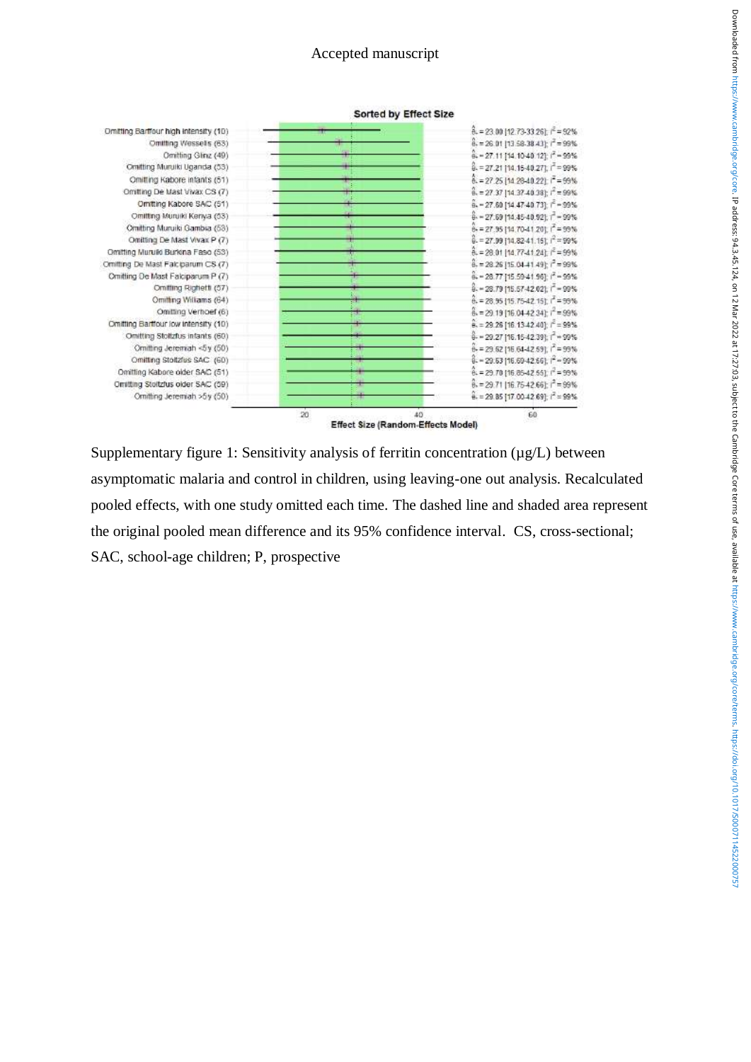Sorted by Effect Size

| Study omitted | Estimate [95% CI]; $I^2$ |
|---|---|
| Omitting Barffour high intensity (10) | $\hat{\theta}_{-}$ = 23.00 [12.73-33.26]; $I^2$ = 92% |
| Omitting Wessells (63) | $\hat{\theta}_{-}$ = 26.01 [13.58-38.43]; $I^2$ = 99% |
| Omitting Glinz (49) | $\hat{\theta}_{-}$ = 27.11 [14.10-40.12]; $I^2$ = 99% |
| Omitting Muriuki Uganda (53) | $\hat{\theta}_{-}$ = 27.21 [14.15-40.27]; $I^2$ = 99% |
| Omitting Kabore infants (51) | $\hat{\theta}_{-}$ = 27.25 [14.28-40.22]; $I^2$ = 99% |
| Omitting De Mast Vivax CS (7) | $\hat{\theta}_{-}$ = 27.37 [14.37-40.38]; $I^2$ = 99% |
| Omitting Kabore SAC (51) | $\hat{\theta}_{-}$ = 27.60 [14.47-40.73]; $I^2$ = 99% |
| Omitting Muriuki Kenya (53) | $\hat{\theta}_{-}$ = 27.69 [14.45-40.92]; $I^2$ = 99% |
| Omitting Muriuki Gambia (53) | $\hat{\theta}_{-}$ = 27.95 [14.70-41.20]; $I^2$ = 99% |
| Omitting De Mast Vivax P (7) | $\hat{\theta}_{-}$ = 27.99 [14.82-41.15]; $I^2$ = 99% |
| Omitting Muriuki Burkina Faso (53) | $\hat{\theta}_{-}$ = 28.01 [14.77-41.24]; $I^2$ = 99% |
| Omitting De Mast Falciparum CS (7) | $\hat{\theta}_{-}$ = 28.26 [15.04-41.49]; $I^2$ = 99% |
| Omitting De Mast Falciparum P (7) | $\hat{\theta}_{-}$ = 28.77 [15.59-41.96]; $I^2$ = 99% |
| Omitting Righetti (57) | $\hat{\theta}_{-}$ = 28.79 [15.57-42.02]; $I^2$ = 99% |
| Omitting Williams (64) | $\hat{\theta}_{-}$ = 28.95 [15.75-42.15]; $I^2$ = 99% |
| Omitting Verhoef (6) | $\hat{\theta}_{-}$ = 29.19 [16.04-42.34]; $I^2$ = 99% |
| Omitting Barffour low intensity (10) | $\hat{\theta}_{-}$ = 29.26 [16.13-42.40]; $I^2$ = 99% |
| Omitting Stoltzfus infants (60) | $\hat{\theta}_{-}$ = 29.27 [16.15-42.39]; $I^2$ = 99% |
| Omitting Jeremiah <5y (50) | $\hat{\theta}_{-}$ = 29.62 [16.64-42.59]; $I^2$ = 99% |
| Omitting Stoltzfus SAC (60) | $\hat{\theta}_{-}$ = 29.63 [16.60-42.66]; $I^2$ = 99% |
| Omitting Kabore older SAC (51) | $\hat{\theta}_{-}$ = 29.70 [16.85-42.55]; $I^2$ = 99% |
| Omitting Stoltzfus older SAC (59) | $\hat{\theta}_{-}$ = 29.71 [16.75-42.66]; $I^2$ = 99% |
| Omitting Jeremiah >5y (50) | $\hat{\theta}_{-}$ = 29.85 [17.00-42.69]; $I^2$ = 99% |

Effect Size (Random-Effects Model)

Supplementary figure 1: Sensitivity analysis of ferritin concentration (µg/L) between asymptomatic malaria and control in children, using leaving-one out analysis. Recalculated pooled effects, with one study omitted each time. The dashed line and shaded area represent the original pooled mean difference and its 95% confidence interval. CS, cross-sectional; SAC, school-age children; P, prospective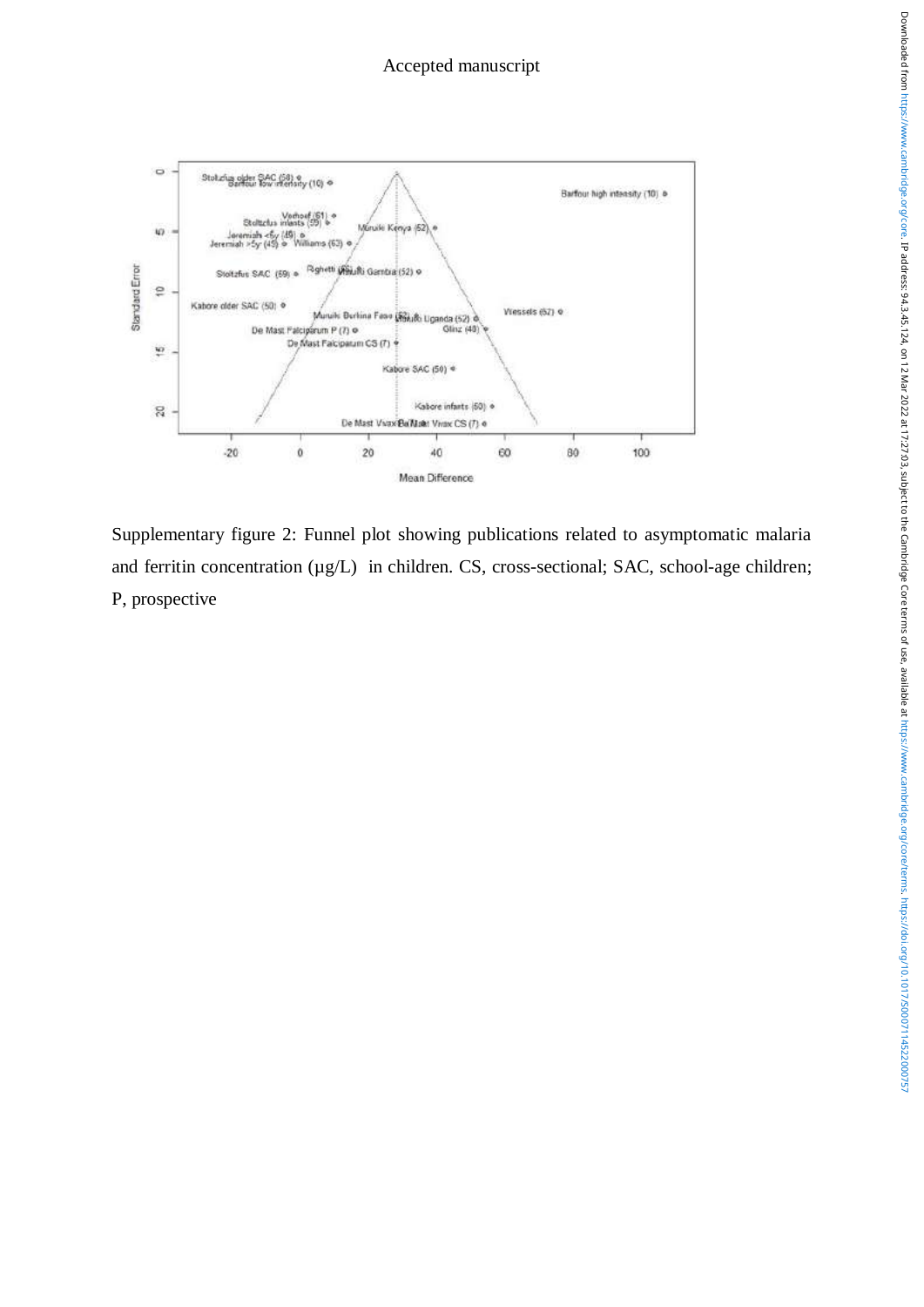Supplementary figure 2: Funnel plot showing publications related to asymptomatic malaria and ferritin concentration (µg/L) in children. CS, cross-sectional; SAC, school-age children; P, prospective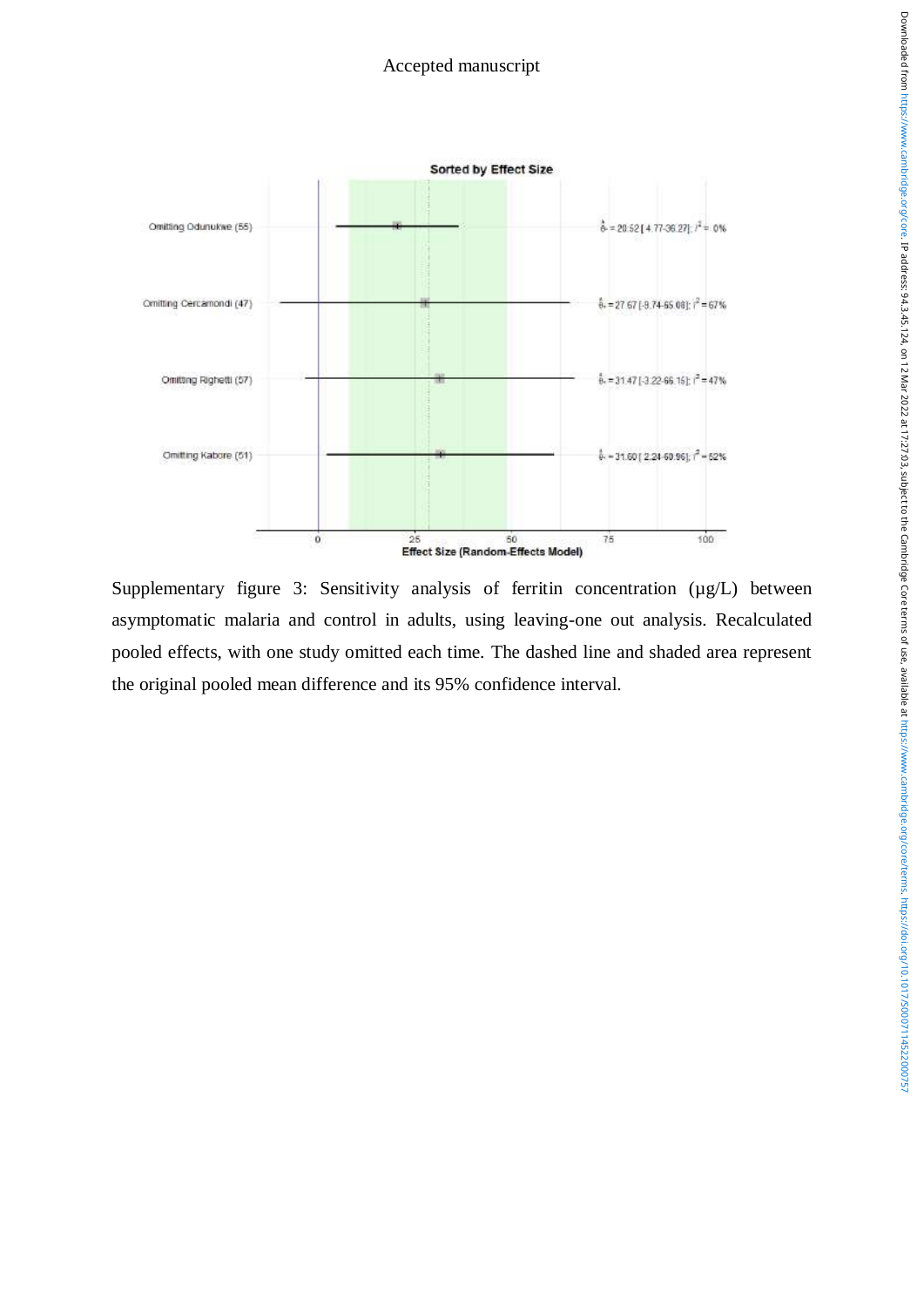**Sorted by Effect Size**

| Study omitted | Pooled effect [95% CI]; $I^2$ |
| --- | --- |
| Omitting Odunukwe (55) | $\hat{\theta} = 20.52$ [4.77-36.27]; $I^2 = 0\%$ |
| Omitting Cercamondi (47) | $\hat{\theta} = 27.67$ [-9.74-65.08]; $I^2 = 67\%$ |
| Omitting Righetti (57) | $\hat{\theta} = 31.47$ [-3.22-66.15]; $I^2 = 47\%$ |
| Omitting Kabore (51) | $\hat{\theta} = 31.60$ [2.24-60.96]; $I^2 = 52\%$ |

Effect Size (Random-Effects Model)

Supplementary figure 3: Sensitivity analysis of ferritin concentration (µg/L) between asymptomatic malaria and control in adults, using leaving-one out analysis. Recalculated pooled effects, with one study omitted each time. The dashed line and shaded area represent the original pooled mean difference and its 95% confidence interval.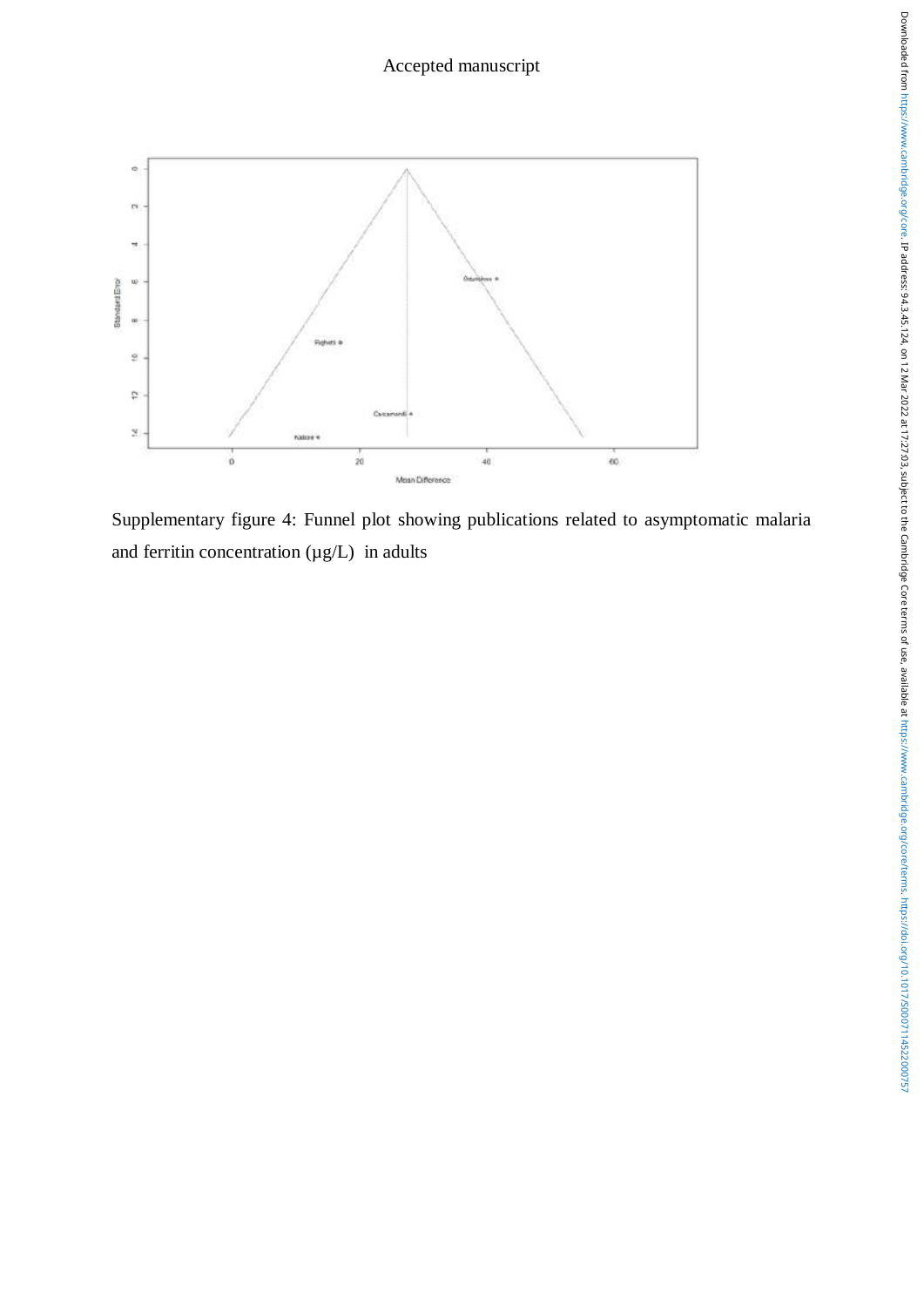Supplementary figure 4: Funnel plot showing publications related to asymptomatic malaria and ferritin concentration (μg/L) in adults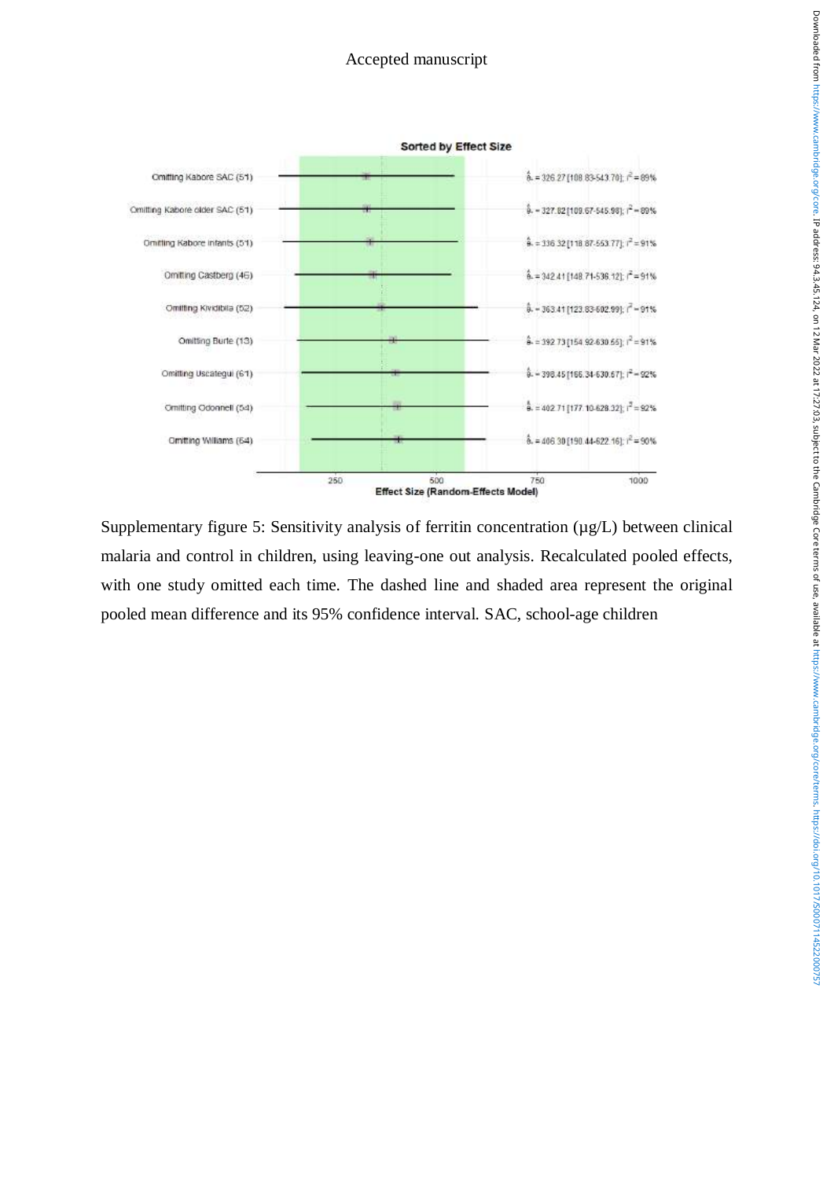Sorted by Effect Size

| Study | Estimate |
| --- | --- |
| Omitting Kabore SAC (51) | $\hat{\theta}$ = 326.27 [108.83-543.70]; $I^2$ = 89% |
| Omitting Kabore older SAC (51) | $\hat{\theta}$ = 327.82 [109.67-545.98]; $I^2$ = 89% |
| Omitting Kabore infants (51) | $\hat{\theta}$ = 336.32 [118.87-553.77]; $I^2$ = 91% |
| Omitting Castberg (46) | $\hat{\theta}$ = 342.41 [148.71-536.12]; $I^2$ = 91% |
| Omitting Kividibila (52) | $\hat{\theta}$ = 363.41 [123.83-602.99]; $I^2$ = 91% |
| Omitting Burte (13) | $\hat{\theta}$ = 392.73 [154.92-630.55]; $I^2$ = 91% |
| Omitting Uscategui (61) | $\hat{\theta}$ = 398.45 [166.34-630.57]; $I^2$ = 92% |
| Omitting Odonnell (54) | $\hat{\theta}$ = 402.71 [177.10-628.32]; $I^2$ = 92% |
| Omitting Williams (64) | $\hat{\theta}$ = 406.30 [190.44-622.16]; $I^2$ = 90% |

Effect Size (Random-Effects Model)

Supplementary figure 5: Sensitivity analysis of ferritin concentration (µg/L) between clinical malaria and control in children, using leaving-one out analysis. Recalculated pooled effects, with one study omitted each time. The dashed line and shaded area represent the original pooled mean difference and its 95% confidence interval. SAC, school-age children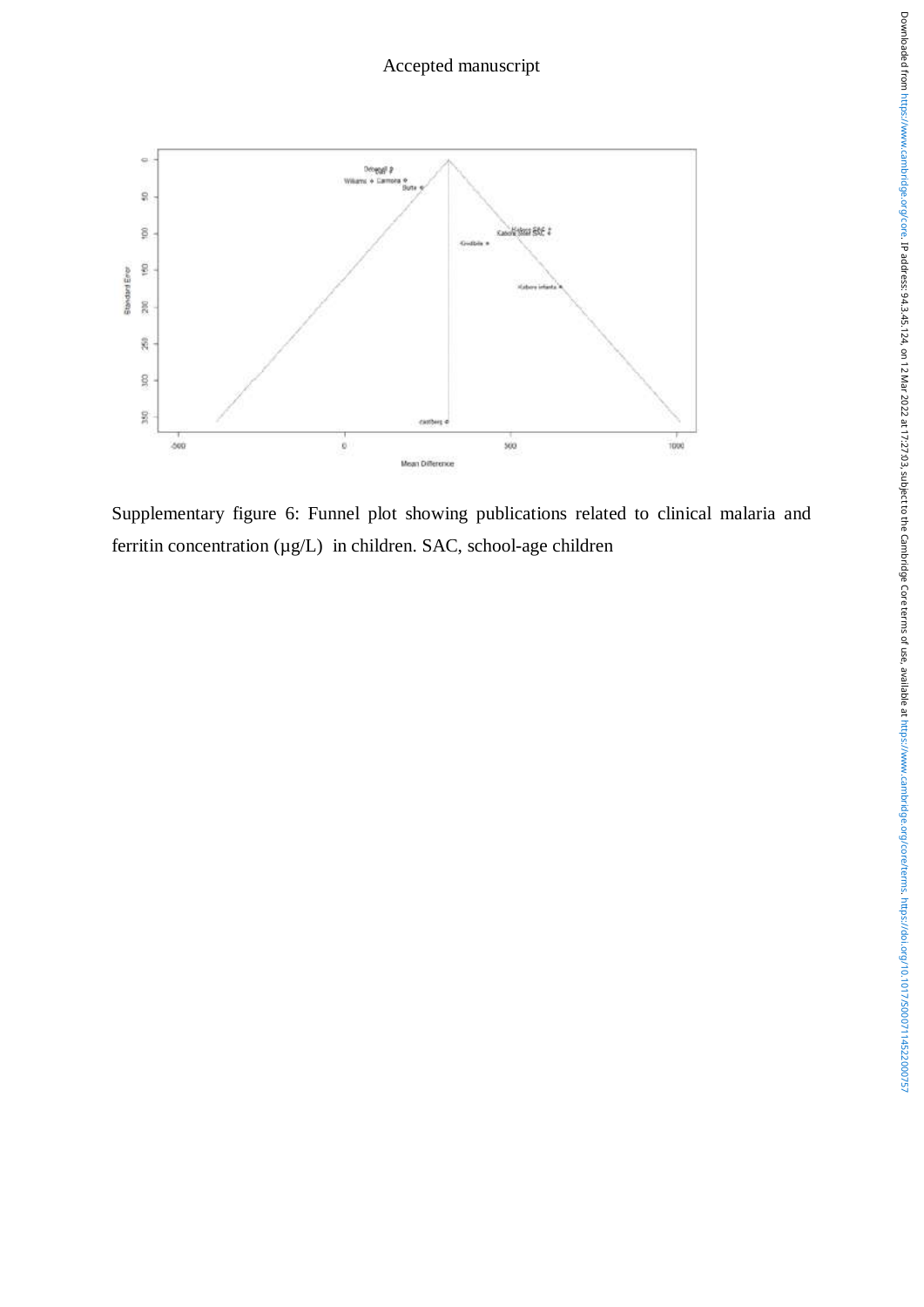Supplementary figure 6: Funnel plot showing publications related to clinical malaria and ferritin concentration (µg/L) in children. SAC, school-age children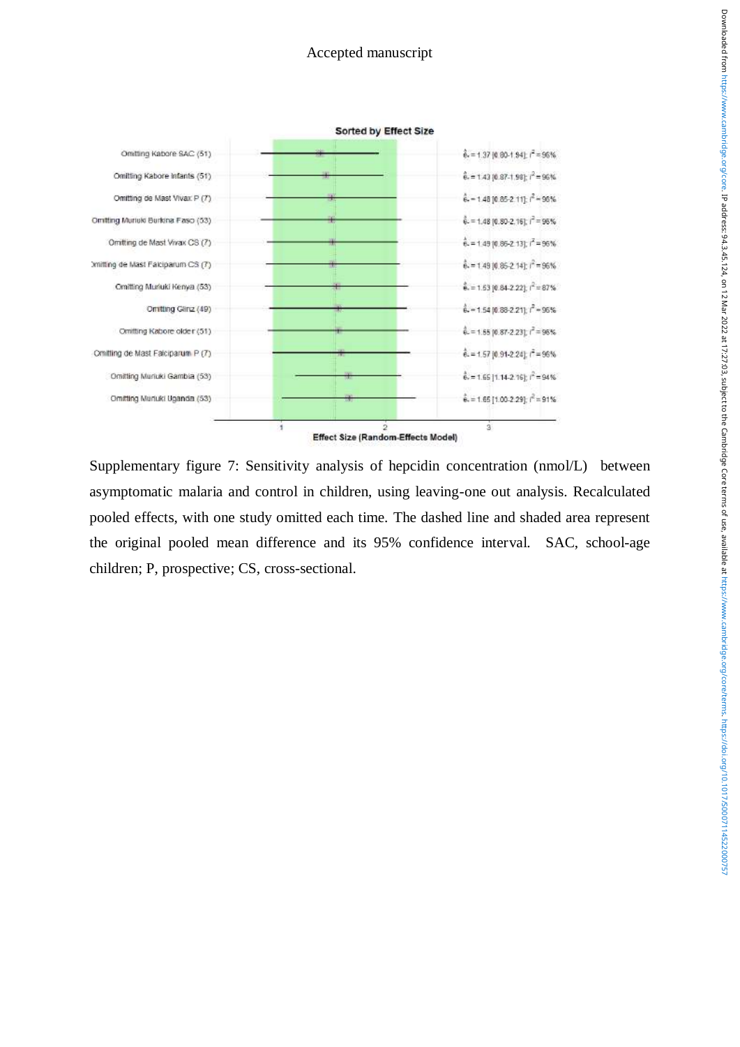Sorted by Effect Size

| Study omitted | Effect size |
| --- | --- |
| Omitting Kabore SAC (51) | $\hat{\theta}_* = 1.37$ [0.80-1.94]; $I^2 = 96\%$ |
| Omitting Kabore Infants (51) | $\hat{\theta}_* = 1.43$ [0.87-1.98]; $I^2 = 96\%$ |
| Omitting de Mast Vivax P (7) | $\hat{\theta}_* = 1.48$ [0.85-2.11]; $I^2 = 96\%$ |
| Omitting Muriuki Burkina Faso (53) | $\hat{\theta}_* = 1.48$ [0.80-2.16]; $I^2 = 96\%$ |
| Omitting de Mast Vivax CS (7) | $\hat{\theta}_* = 1.49$ [0.86-2.13]; $I^2 = 96\%$ |
| Omitting de Mast Falciparum CS (7) | $\hat{\theta}_* = 1.49$ [0.85-2.14]; $I^2 = 96\%$ |
| Omitting Muriuki Kenya (53) | $\hat{\theta}_* = 1.53$ [0.84-2.22]; $I^2 = 87\%$ |
| Omitting Glinz (49) | $\hat{\theta}_* = 1.54$ [0.88-2.21]; $I^2 = 96\%$ |
| Omitting Kabore older (51) | $\hat{\theta}_* = 1.55$ [0.87-2.23]; $I^2 = 96\%$ |
| Omitting de Mast Falciparum P (7) | $\hat{\theta}_* = 1.57$ [0.91-2.24]; $I^2 = 96\%$ |
| Omitting Muriuki Gambia (53) | $\hat{\theta}_* = 1.65$ [1.14-2.16]; $I^2 = 94\%$ |
| Omitting Muriuki Uganda (53) | $\hat{\theta}_* = 1.65$ [1.00-2.29]; $I^2 = 91\%$ |

Effect Size (Random-Effects Model)

Supplementary figure 7: Sensitivity analysis of hepcidin concentration (nmol/L) between asymptomatic malaria and control in children, using leaving-one out analysis. Recalculated pooled effects, with one study omitted each time. The dashed line and shaded area represent the original pooled mean difference and its 95% confidence interval. SAC, school-age children; P, prospective; CS, cross-sectional.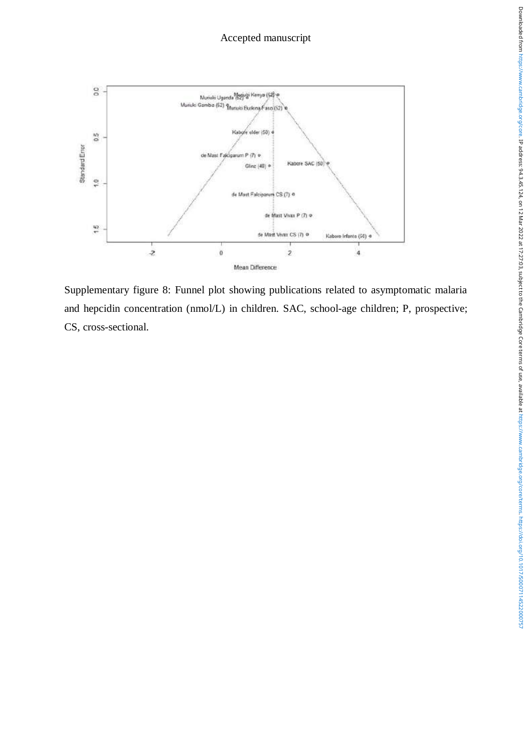Supplementary figure 8: Funnel plot showing publications related to asymptomatic malaria and hepcidin concentration (nmol/L) in children. SAC, school-age children; P, prospective; CS, cross-sectional.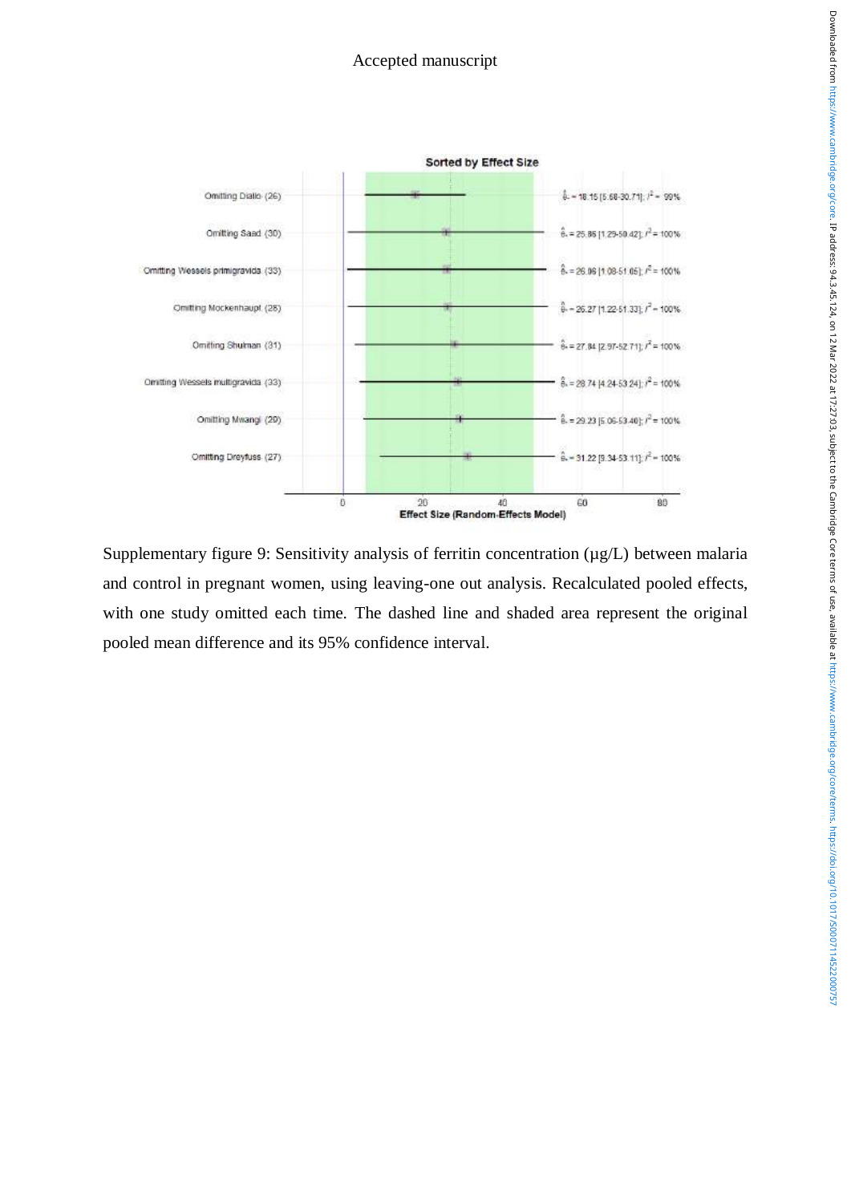Supplementary figure 9: Sensitivity analysis of ferritin concentration (µg/L) between malaria and control in pregnant women, using leaving-one out analysis. Recalculated pooled effects, with one study omitted each time. The dashed line and shaded area represent the original pooled mean difference and its 95% confidence interval.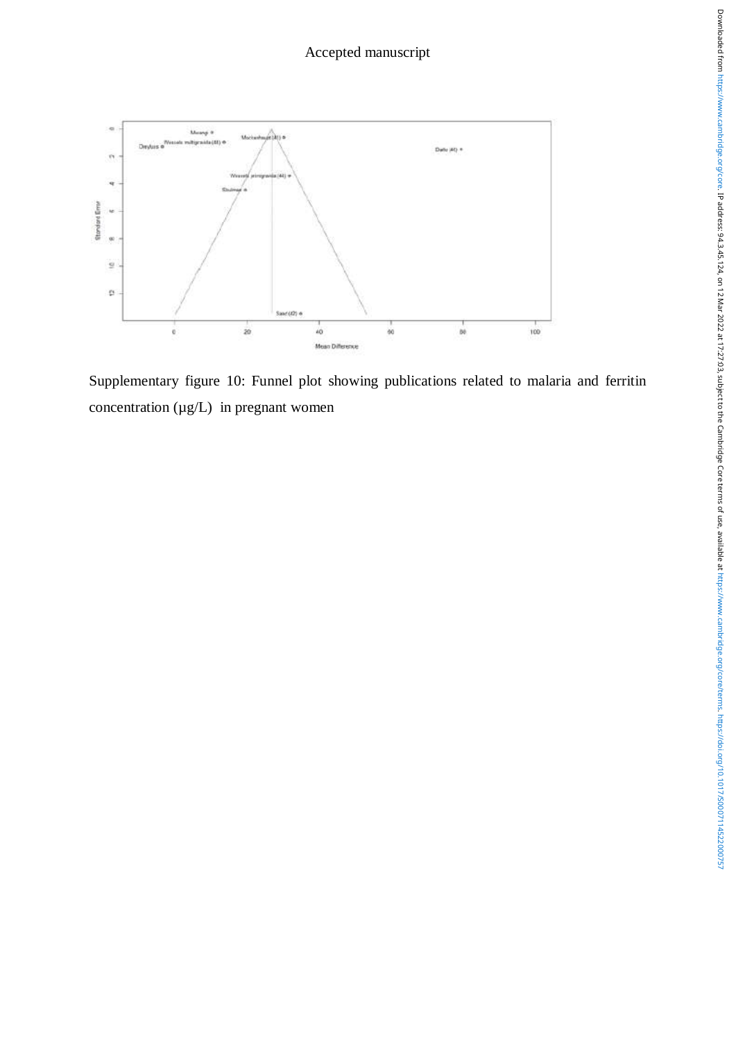Supplementary figure 10: Funnel plot showing publications related to malaria and ferritin concentration (μg/L) in pregnant women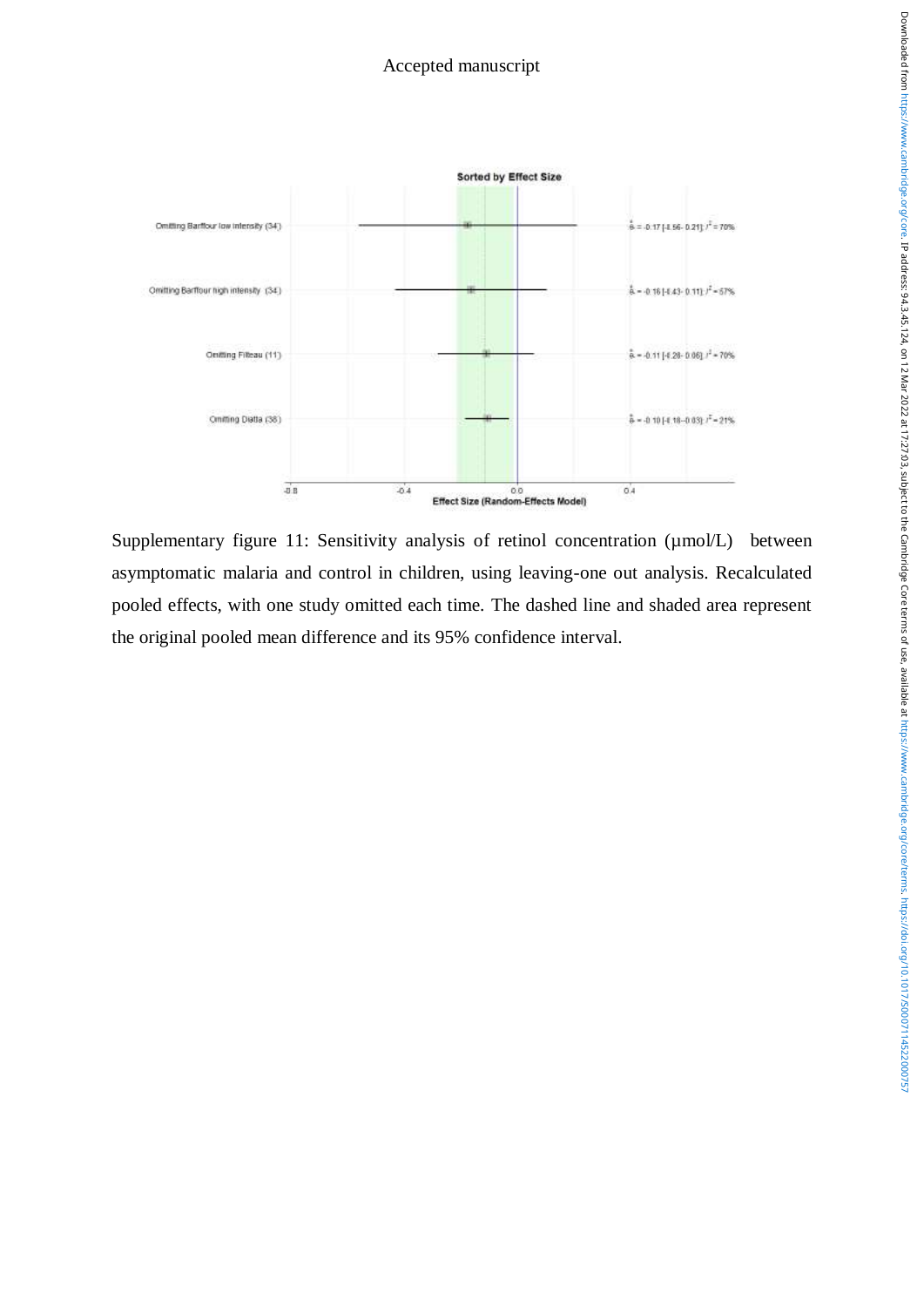Supplementary figure 11: Sensitivity analysis of retinol concentration (µmol/L) between asymptomatic malaria and control in children, using leaving-one out analysis. Recalculated pooled effects, with one study omitted each time. The dashed line and shaded area represent the original pooled mean difference and its 95% confidence interval.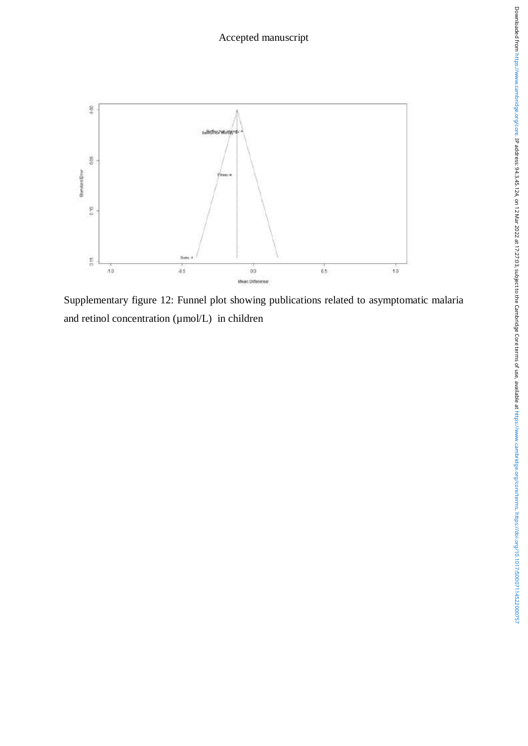Supplementary figure 12: Funnel plot showing publications related to asymptomatic malaria and retinol concentration (µmol/L) in children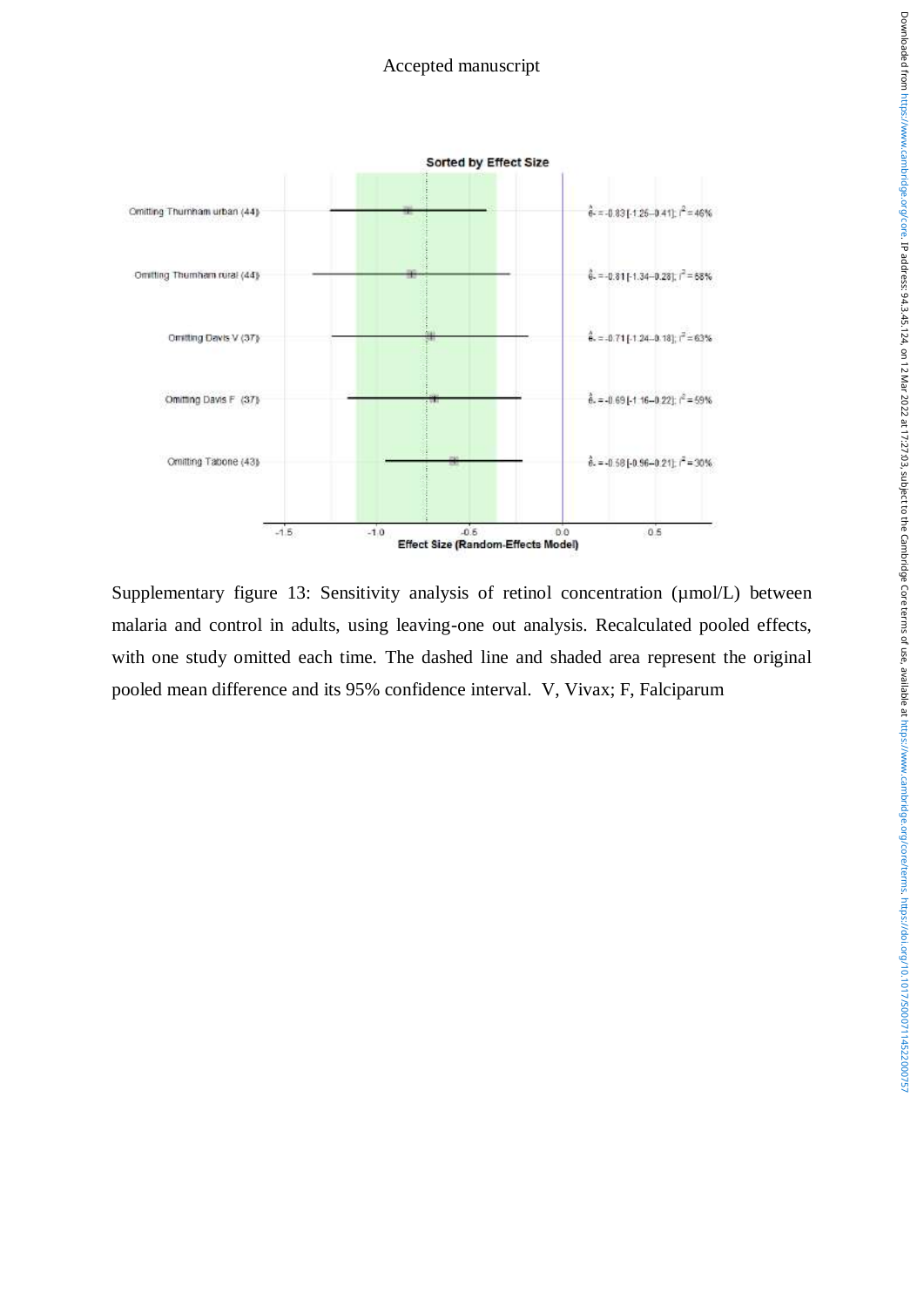Supplementary figure 13: Sensitivity analysis of retinol concentration (μmol/L) between malaria and control in adults, using leaving-one out analysis. Recalculated pooled effects, with one study omitted each time. The dashed line and shaded area represent the original pooled mean difference and its 95% confidence interval. V, Vivax; F, Falciparum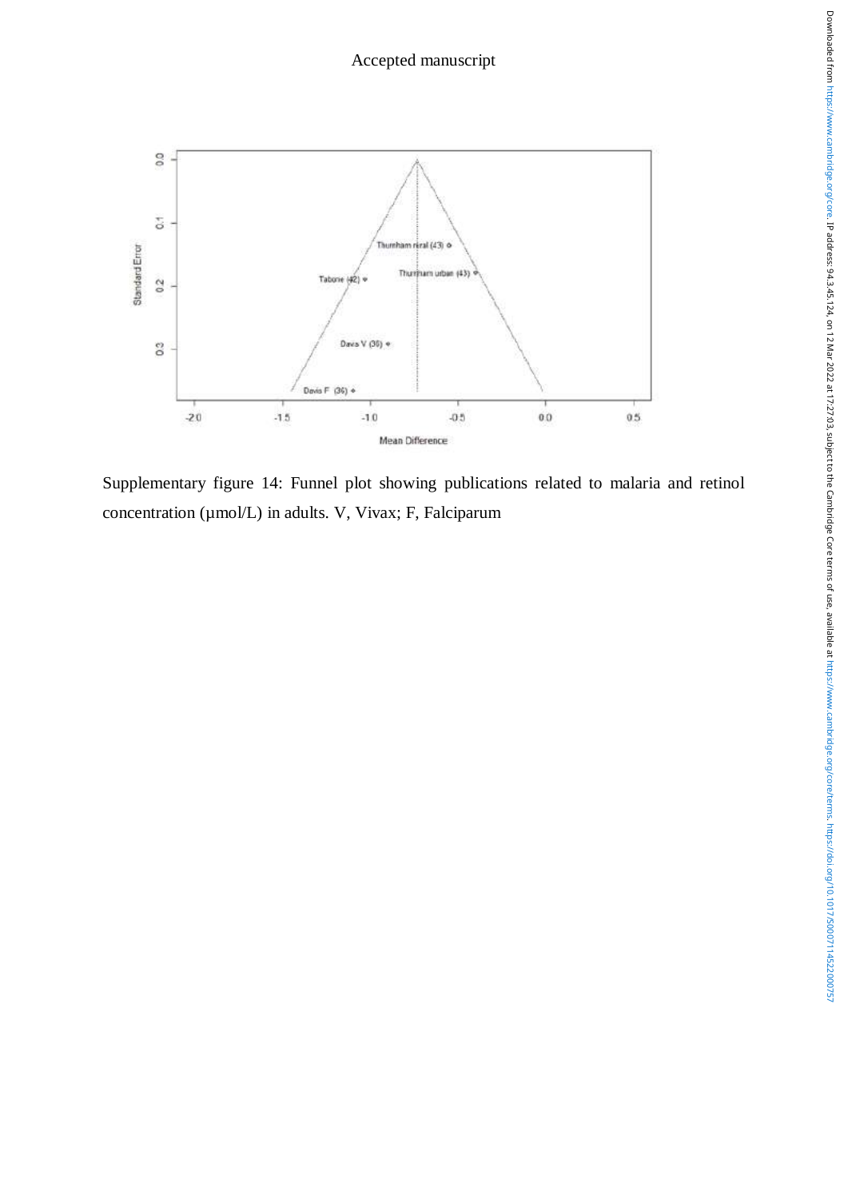Standard Error

0.0

0.1

0.2

0.3

Thurnham rural (43)

Thurnham urban (43)

Tabone (42)

Davis V (36)

Davis F (36)

-2.0

-1.5

-1.0

-0.5

0.0

0.5

Mean Difference

Supplementary figure 14: Funnel plot showing publications related to malaria and retinol concentration (µmol/L) in adults. V, Vivax; F, Falciparum